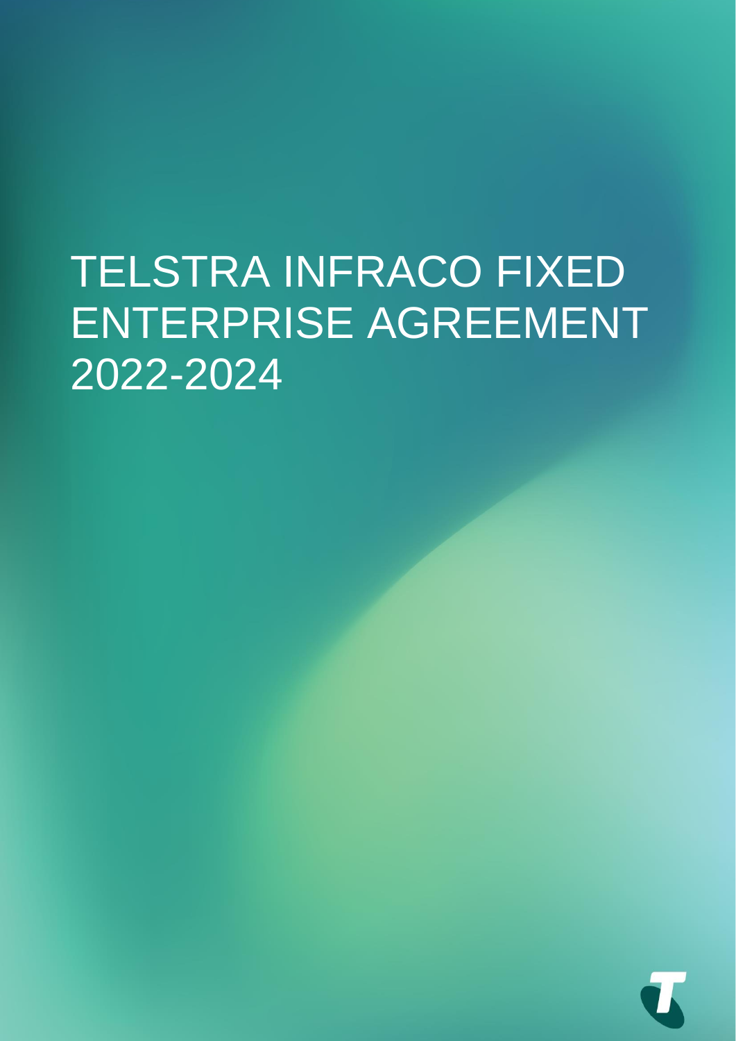# TELSTRA INFRACO FIXED ENTERPRISE AGREEMENT 2022-2024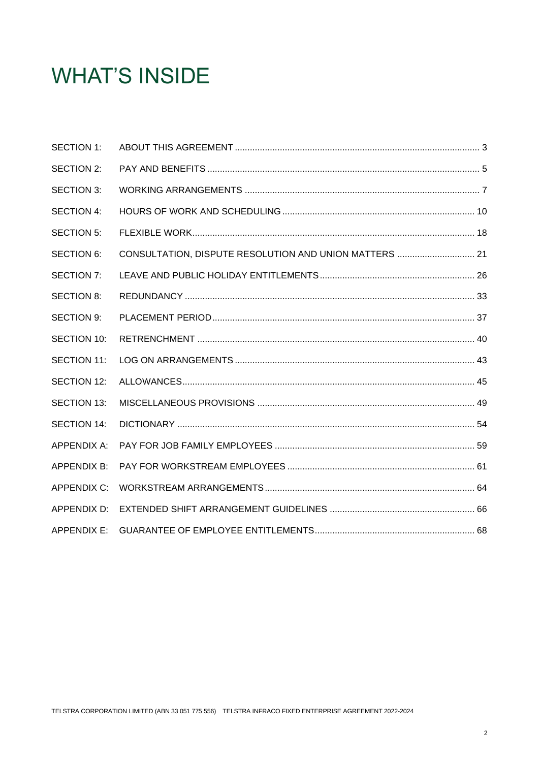# WHAT'S INSIDE

| | | |
|---|---|---|
| SECTION 1: | ABOUT THIS AGREEMENT | 3 |
| SECTION 2: | PAY AND BENEFITS | 5 |
| SECTION 3: | WORKING ARRANGEMENTS | 7 |
| SECTION 4: | HOURS OF WORK AND SCHEDULING | 10 |
| SECTION 5: | FLEXIBLE WORK | 18 |
| SECTION 6: | CONSULTATION, DISPUTE RESOLUTION AND UNION MATTERS | 21 |
| SECTION 7: | LEAVE AND PUBLIC HOLIDAY ENTITLEMENTS | 26 |
| SECTION 8: | REDUNDANCY | 33 |
| SECTION 9: | PLACEMENT PERIOD | 37 |
| SECTION 10: | RETRENCHMENT | 40 |
| SECTION 11: | LOG ON ARRANGEMENTS | 43 |
| SECTION 12: | ALLOWANCES | 45 |
| SECTION 13: | MISCELLANEOUS PROVISIONS | 49 |
| SECTION 14: | DICTIONARY | 54 |
| APPENDIX A: | PAY FOR JOB FAMILY EMPLOYEES | 59 |
| APPENDIX B: | PAY FOR WORKSTREAM EMPLOYEES | 61 |
| APPENDIX C: | WORKSTREAM ARRANGEMENTS | 64 |
| APPENDIX D: | EXTENDED SHIFT ARRANGEMENT GUIDELINES | 66 |
| APPENDIX E: | GUARANTEE OF EMPLOYEE ENTITLEMENTS | 68 |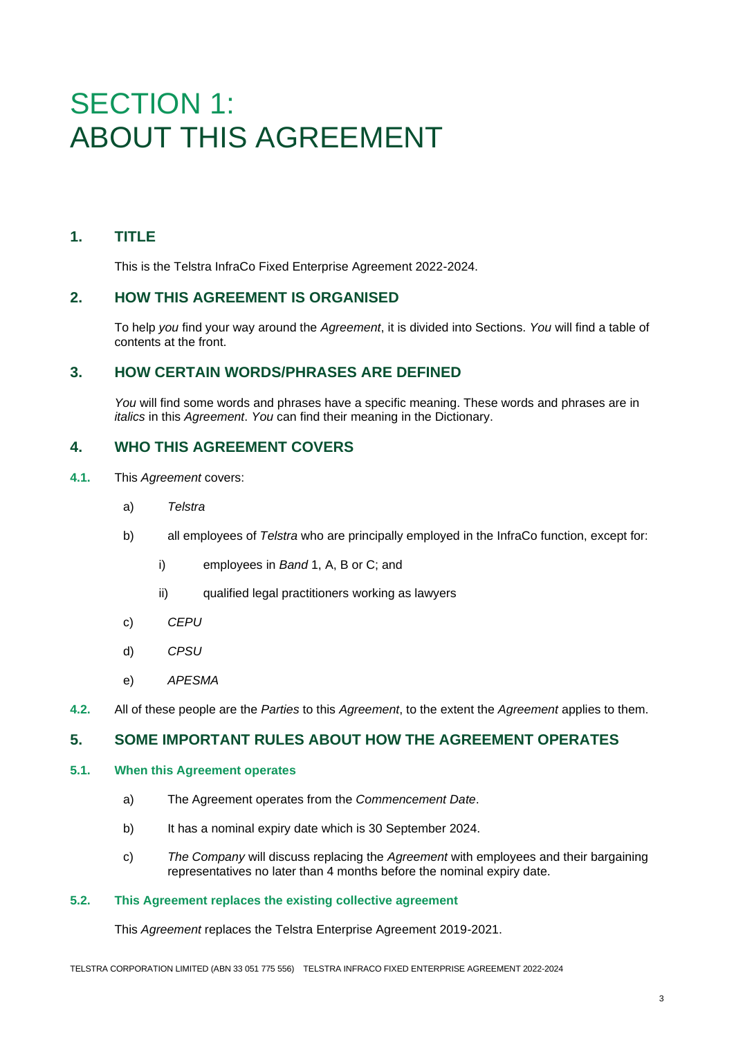# SECTION 1: ABOUT THIS AGREEMENT

## 1. TITLE

This is the Telstra InfraCo Fixed Enterprise Agreement 2022-2024.

## 2. HOW THIS AGREEMENT IS ORGANISED

To help *you* find your way around the *Agreement*, it is divided into Sections. *You* will find a table of contents at the front.

## 3. HOW CERTAIN WORDS/PHRASES ARE DEFINED

*You* will find some words and phrases have a specific meaning. These words and phrases are in *italics* in this *Agreement*. *You* can find their meaning in the Dictionary.

## 4. WHO THIS AGREEMENT COVERS

**4.1.** This *Agreement* covers:

a) *Telstra*

b) all employees of *Telstra* who are principally employed in the InfraCo function, except for:

   i) employees in *Band* 1, A, B or C; and

   ii) qualified legal practitioners working as lawyers

c) *CEPU*

d) *CPSU*

e) *APESMA*

**4.2.** All of these people are the *Parties* to this *Agreement*, to the extent the *Agreement* applies to them.

## 5. SOME IMPORTANT RULES ABOUT HOW THE AGREEMENT OPERATES

### 5.1. When this Agreement operates

a) The Agreement operates from the *Commencement Date*.

b) It has a nominal expiry date which is 30 September 2024.

c) *The Company* will discuss replacing the *Agreement* with employees and their bargaining representatives no later than 4 months before the nominal expiry date.

### 5.2. This Agreement replaces the existing collective agreement

This *Agreement* replaces the Telstra Enterprise Agreement 2019-2021.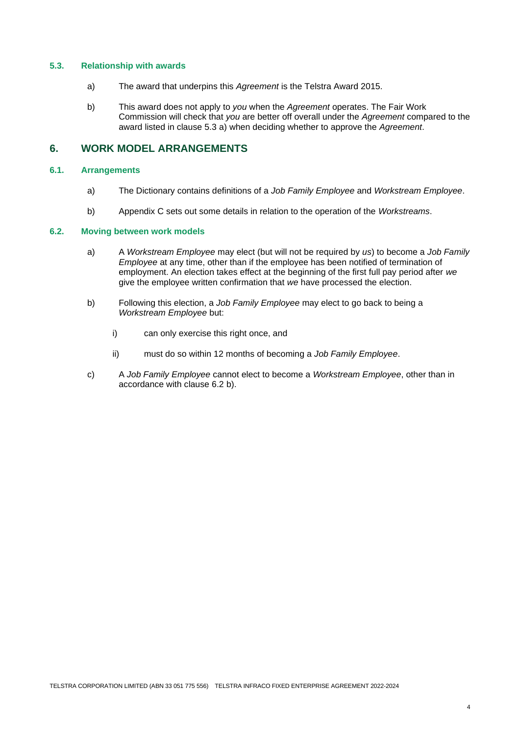### 5.3. Relationship with awards

a) The award that underpins this *Agreement* is the Telstra Award 2015.

b) This award does not apply to *you* when the *Agreement* operates. The Fair Work Commission will check that *you* are better off overall under the *Agreement* compared to the award listed in clause 5.3 a) when deciding whether to approve the *Agreement*.

## 6. WORK MODEL ARRANGEMENTS

### 6.1. Arrangements

a) The Dictionary contains definitions of a *Job Family Employee* and *Workstream Employee*.

b) Appendix C sets out some details in relation to the operation of the *Workstreams*.

### 6.2. Moving between work models

a) A *Workstream Employee* may elect (but will not be required by *us*) to become a *Job Family Employee* at any time, other than if the employee has been notified of termination of employment. An election takes effect at the beginning of the first full pay period after *we* give the employee written confirmation that *we* have processed the election.

b) Following this election, a *Job Family Employee* may elect to go back to being a *Workstream Employee* but:

   i) can only exercise this right once, and

   ii) must do so within 12 months of becoming a *Job Family Employee*.

c) A *Job Family Employee* cannot elect to become a *Workstream Employee*, other than in accordance with clause 6.2 b).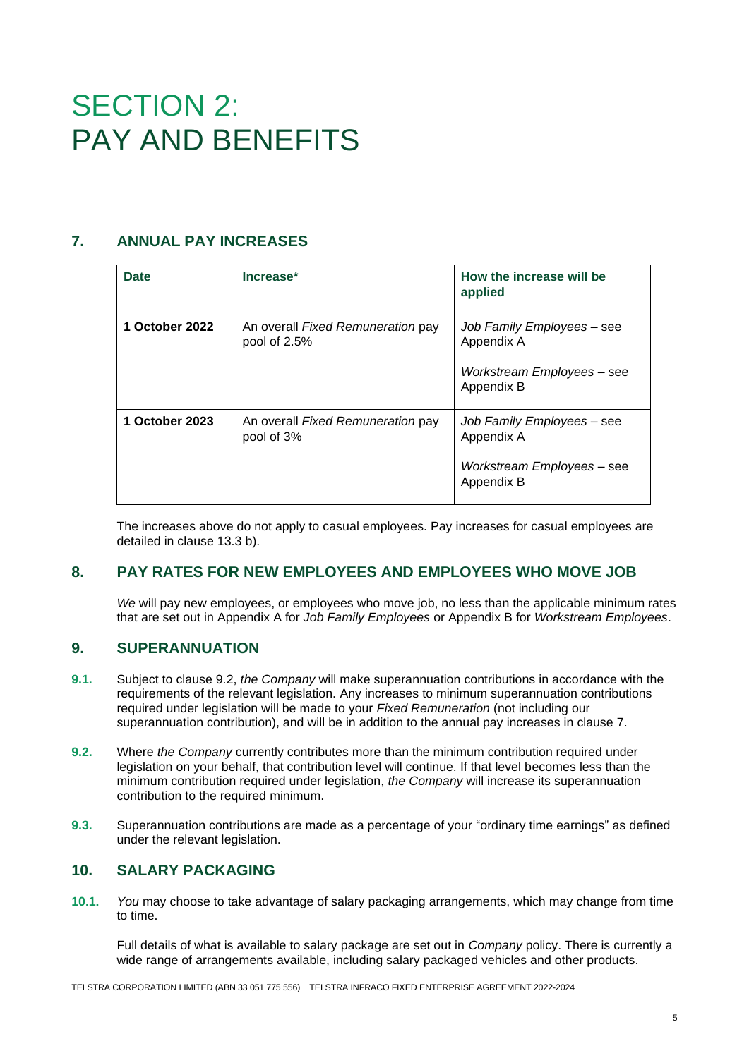# SECTION 2: PAY AND BENEFITS

## 7. ANNUAL PAY INCREASES

| Date | Increase* | How the increase will be applied |
|---|---|---|
| **1 October 2022** | An overall *Fixed Remuneration* pay pool of 2.5% | *Job Family Employees* – see Appendix A<br><br>*Workstream Employees* – see Appendix B |
| **1 October 2023** | An overall *Fixed Remuneration* pay pool of 3% | *Job Family Employees* – see Appendix A<br><br>*Workstream Employees* – see Appendix B |

The increases above do not apply to casual employees. Pay increases for casual employees are detailed in clause 13.3 b).

## 8. PAY RATES FOR NEW EMPLOYEES AND EMPLOYEES WHO MOVE JOB

*We* will pay new employees, or employees who move job, no less than the applicable minimum rates that are set out in Appendix A for *Job Family Employees* or Appendix B for *Workstream Employees*.

## 9. SUPERANNUATION

**9.1.** Subject to clause 9.2, *the Company* will make superannuation contributions in accordance with the requirements of the relevant legislation. Any increases to minimum superannuation contributions required under legislation will be made to your *Fixed Remuneration* (not including our superannuation contribution), and will be in addition to the annual pay increases in clause 7.

**9.2.** Where *the Company* currently contributes more than the minimum contribution required under legislation on your behalf, that contribution level will continue. If that level becomes less than the minimum contribution required under legislation, *the Company* will increase its superannuation contribution to the required minimum.

**9.3.** Superannuation contributions are made as a percentage of your "ordinary time earnings" as defined under the relevant legislation.

## 10. SALARY PACKAGING

**10.1.** *You* may choose to take advantage of salary packaging arrangements, which may change from time to time.

Full details of what is available to salary package are set out in *Company* policy. There is currently a wide range of arrangements available, including salary packaged vehicles and other products.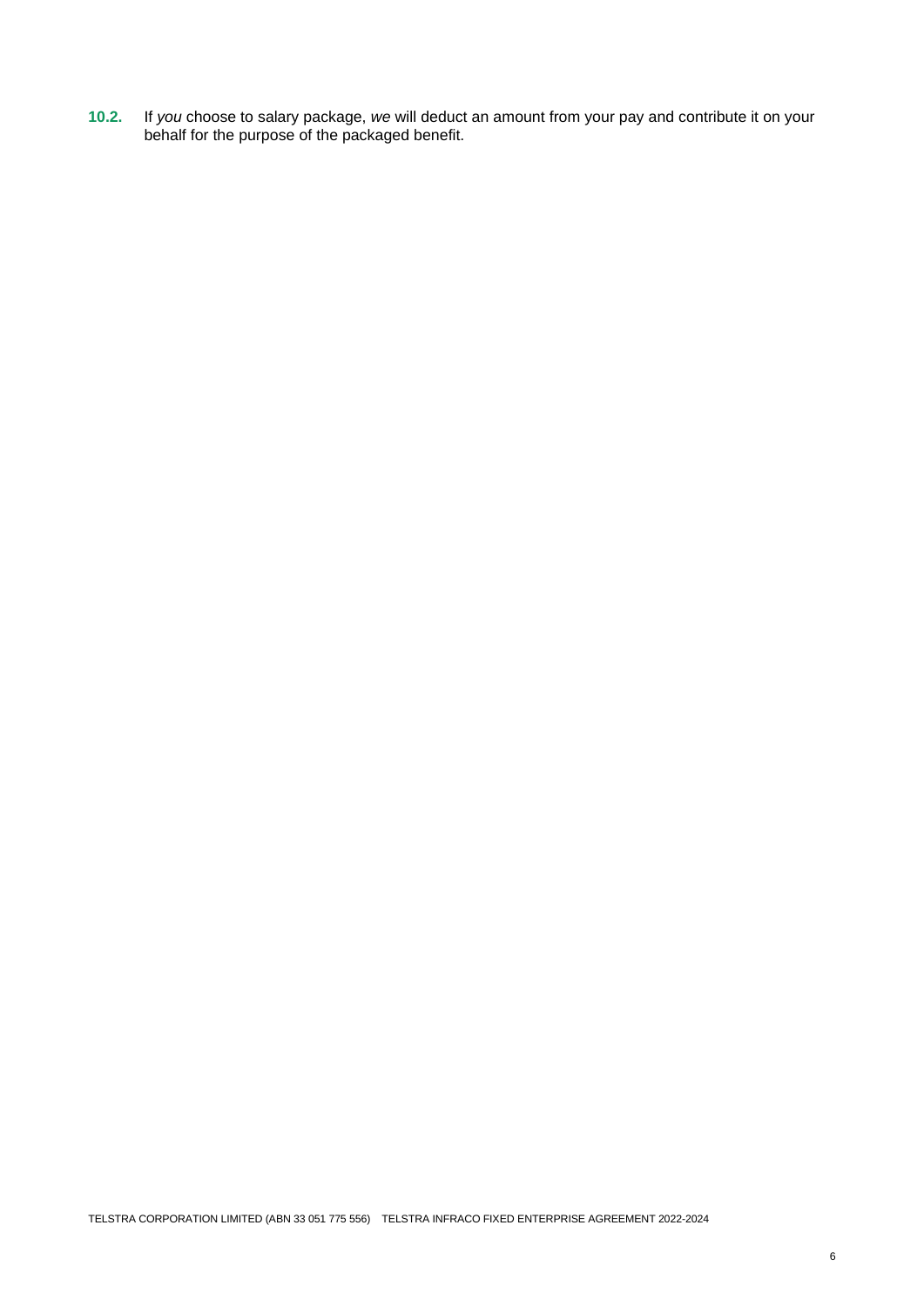**10.2.** If *you* choose to salary package, *we* will deduct an amount from your pay and contribute it on your behalf for the purpose of the packaged benefit.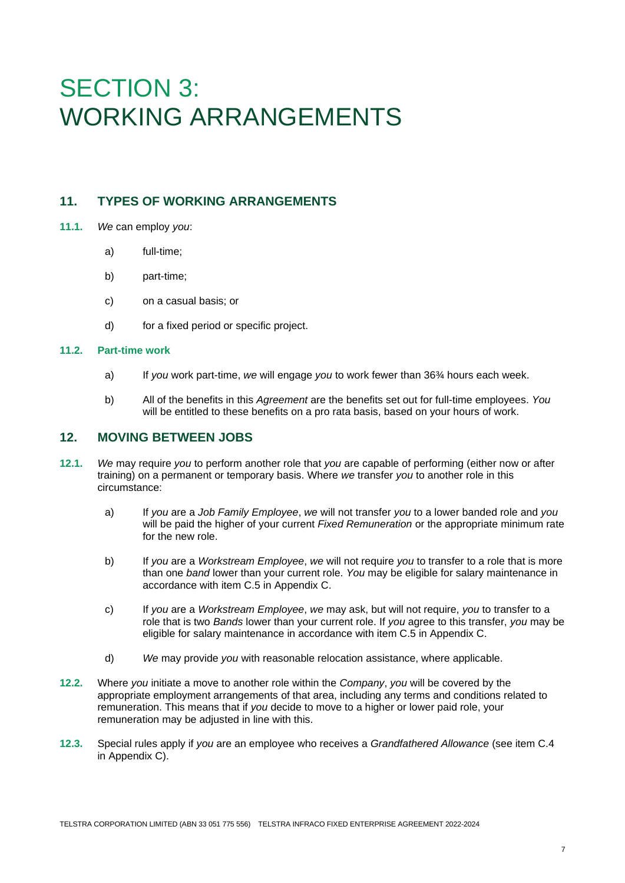# SECTION 3: WORKING ARRANGEMENTS

## 11. TYPES OF WORKING ARRANGEMENTS

**11.1.** *We* can employ *you*:

a) full-time;

b) part-time;

c) on a casual basis; or

d) for a fixed period or specific project.

### 11.2. Part-time work

a) If *you* work part-time, *we* will engage *you* to work fewer than 36¾ hours each week.

b) All of the benefits in this *Agreement* are the benefits set out for full-time employees. *You* will be entitled to these benefits on a pro rata basis, based on your hours of work.

## 12. MOVING BETWEEN JOBS

**12.1.** *We* may require *you* to perform another role that *you* are capable of performing (either now or after training) on a permanent or temporary basis. Where *we* transfer *you* to another role in this circumstance:

a) If *you* are a *Job Family Employee*, *we* will not transfer *you* to a lower banded role and *you* will be paid the higher of your current *Fixed Remuneration* or the appropriate minimum rate for the new role.

b) If *you* are a *Workstream Employee*, *we* will not require *you* to transfer to a role that is more than one *band* lower than your current role. *You* may be eligible for salary maintenance in accordance with item C.5 in Appendix C.

c) If *you* are a *Workstream Employee*, *we* may ask, but will not require, *you* to transfer to a role that is two *Bands* lower than your current role. If *you* agree to this transfer, *you* may be eligible for salary maintenance in accordance with item C.5 in Appendix C.

d) *We* may provide *you* with reasonable relocation assistance, where applicable.

**12.2.** Where *you* initiate a move to another role within the *Company*, *you* will be covered by the appropriate employment arrangements of that area, including any terms and conditions related to remuneration. This means that if *you* decide to move to a higher or lower paid role, your remuneration may be adjusted in line with this.

**12.3.** Special rules apply if *you* are an employee who receives a *Grandfathered Allowance* (see item C.4 in Appendix C).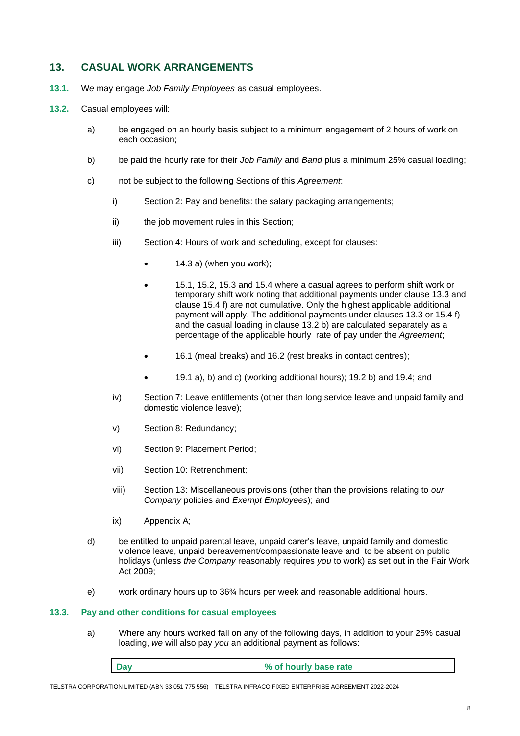## 13. CASUAL WORK ARRANGEMENTS

**13.1.** We may engage *Job Family Employees* as casual employees.

**13.2.** Casual employees will:

a) be engaged on an hourly basis subject to a minimum engagement of 2 hours of work on each occasion;

b) be paid the hourly rate for their *Job Family* and *Band* plus a minimum 25% casual loading;

c) not be subject to the following Sections of this *Agreement*:

   i) Section 2: Pay and benefits: the salary packaging arrangements;

   ii) the job movement rules in this Section;

   iii) Section 4: Hours of work and scheduling, except for clauses:

   - 14.3 a) (when you work);
   - 15.1, 15.2, 15.3 and 15.4 where a casual agrees to perform shift work or temporary shift work noting that additional payments under clause 13.3 and clause 15.4 f) are not cumulative. Only the highest applicable additional payment will apply. The additional payments under clauses 13.3 or 15.4 f) and the casual loading in clause 13.2 b) are calculated separately as a percentage of the applicable hourly rate of pay under the *Agreement*;
   - 16.1 (meal breaks) and 16.2 (rest breaks in contact centres);
   - 19.1 a), b) and c) (working additional hours); 19.2 b) and 19.4; and

   iv) Section 7: Leave entitlements (other than long service leave and unpaid family and domestic violence leave);

   v) Section 8: Redundancy;

   vi) Section 9: Placement Period;

   vii) Section 10: Retrenchment;

   viii) Section 13: Miscellaneous provisions (other than the provisions relating to *our Company* policies and *Exempt Employees*); and

   ix) Appendix A;

d) be entitled to unpaid parental leave, unpaid carer's leave, unpaid family and domestic violence leave, unpaid bereavement/compassionate leave and to be absent on public holidays (unless *the Company* reasonably requires *you* to work) as set out in the Fair Work Act 2009;

e) work ordinary hours up to 36¾ hours per week and reasonable additional hours.

### 13.3. Pay and other conditions for casual employees

a) Where any hours worked fall on any of the following days, in addition to your 25% casual loading, *we* will also pay *you* an additional payment as follows:

| Day | % of hourly base rate |
|---|---|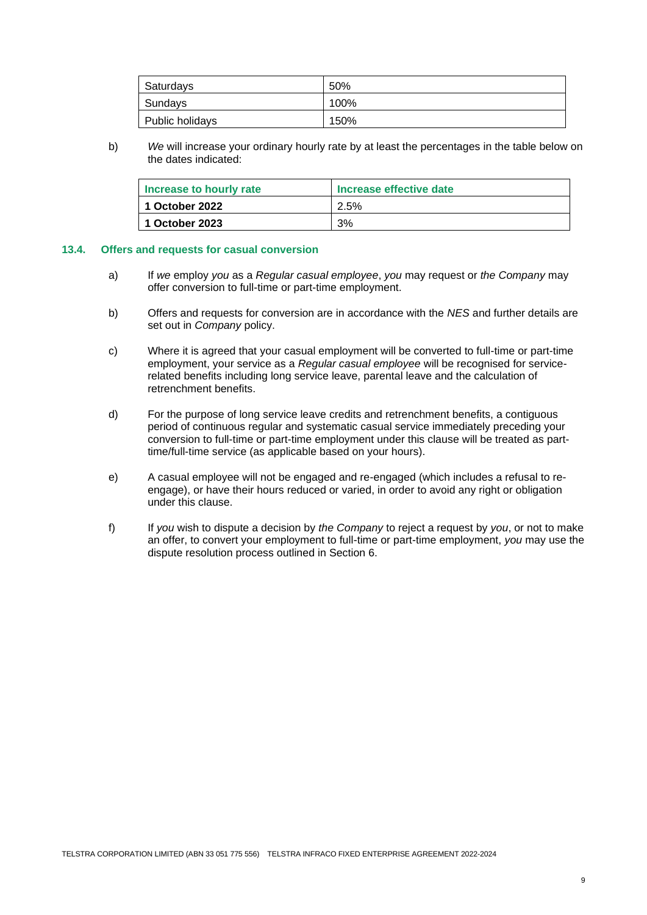| Saturdays | 50% |
|---|---|
| Sundays | 100% |
| Public holidays | 150% |

b) *We* will increase your ordinary hourly rate by at least the percentages in the table below on the dates indicated:

| Increase to hourly rate | Increase effective date |
|---|---|
| **1 October 2022** | 2.5% |
| **1 October 2023** | 3% |

### 13.4. Offers and requests for casual conversion

a) If *we* employ *you* as a *Regular casual employee*, *you* may request or *the Company* may offer conversion to full-time or part-time employment.

b) Offers and requests for conversion are in accordance with the *NES* and further details are set out in *Company* policy.

c) Where it is agreed that your casual employment will be converted to full-time or part-time employment, your service as a *Regular casual employee* will be recognised for service-related benefits including long service leave, parental leave and the calculation of retrenchment benefits.

d) For the purpose of long service leave credits and retrenchment benefits, a contiguous period of continuous regular and systematic casual service immediately preceding your conversion to full-time or part-time employment under this clause will be treated as part-time/full-time service (as applicable based on your hours).

e) A casual employee will not be engaged and re-engaged (which includes a refusal to re-engage), or have their hours reduced or varied, in order to avoid any right or obligation under this clause.

f) If *you* wish to dispute a decision by *the Company* to reject a request by *you*, or not to make an offer, to convert your employment to full-time or part-time employment, *you* may use the dispute resolution process outlined in Section 6.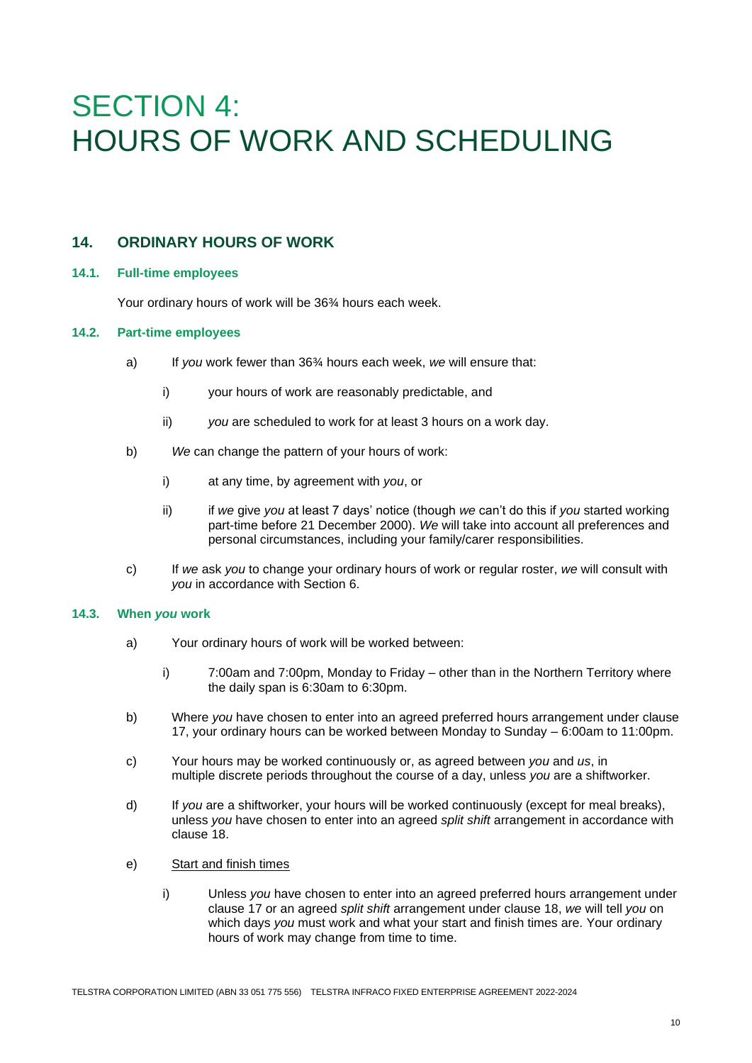# SECTION 4: HOURS OF WORK AND SCHEDULING

## 14. ORDINARY HOURS OF WORK

### 14.1. Full-time employees

Your ordinary hours of work will be 36¾ hours each week.

### 14.2. Part-time employees

a) If *you* work fewer than 36¾ hours each week, *we* will ensure that:

   i) your hours of work are reasonably predictable, and

   ii) *you* are scheduled to work for at least 3 hours on a work day.

b) *We* can change the pattern of your hours of work:

   i) at any time, by agreement with *you*, or

   ii) if *we* give *you* at least 7 days' notice (though *we* can't do this if *you* started working part-time before 21 December 2000). *We* will take into account all preferences and personal circumstances, including your family/carer responsibilities.

c) If *we* ask *you* to change your ordinary hours of work or regular roster, *we* will consult with *you* in accordance with Section 6.

### 14.3. When *you* work

a) Your ordinary hours of work will be worked between:

   i) 7:00am and 7:00pm, Monday to Friday – other than in the Northern Territory where the daily span is 6:30am to 6:30pm.

b) Where *you* have chosen to enter into an agreed preferred hours arrangement under clause 17, your ordinary hours can be worked between Monday to Sunday – 6:00am to 11:00pm.

c) Your hours may be worked continuously or, as agreed between *you* and *us*, in multiple discrete periods throughout the course of a day, unless *you* are a shiftworker.

d) If *you* are a shiftworker, your hours will be worked continuously (except for meal breaks), unless *you* have chosen to enter into an agreed *split shift* arrangement in accordance with clause 18.

e) <u>Start and finish times</u>

   i) Unless *you* have chosen to enter into an agreed preferred hours arrangement under clause 17 or an agreed *split shift* arrangement under clause 18, *we* will tell *you* on which days *you* must work and what your start and finish times are. Your ordinary hours of work may change from time to time.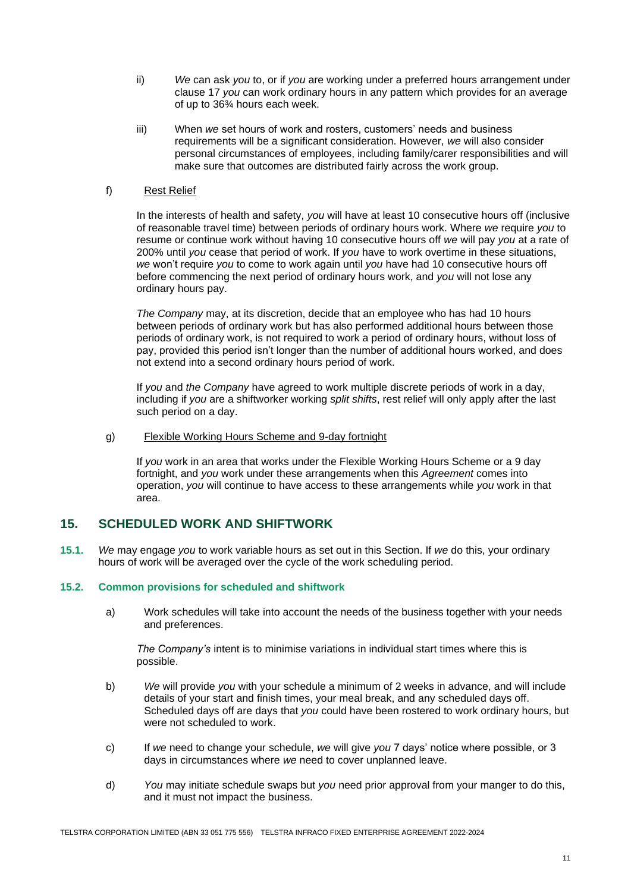ii) *We* can ask *you* to, or if *you* are working under a preferred hours arrangement under clause 17 *you* can work ordinary hours in any pattern which provides for an average of up to 36¾ hours each week.

iii) When *we* set hours of work and rosters, customers' needs and business requirements will be a significant consideration. However, *we* will also consider personal circumstances of employees, including family/carer responsibilities and will make sure that outcomes are distributed fairly across the work group.

f) Rest Relief

In the interests of health and safety, *you* will have at least 10 consecutive hours off (inclusive of reasonable travel time) between periods of ordinary hours work. Where *we* require *you* to resume or continue work without having 10 consecutive hours off *we* will pay *you* at a rate of 200% until *you* cease that period of work. If *you* have to work overtime in these situations, *we* won't require *you* to come to work again until *you* have had 10 consecutive hours off before commencing the next period of ordinary hours work, and *you* will not lose any ordinary hours pay.

*The Company* may, at its discretion, decide that an employee who has had 10 hours between periods of ordinary work but has also performed additional hours between those periods of ordinary work, is not required to work a period of ordinary hours, without loss of pay, provided this period isn't longer than the number of additional hours worked, and does not extend into a second ordinary hours period of work.

If *you* and *the Company* have agreed to work multiple discrete periods of work in a day, including if *you* are a shiftworker working *split shifts*, rest relief will only apply after the last such period on a day.

g) Flexible Working Hours Scheme and 9-day fortnight

If *you* work in an area that works under the Flexible Working Hours Scheme or a 9 day fortnight, and *you* work under these arrangements when this *Agreement* comes into operation, *you* will continue to have access to these arrangements while *you* work in that area.

## 15. SCHEDULED WORK AND SHIFTWORK

**15.1.** *We* may engage *you* to work variable hours as set out in this Section. If *we* do this, your ordinary hours of work will be averaged over the cycle of the work scheduling period.

### 15.2. Common provisions for scheduled and shiftwork

a) Work schedules will take into account the needs of the business together with your needs and preferences.

*The Company's* intent is to minimise variations in individual start times where this is possible.

b) *We* will provide *you* with your schedule a minimum of 2 weeks in advance, and will include details of your start and finish times, your meal break, and any scheduled days off. Scheduled days off are days that *you* could have been rostered to work ordinary hours, but were not scheduled to work.

c) If *we* need to change your schedule, *we* will give *you* 7 days' notice where possible, or 3 days in circumstances where *we* need to cover unplanned leave.

d) *You* may initiate schedule swaps but *you* need prior approval from your manger to do this, and it must not impact the business.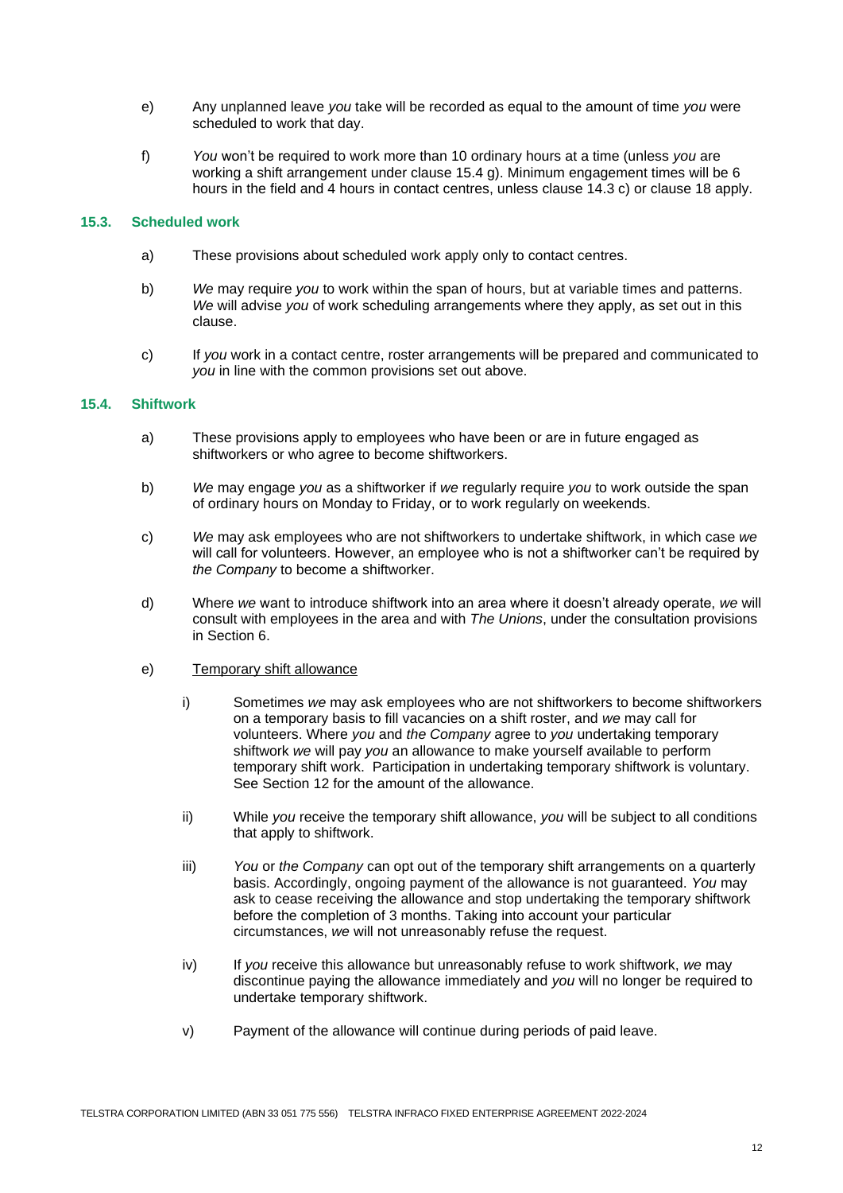e) Any unplanned leave *you* take will be recorded as equal to the amount of time *you* were scheduled to work that day.

f) *You* won't be required to work more than 10 ordinary hours at a time (unless *you* are working a shift arrangement under clause 15.4 g). Minimum engagement times will be 6 hours in the field and 4 hours in contact centres, unless clause 14.3 c) or clause 18 apply.

### 15.3. Scheduled work

a) These provisions about scheduled work apply only to contact centres.

b) *We* may require *you* to work within the span of hours, but at variable times and patterns. *We* will advise *you* of work scheduling arrangements where they apply, as set out in this clause.

c) If *you* work in a contact centre, roster arrangements will be prepared and communicated to *you* in line with the common provisions set out above.

### 15.4. Shiftwork

a) These provisions apply to employees who have been or are in future engaged as shiftworkers or who agree to become shiftworkers.

b) *We* may engage *you* as a shiftworker if *we* regularly require *you* to work outside the span of ordinary hours on Monday to Friday, or to work regularly on weekends.

c) *We* may ask employees who are not shiftworkers to undertake shiftwork, in which case *we* will call for volunteers. However, an employee who is not a shiftworker can't be required by *the Company* to become a shiftworker.

d) Where *we* want to introduce shiftwork into an area where it doesn't already operate, *we* will consult with employees in the area and with *The Unions*, under the consultation provisions in Section 6.

e) Temporary shift allowance

i) Sometimes *we* may ask employees who are not shiftworkers to become shiftworkers on a temporary basis to fill vacancies on a shift roster, and *we* may call for volunteers. Where *you* and *the Company* agree to *you* undertaking temporary shiftwork *we* will pay *you* an allowance to make yourself available to perform temporary shift work. Participation in undertaking temporary shiftwork is voluntary. See Section 12 for the amount of the allowance.

ii) While *you* receive the temporary shift allowance, *you* will be subject to all conditions that apply to shiftwork.

iii) *You* or *the Company* can opt out of the temporary shift arrangements on a quarterly basis. Accordingly, ongoing payment of the allowance is not guaranteed. *You* may ask to cease receiving the allowance and stop undertaking the temporary shiftwork before the completion of 3 months. Taking into account your particular circumstances, *we* will not unreasonably refuse the request.

iv) If *you* receive this allowance but unreasonably refuse to work shiftwork, *we* may discontinue paying the allowance immediately and *you* will no longer be required to undertake temporary shiftwork.

v) Payment of the allowance will continue during periods of paid leave.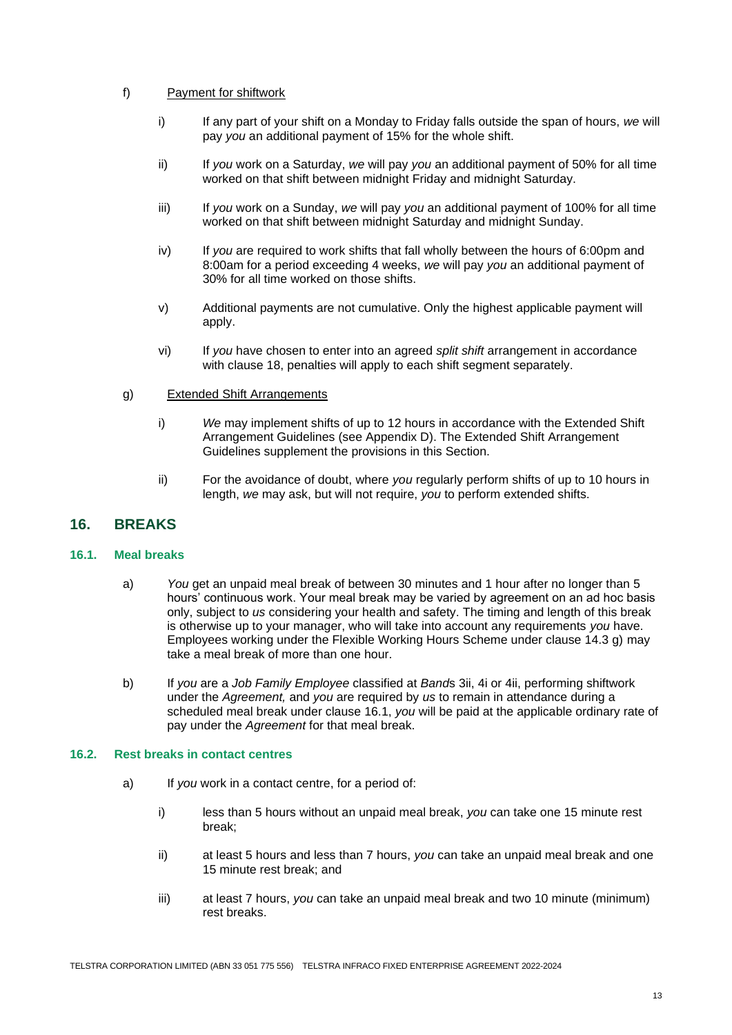f) Payment for shiftwork

i) If any part of your shift on a Monday to Friday falls outside the span of hours, *we* will pay *you* an additional payment of 15% for the whole shift.

ii) If *you* work on a Saturday, *we* will pay *you* an additional payment of 50% for all time worked on that shift between midnight Friday and midnight Saturday.

iii) If *you* work on a Sunday, *we* will pay *you* an additional payment of 100% for all time worked on that shift between midnight Saturday and midnight Sunday.

iv) If *you* are required to work shifts that fall wholly between the hours of 6:00pm and 8:00am for a period exceeding 4 weeks, *we* will pay *you* an additional payment of 30% for all time worked on those shifts.

v) Additional payments are not cumulative. Only the highest applicable payment will apply.

vi) If *you* have chosen to enter into an agreed *split shift* arrangement in accordance with clause 18, penalties will apply to each shift segment separately.

g) Extended Shift Arrangements

i) *We* may implement shifts of up to 12 hours in accordance with the Extended Shift Arrangement Guidelines (see Appendix D). The Extended Shift Arrangement Guidelines supplement the provisions in this Section.

ii) For the avoidance of doubt, where *you* regularly perform shifts of up to 10 hours in length, *we* may ask, but will not require, *you* to perform extended shifts.

## 16. BREAKS

### 16.1. Meal breaks

a) *You* get an unpaid meal break of between 30 minutes and 1 hour after no longer than 5 hours' continuous work. Your meal break may be varied by agreement on an ad hoc basis only, subject to *us* considering your health and safety. The timing and length of this break is otherwise up to your manager, who will take into account any requirements *you* have. Employees working under the Flexible Working Hours Scheme under clause 14.3 g) may take a meal break of more than one hour.

b) If *you* are a *Job Family Employee* classified at *Band*s 3ii, 4i or 4ii, performing shiftwork under the *Agreement,* and *you* are required by *us* to remain in attendance during a scheduled meal break under clause 16.1, *you* will be paid at the applicable ordinary rate of pay under the *Agreement* for that meal break.

### 16.2. Rest breaks in contact centres

a) If *you* work in a contact centre, for a period of:

i) less than 5 hours without an unpaid meal break, *you* can take one 15 minute rest break;

ii) at least 5 hours and less than 7 hours, *you* can take an unpaid meal break and one 15 minute rest break; and

iii) at least 7 hours, *you* can take an unpaid meal break and two 10 minute (minimum) rest breaks.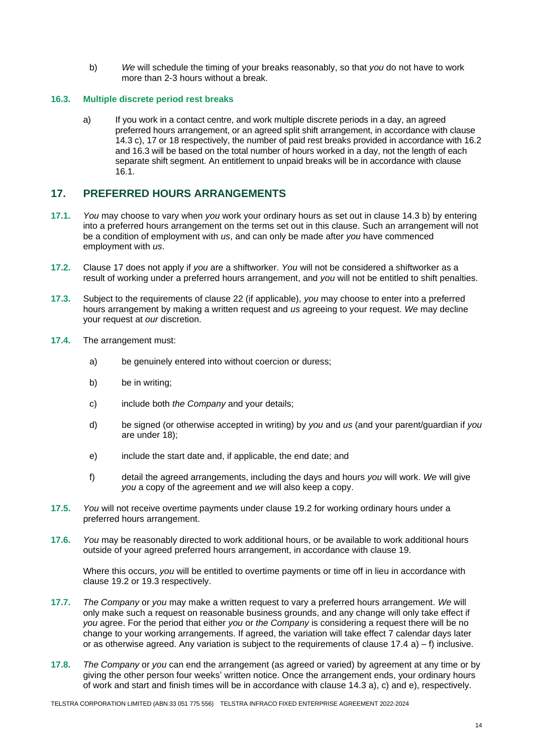b) *We* will schedule the timing of your breaks reasonably, so that *you* do not have to work more than 2-3 hours without a break.

### 16.3. Multiple discrete period rest breaks

a) If you work in a contact centre, and work multiple discrete periods in a day, an agreed preferred hours arrangement, or an agreed split shift arrangement, in accordance with clause 14.3 c), 17 or 18 respectively, the number of paid rest breaks provided in accordance with 16.2 and 16.3 will be based on the total number of hours worked in a day, not the length of each separate shift segment. An entitlement to unpaid breaks will be in accordance with clause 16.1.

## 17. PREFERRED HOURS ARRANGEMENTS

**17.1.** *You* may choose to vary when *you* work your ordinary hours as set out in clause 14.3 b) by entering into a preferred hours arrangement on the terms set out in this clause. Such an arrangement will not be a condition of employment with *us*, and can only be made after *you* have commenced employment with *us*.

**17.2.** Clause 17 does not apply if *you* are a shiftworker. *You* will not be considered a shiftworker as a result of working under a preferred hours arrangement, and *you* will not be entitled to shift penalties.

**17.3.** Subject to the requirements of clause 22 (if applicable), *you* may choose to enter into a preferred hours arrangement by making a written request and *us* agreeing to your request. *We* may decline your request at *our* discretion.

**17.4.** The arrangement must:

a) be genuinely entered into without coercion or duress;

b) be in writing;

c) include both *the Company* and your details;

d) be signed (or otherwise accepted in writing) by *you* and *us* (and your parent/guardian if *you* are under 18);

e) include the start date and, if applicable, the end date; and

f) detail the agreed arrangements, including the days and hours *you* will work. *We* will give *you* a copy of the agreement and *we* will also keep a copy.

**17.5.** *You* will not receive overtime payments under clause 19.2 for working ordinary hours under a preferred hours arrangement.

**17.6.** *You* may be reasonably directed to work additional hours, or be available to work additional hours outside of your agreed preferred hours arrangement, in accordance with clause 19.

Where this occurs, *you* will be entitled to overtime payments or time off in lieu in accordance with clause 19.2 or 19.3 respectively.

**17.7.** *The Company* or *you* may make a written request to vary a preferred hours arrangement. *We* will only make such a request on reasonable business grounds, and any change will only take effect if *you* agree. For the period that either *you* or *the Company* is considering a request there will be no change to your working arrangements. If agreed, the variation will take effect 7 calendar days later or as otherwise agreed. Any variation is subject to the requirements of clause 17.4 a) – f) inclusive.

**17.8.** *The Company* or *you* can end the arrangement (as agreed or varied) by agreement at any time or by giving the other person four weeks' written notice. Once the arrangement ends, your ordinary hours of work and start and finish times will be in accordance with clause 14.3 a), c) and e), respectively.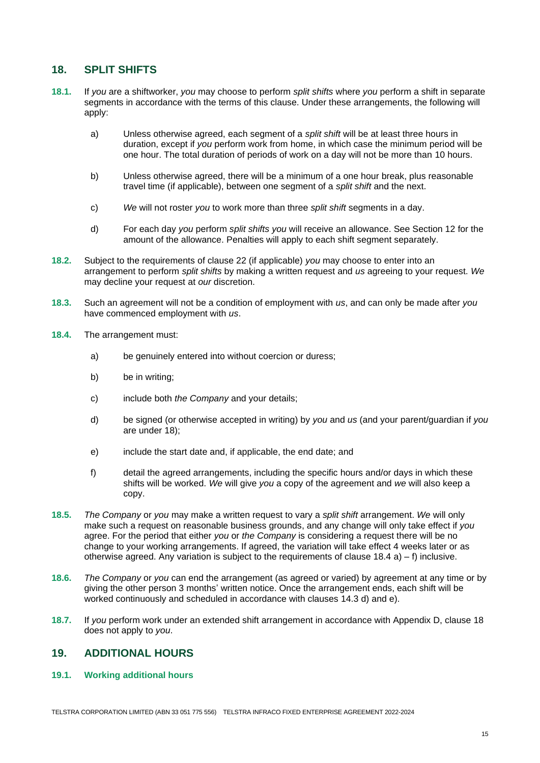## 18. SPLIT SHIFTS

**18.1.** If *you* are a shiftworker, *you* may choose to perform *split shifts* where *you* perform a shift in separate segments in accordance with the terms of this clause. Under these arrangements, the following will apply:

a) Unless otherwise agreed, each segment of a *split shift* will be at least three hours in duration, except if *you* perform work from home, in which case the minimum period will be one hour. The total duration of periods of work on a day will not be more than 10 hours.

b) Unless otherwise agreed, there will be a minimum of a one hour break, plus reasonable travel time (if applicable), between one segment of a *split shift* and the next.

c) *We* will not roster *you* to work more than three *split shift* segments in a day.

d) For each day *you* perform *split shifts you* will receive an allowance. See Section 12 for the amount of the allowance. Penalties will apply to each shift segment separately.

**18.2.** Subject to the requirements of clause 22 (if applicable) *you* may choose to enter into an arrangement to perform *split shifts* by making a written request and *us* agreeing to your request. *We* may decline your request at *our* discretion.

**18.3.** Such an agreement will not be a condition of employment with *us*, and can only be made after *you* have commenced employment with *us*.

**18.4.** The arrangement must:

a) be genuinely entered into without coercion or duress;

b) be in writing;

c) include both *the Company* and your details;

d) be signed (or otherwise accepted in writing) by *you* and *us* (and your parent/guardian if *you* are under 18);

e) include the start date and, if applicable, the end date; and

f) detail the agreed arrangements, including the specific hours and/or days in which these shifts will be worked. *We* will give *you* a copy of the agreement and *we* will also keep a copy.

**18.5.** *The Company* or *you* may make a written request to vary a *split shift* arrangement. *We* will only make such a request on reasonable business grounds, and any change will only take effect if *you* agree. For the period that either *you* or *the Company* is considering a request there will be no change to your working arrangements. If agreed, the variation will take effect 4 weeks later or as otherwise agreed. Any variation is subject to the requirements of clause 18.4 a) – f) inclusive.

**18.6.** *The Company* or *you* can end the arrangement (as agreed or varied) by agreement at any time or by giving the other person 3 months' written notice. Once the arrangement ends, each shift will be worked continuously and scheduled in accordance with clauses 14.3 d) and e).

**18.7.** If *you* perform work under an extended shift arrangement in accordance with Appendix D, clause 18 does not apply to *you*.

## 19. ADDITIONAL HOURS

### 19.1. Working additional hours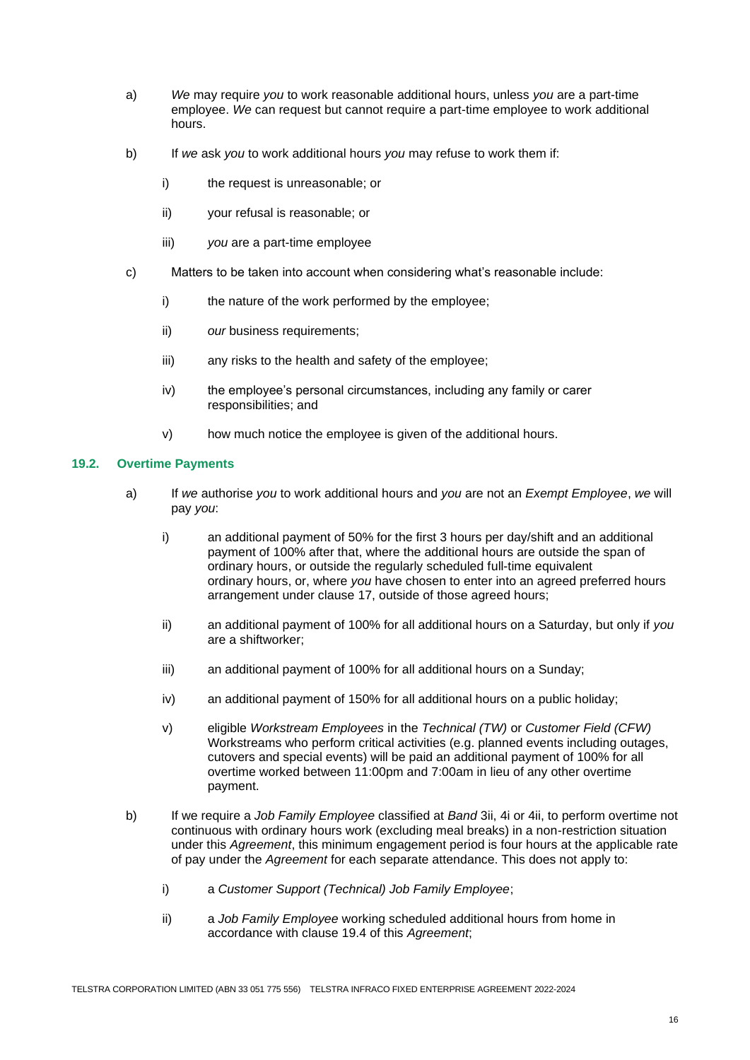a) *We* may require *you* to work reasonable additional hours, unless *you* are a part-time employee. *We* can request but cannot require a part-time employee to work additional hours.

b) If *we* ask *you* to work additional hours *you* may refuse to work them if:

   i) the request is unreasonable; or

   ii) your refusal is reasonable; or

   iii) *you* are a part-time employee

c) Matters to be taken into account when considering what's reasonable include:

   i) the nature of the work performed by the employee;

   ii) *our* business requirements;

   iii) any risks to the health and safety of the employee;

   iv) the employee's personal circumstances, including any family or carer responsibilities; and

   v) how much notice the employee is given of the additional hours.

### 19.2. Overtime Payments

a) If *we* authorise *you* to work additional hours and *you* are not an *Exempt Employee*, *we* will pay *you*:

   i) an additional payment of 50% for the first 3 hours per day/shift and an additional payment of 100% after that, where the additional hours are outside the span of ordinary hours, or outside the regularly scheduled full-time equivalent ordinary hours, or, where *you* have chosen to enter into an agreed preferred hours arrangement under clause 17, outside of those agreed hours;

   ii) an additional payment of 100% for all additional hours on a Saturday, but only if *you* are a shiftworker;

   iii) an additional payment of 100% for all additional hours on a Sunday;

   iv) an additional payment of 150% for all additional hours on a public holiday;

   v) eligible *Workstream Employees* in the *Technical (TW)* or *Customer Field (CFW)* Workstreams who perform critical activities (e.g. planned events including outages, cutovers and special events) will be paid an additional payment of 100% for all overtime worked between 11:00pm and 7:00am in lieu of any other overtime payment.

b) If we require a *Job Family Employee* classified at *Band* 3ii, 4i or 4ii, to perform overtime not continuous with ordinary hours work (excluding meal breaks) in a non-restriction situation under this *Agreement*, this minimum engagement period is four hours at the applicable rate of pay under the *Agreement* for each separate attendance. This does not apply to:

   i) a *Customer Support (Technical) Job Family Employee*;

   ii) a *Job Family Employee* working scheduled additional hours from home in accordance with clause 19.4 of this *Agreement*;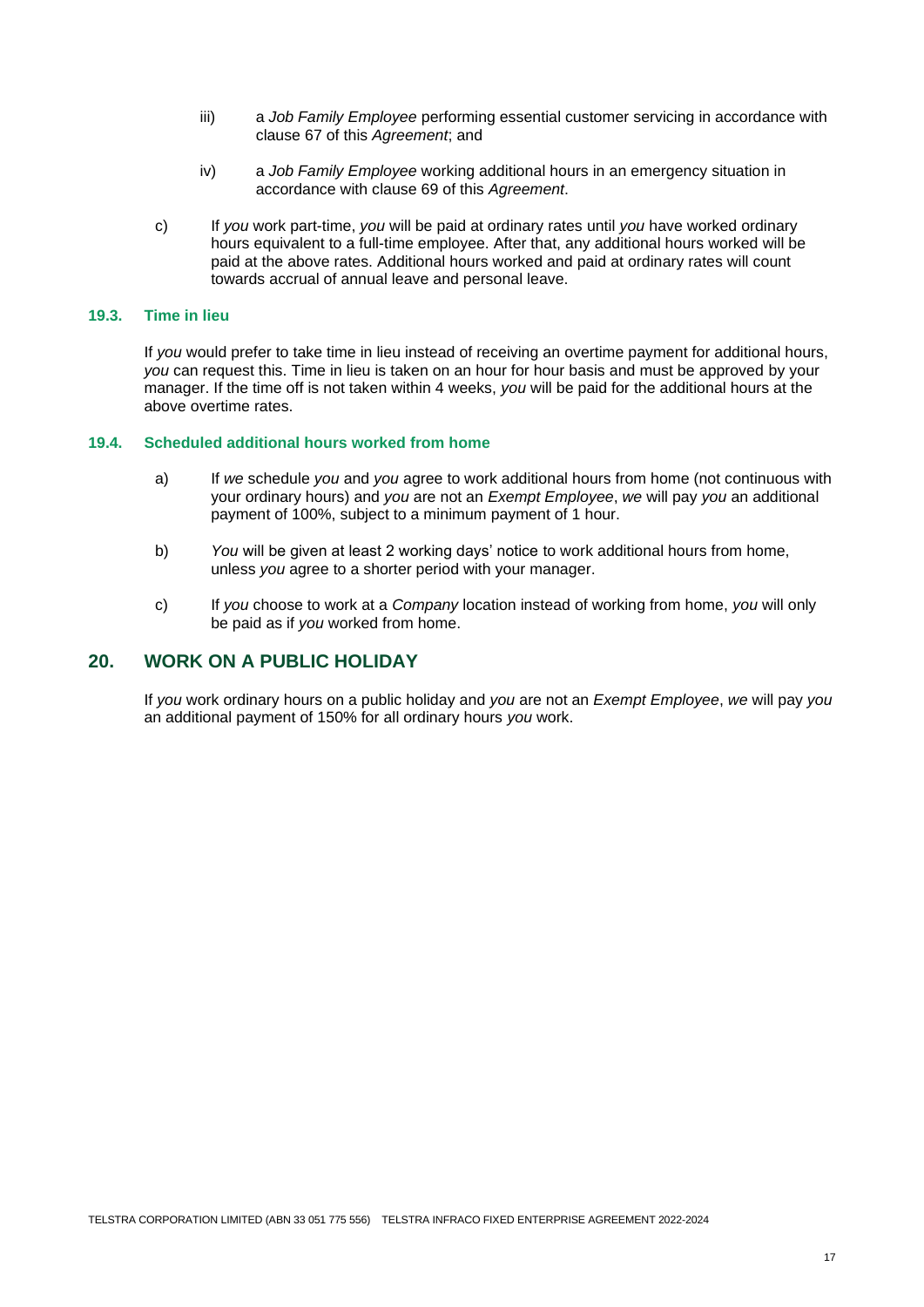iii) a *Job Family Employee* performing essential customer servicing in accordance with clause 67 of this *Agreement*; and

iv) a *Job Family Employee* working additional hours in an emergency situation in accordance with clause 69 of this *Agreement*.

c) If *you* work part-time, *you* will be paid at ordinary rates until *you* have worked ordinary hours equivalent to a full-time employee. After that, any additional hours worked will be paid at the above rates. Additional hours worked and paid at ordinary rates will count towards accrual of annual leave and personal leave.

### 19.3. Time in lieu

If *you* would prefer to take time in lieu instead of receiving an overtime payment for additional hours, *you* can request this. Time in lieu is taken on an hour for hour basis and must be approved by your manager. If the time off is not taken within 4 weeks, *you* will be paid for the additional hours at the above overtime rates.

### 19.4. Scheduled additional hours worked from home

a) If *we* schedule *you* and *you* agree to work additional hours from home (not continuous with your ordinary hours) and *you* are not an *Exempt Employee*, *we* will pay *you* an additional payment of 100%, subject to a minimum payment of 1 hour.

b) *You* will be given at least 2 working days' notice to work additional hours from home, unless *you* agree to a shorter period with your manager.

c) If *you* choose to work at a *Company* location instead of working from home, *you* will only be paid as if *you* worked from home.

## 20. WORK ON A PUBLIC HOLIDAY

If *you* work ordinary hours on a public holiday and *you* are not an *Exempt Employee*, *we* will pay *you* an additional payment of 150% for all ordinary hours *you* work.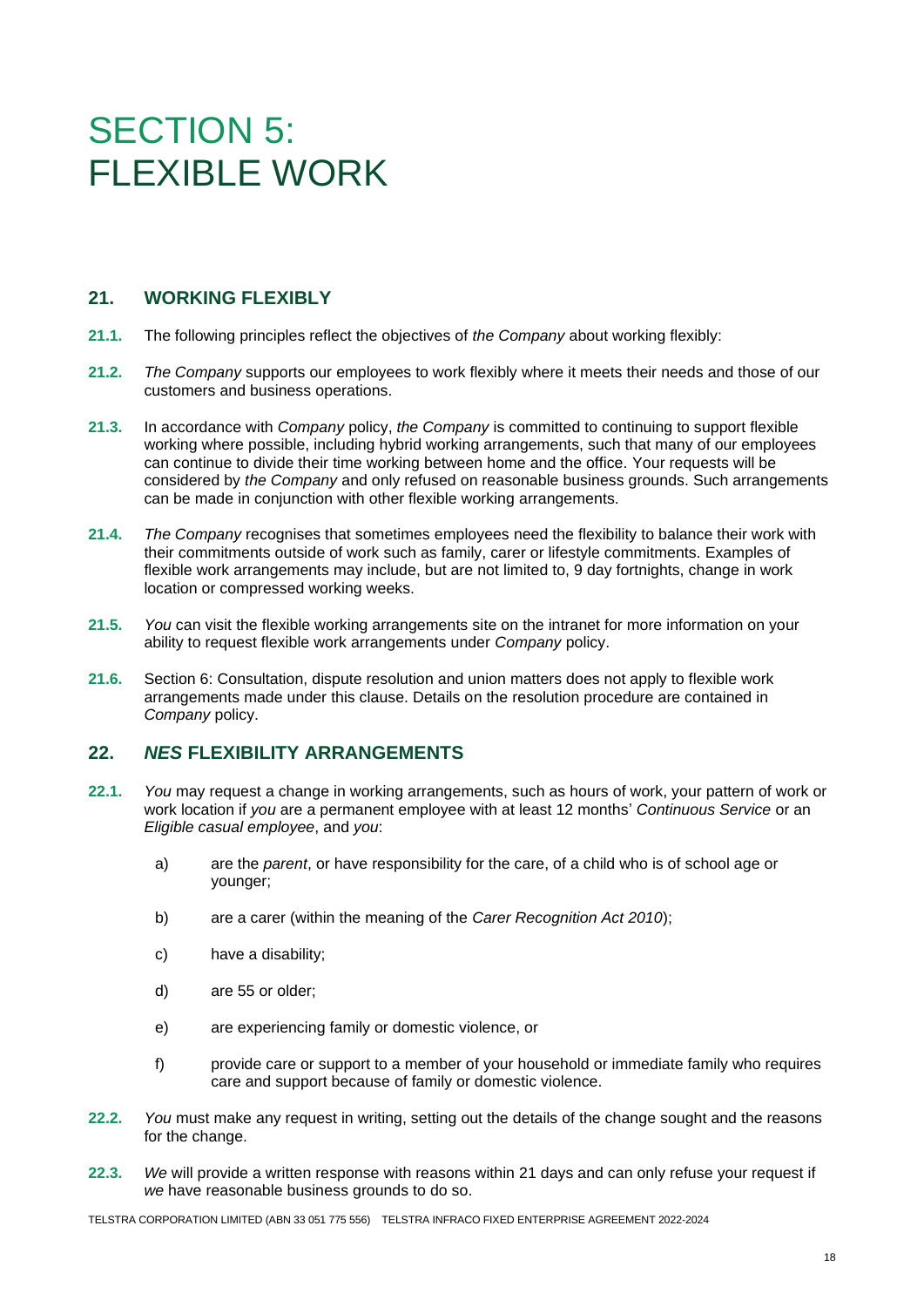# SECTION 5: FLEXIBLE WORK

## 21. WORKING FLEXIBLY

**21.1.** The following principles reflect the objectives of *the Company* about working flexibly:

**21.2.** *The Company* supports our employees to work flexibly where it meets their needs and those of our customers and business operations.

**21.3.** In accordance with *Company* policy, *the Company* is committed to continuing to support flexible working where possible, including hybrid working arrangements, such that many of our employees can continue to divide their time working between home and the office. Your requests will be considered by *the Company* and only refused on reasonable business grounds. Such arrangements can be made in conjunction with other flexible working arrangements.

**21.4.** *The Company* recognises that sometimes employees need the flexibility to balance their work with their commitments outside of work such as family, carer or lifestyle commitments. Examples of flexible work arrangements may include, but are not limited to, 9 day fortnights, change in work location or compressed working weeks.

**21.5.** *You* can visit the flexible working arrangements site on the intranet for more information on your ability to request flexible work arrangements under *Company* policy.

**21.6.** Section 6: Consultation, dispute resolution and union matters does not apply to flexible work arrangements made under this clause. Details on the resolution procedure are contained in *Company* policy.

## 22. *NES* FLEXIBILITY ARRANGEMENTS

**22.1.** *You* may request a change in working arrangements, such as hours of work, your pattern of work or work location if *you* are a permanent employee with at least 12 months' *Continuous Service* or an *Eligible casual employee*, and *you*:

a) are the *parent*, or have responsibility for the care, of a child who is of school age or younger;

b) are a carer (within the meaning of the *Carer Recognition Act 2010*);

c) have a disability;

d) are 55 or older;

e) are experiencing family or domestic violence, or

f) provide care or support to a member of your household or immediate family who requires care and support because of family or domestic violence.

**22.2.** *You* must make any request in writing, setting out the details of the change sought and the reasons for the change.

**22.3.** *We* will provide a written response with reasons within 21 days and can only refuse your request if *we* have reasonable business grounds to do so.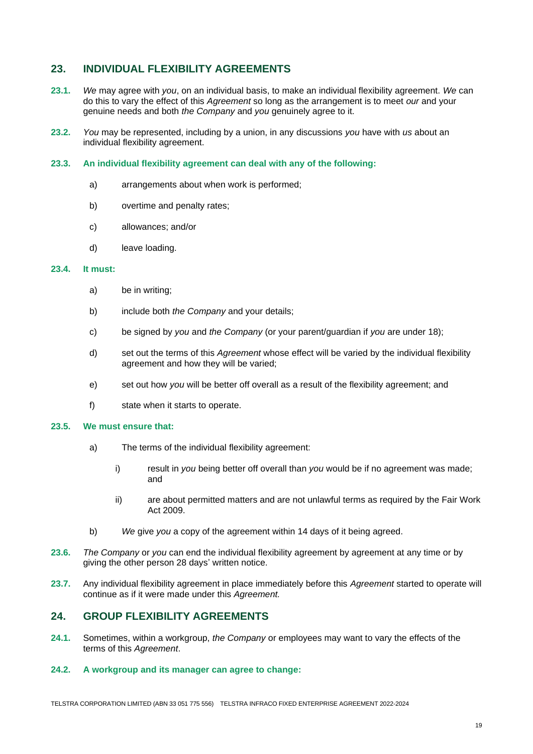## 23. INDIVIDUAL FLEXIBILITY AGREEMENTS

**23.1.** *We* may agree with *you*, on an individual basis, to make an individual flexibility agreement. *We* can do this to vary the effect of this *Agreement* so long as the arrangement is to meet *our* and your genuine needs and both *the Company* and *you* genuinely agree to it.

**23.2.** *You* may be represented, including by a union, in any discussions *you* have with *us* about an individual flexibility agreement.

**23.3. An individual flexibility agreement can deal with any of the following:**

a) arrangements about when work is performed;

b) overtime and penalty rates;

c) allowances; and/or

d) leave loading.

**23.4. It must:**

a) be in writing;

b) include both *the Company* and your details;

c) be signed by *you* and *the Company* (or your parent/guardian if *you* are under 18);

d) set out the terms of this *Agreement* whose effect will be varied by the individual flexibility agreement and how they will be varied;

e) set out how *you* will be better off overall as a result of the flexibility agreement; and

f) state when it starts to operate.

**23.5. We must ensure that:**

a) The terms of the individual flexibility agreement:

   i) result in *you* being better off overall than *you* would be if no agreement was made; and

   ii) are about permitted matters and are not unlawful terms as required by the Fair Work Act 2009.

b) *We* give *you* a copy of the agreement within 14 days of it being agreed.

**23.6.** *The Company* or *you* can end the individual flexibility agreement by agreement at any time or by giving the other person 28 days' written notice.

**23.7.** Any individual flexibility agreement in place immediately before this *Agreement* started to operate will continue as if it were made under this *Agreement.*

## 24. GROUP FLEXIBILITY AGREEMENTS

**24.1.** Sometimes, within a workgroup, *the Company* or employees may want to vary the effects of the terms of this *Agreement*.

**24.2. A workgroup and its manager can agree to change:**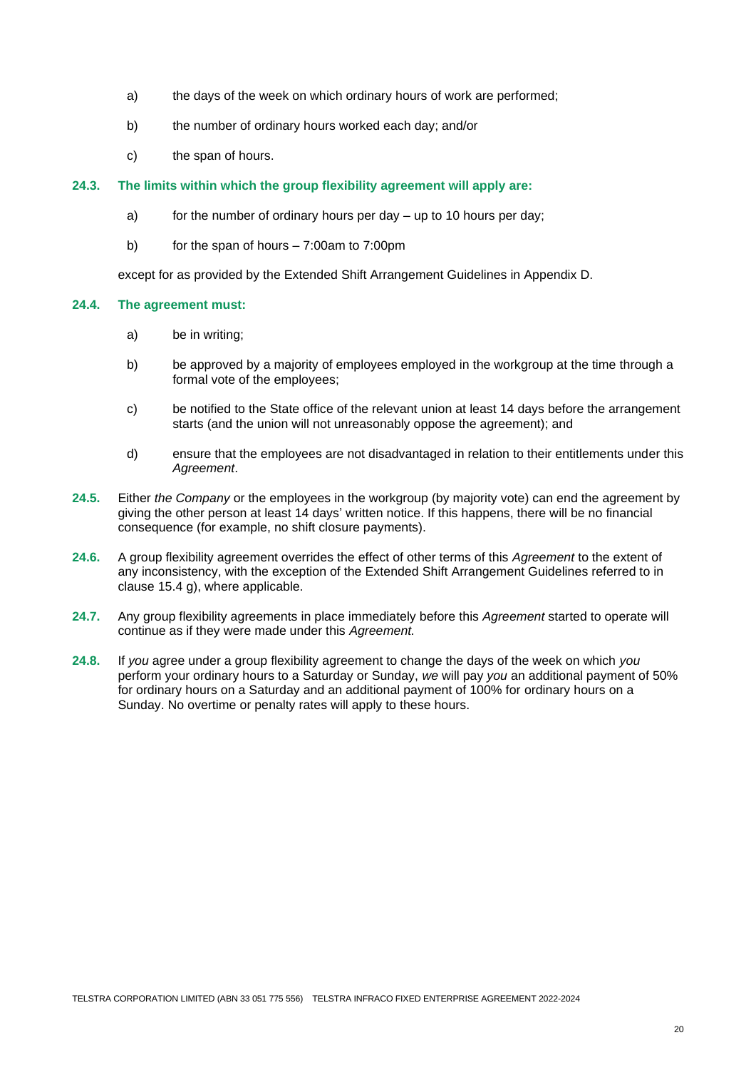a) the days of the week on which ordinary hours of work are performed;

b) the number of ordinary hours worked each day; and/or

c) the span of hours.

**24.3. The limits within which the group flexibility agreement will apply are:**

a) for the number of ordinary hours per day – up to 10 hours per day;

b) for the span of hours – 7:00am to 7:00pm

except for as provided by the Extended Shift Arrangement Guidelines in Appendix D.

**24.4. The agreement must:**

a) be in writing;

b) be approved by a majority of employees employed in the workgroup at the time through a formal vote of the employees;

c) be notified to the State office of the relevant union at least 14 days before the arrangement starts (and the union will not unreasonably oppose the agreement); and

d) ensure that the employees are not disadvantaged in relation to their entitlements under this *Agreement*.

**24.5.** Either *the Company* or the employees in the workgroup (by majority vote) can end the agreement by giving the other person at least 14 days' written notice. If this happens, there will be no financial consequence (for example, no shift closure payments).

**24.6.** A group flexibility agreement overrides the effect of other terms of this *Agreement* to the extent of any inconsistency, with the exception of the Extended Shift Arrangement Guidelines referred to in clause 15.4 g), where applicable.

**24.7.** Any group flexibility agreements in place immediately before this *Agreement* started to operate will continue as if they were made under this *Agreement.*

**24.8.** If *you* agree under a group flexibility agreement to change the days of the week on which *you* perform your ordinary hours to a Saturday or Sunday, *we* will pay *you* an additional payment of 50% for ordinary hours on a Saturday and an additional payment of 100% for ordinary hours on a Sunday. No overtime or penalty rates will apply to these hours.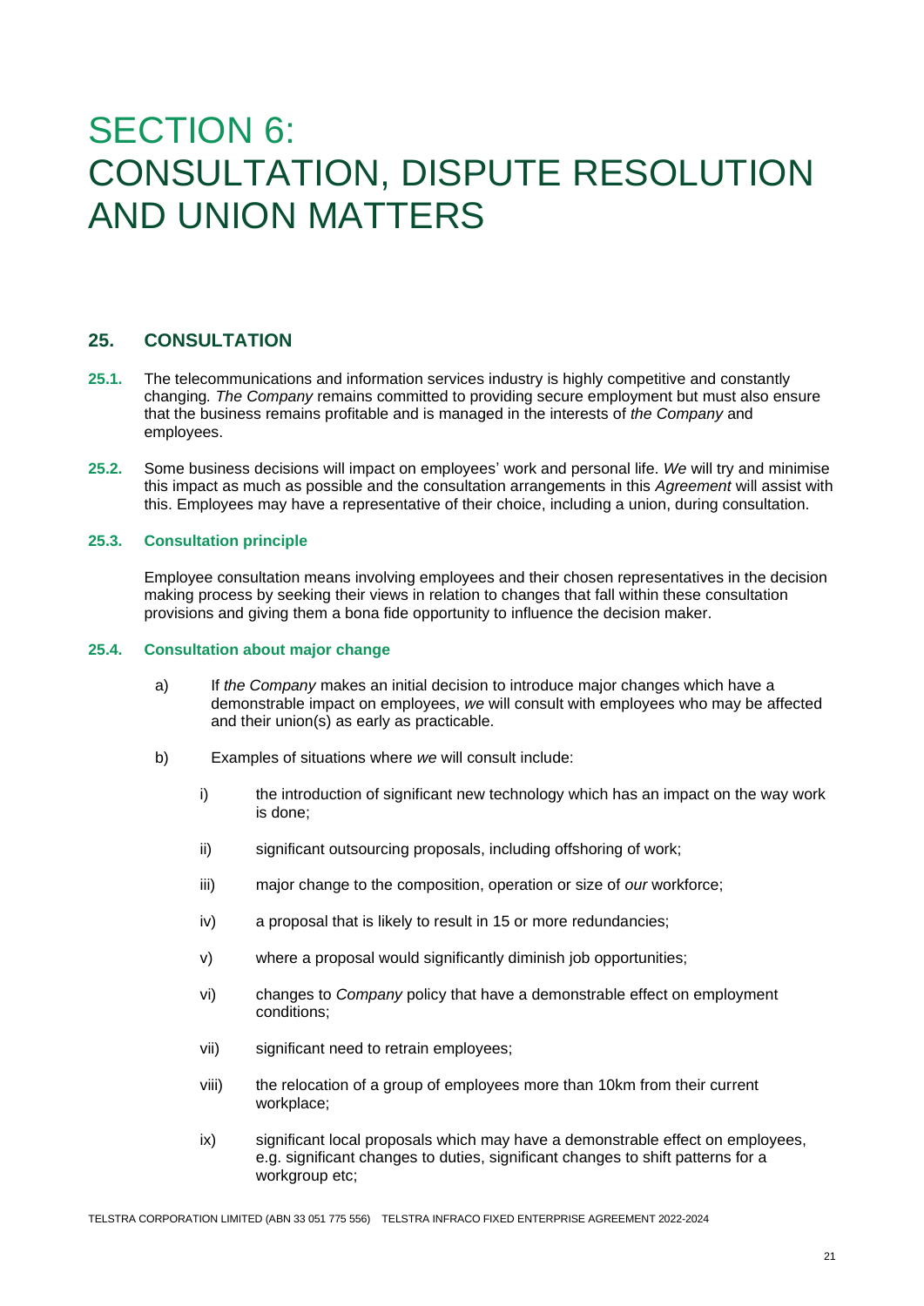# SECTION 6: CONSULTATION, DISPUTE RESOLUTION AND UNION MATTERS

## 25. CONSULTATION

**25.1.** The telecommunications and information services industry is highly competitive and constantly changing. *The Company* remains committed to providing secure employment but must also ensure that the business remains profitable and is managed in the interests of *the Company* and employees.

**25.2.** Some business decisions will impact on employees' work and personal life. *We* will try and minimise this impact as much as possible and the consultation arrangements in this *Agreement* will assist with this. Employees may have a representative of their choice, including a union, during consultation.

### 25.3. Consultation principle

Employee consultation means involving employees and their chosen representatives in the decision making process by seeking their views in relation to changes that fall within these consultation provisions and giving them a bona fide opportunity to influence the decision maker.

### 25.4. Consultation about major change

a) If *the Company* makes an initial decision to introduce major changes which have a demonstrable impact on employees, *we* will consult with employees who may be affected and their union(s) as early as practicable.

b) Examples of situations where *we* will consult include:

   i) the introduction of significant new technology which has an impact on the way work is done;

   ii) significant outsourcing proposals, including offshoring of work;

   iii) major change to the composition, operation or size of *our* workforce;

   iv) a proposal that is likely to result in 15 or more redundancies;

   v) where a proposal would significantly diminish job opportunities;

   vi) changes to *Company* policy that have a demonstrable effect on employment conditions;

   vii) significant need to retrain employees;

   viii) the relocation of a group of employees more than 10km from their current workplace;

   ix) significant local proposals which may have a demonstrable effect on employees, e.g. significant changes to duties, significant changes to shift patterns for a workgroup etc;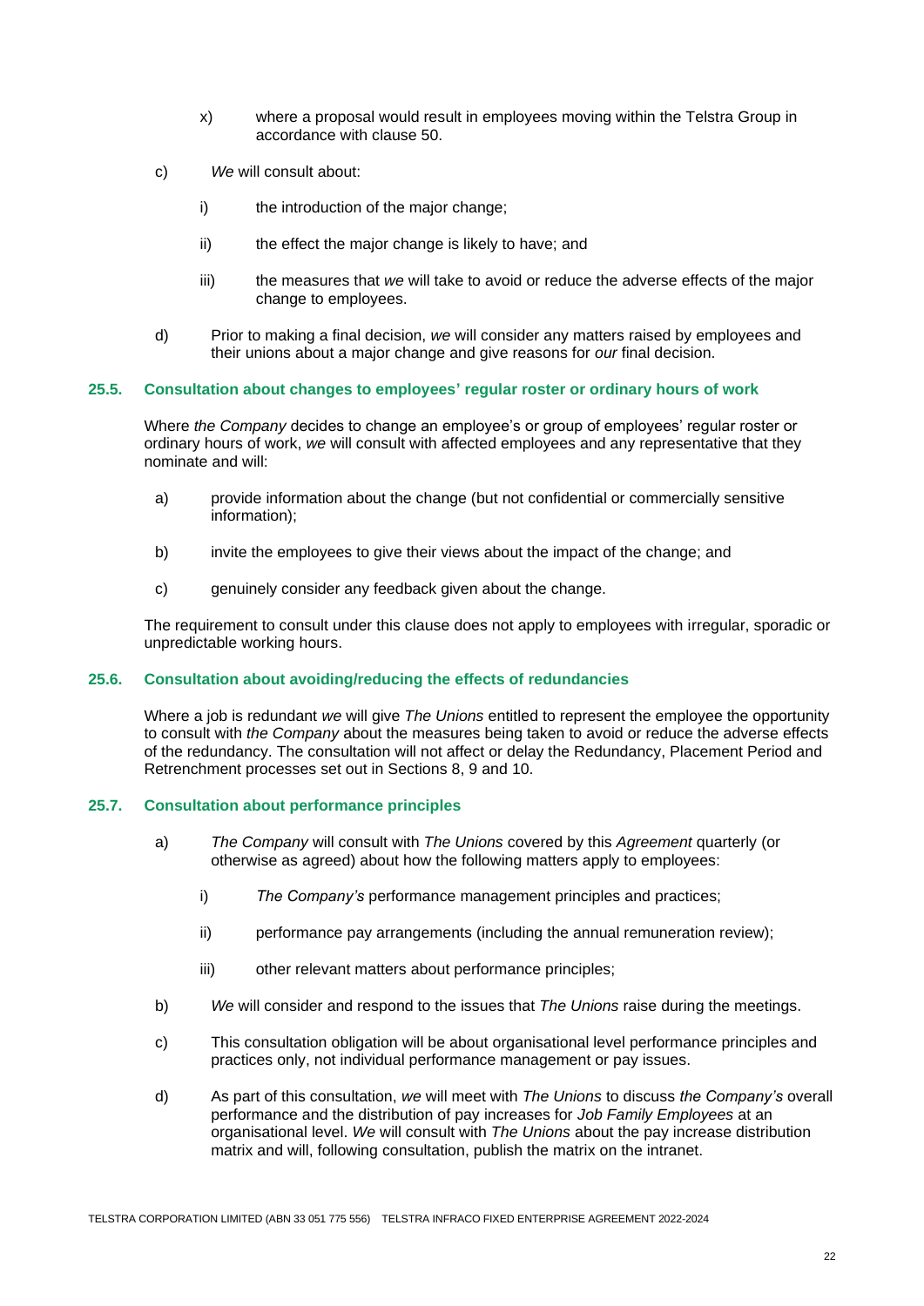x) where a proposal would result in employees moving within the Telstra Group in accordance with clause 50.

c) *We* will consult about:

i) the introduction of the major change;

ii) the effect the major change is likely to have; and

iii) the measures that *we* will take to avoid or reduce the adverse effects of the major change to employees.

d) Prior to making a final decision, *we* will consider any matters raised by employees and their unions about a major change and give reasons for *our* final decision.

### 25.5. Consultation about changes to employees' regular roster or ordinary hours of work

Where *the Company* decides to change an employee's or group of employees' regular roster or ordinary hours of work, *we* will consult with affected employees and any representative that they nominate and will:

a) provide information about the change (but not confidential or commercially sensitive information);

b) invite the employees to give their views about the impact of the change; and

c) genuinely consider any feedback given about the change.

The requirement to consult under this clause does not apply to employees with irregular, sporadic or unpredictable working hours.

### 25.6. Consultation about avoiding/reducing the effects of redundancies

Where a job is redundant *we* will give *The Unions* entitled to represent the employee the opportunity to consult with *the Company* about the measures being taken to avoid or reduce the adverse effects of the redundancy. The consultation will not affect or delay the Redundancy, Placement Period and Retrenchment processes set out in Sections 8, 9 and 10.

### 25.7. Consultation about performance principles

a) *The Company* will consult with *The Unions* covered by this *Agreement* quarterly (or otherwise as agreed) about how the following matters apply to employees:

i) *The Company's* performance management principles and practices;

ii) performance pay arrangements (including the annual remuneration review);

iii) other relevant matters about performance principles;

b) *We* will consider and respond to the issues that *The Unions* raise during the meetings.

c) This consultation obligation will be about organisational level performance principles and practices only, not individual performance management or pay issues.

d) As part of this consultation, *we* will meet with *The Unions* to discuss *the Company's* overall performance and the distribution of pay increases for *Job Family Employees* at an organisational level. *We* will consult with *The Unions* about the pay increase distribution matrix and will, following consultation, publish the matrix on the intranet.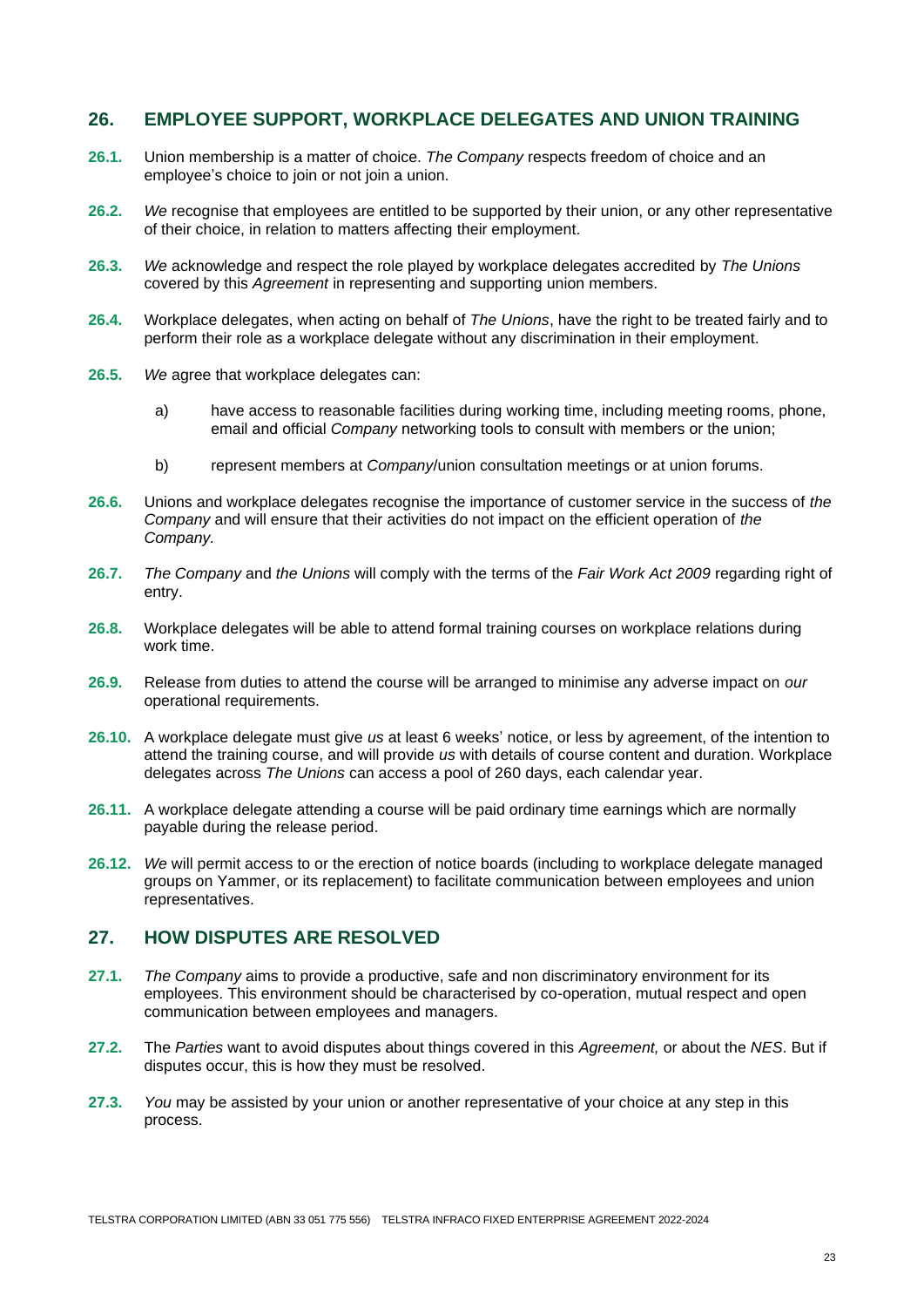## 26. EMPLOYEE SUPPORT, WORKPLACE DELEGATES AND UNION TRAINING

**26.1.** Union membership is a matter of choice. *The Company* respects freedom of choice and an employee's choice to join or not join a union.

**26.2.** *We* recognise that employees are entitled to be supported by their union, or any other representative of their choice, in relation to matters affecting their employment.

**26.3.** *We* acknowledge and respect the role played by workplace delegates accredited by *The Unions* covered by this *Agreement* in representing and supporting union members.

**26.4.** Workplace delegates, when acting on behalf of *The Unions*, have the right to be treated fairly and to perform their role as a workplace delegate without any discrimination in their employment.

**26.5.** *We* agree that workplace delegates can:

a) have access to reasonable facilities during working time, including meeting rooms, phone, email and official *Company* networking tools to consult with members or the union;

b) represent members at *Company*/union consultation meetings or at union forums.

**26.6.** Unions and workplace delegates recognise the importance of customer service in the success of *the Company* and will ensure that their activities do not impact on the efficient operation of *the Company.*

**26.7.** *The Company* and *the Unions* will comply with the terms of the *Fair Work Act 2009* regarding right of entry.

**26.8.** Workplace delegates will be able to attend formal training courses on workplace relations during work time.

**26.9.** Release from duties to attend the course will be arranged to minimise any adverse impact on *our* operational requirements.

**26.10.** A workplace delegate must give *us* at least 6 weeks' notice, or less by agreement, of the intention to attend the training course, and will provide *us* with details of course content and duration. Workplace delegates across *The Unions* can access a pool of 260 days, each calendar year.

**26.11.** A workplace delegate attending a course will be paid ordinary time earnings which are normally payable during the release period.

**26.12.** *We* will permit access to or the erection of notice boards (including to workplace delegate managed groups on Yammer, or its replacement) to facilitate communication between employees and union representatives.

## 27. HOW DISPUTES ARE RESOLVED

**27.1.** *The Company* aims to provide a productive, safe and non discriminatory environment for its employees. This environment should be characterised by co-operation, mutual respect and open communication between employees and managers.

**27.2.** The *Parties* want to avoid disputes about things covered in this *Agreement,* or about the *NES*. But if disputes occur, this is how they must be resolved.

**27.3.** *You* may be assisted by your union or another representative of your choice at any step in this process.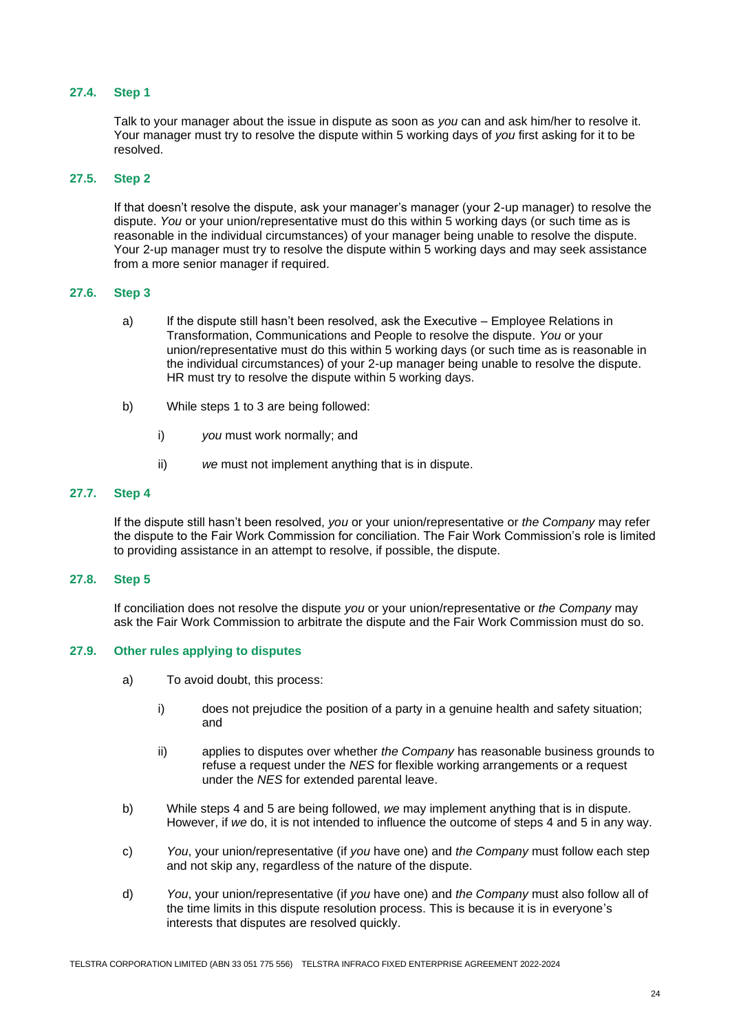### 27.4. Step 1

Talk to your manager about the issue in dispute as soon as *you* can and ask him/her to resolve it. Your manager must try to resolve the dispute within 5 working days of *you* first asking for it to be resolved.

### 27.5. Step 2

If that doesn't resolve the dispute, ask your manager's manager (your 2-up manager) to resolve the dispute. *You* or your union/representative must do this within 5 working days (or such time as is reasonable in the individual circumstances) of your manager being unable to resolve the dispute. Your 2-up manager must try to resolve the dispute within 5 working days and may seek assistance from a more senior manager if required.

### 27.6. Step 3

a) If the dispute still hasn't been resolved, ask the Executive – Employee Relations in Transformation, Communications and People to resolve the dispute. *You* or your union/representative must do this within 5 working days (or such time as is reasonable in the individual circumstances) of your 2-up manager being unable to resolve the dispute. HR must try to resolve the dispute within 5 working days.

b) While steps 1 to 3 are being followed:

   i) *you* must work normally; and

   ii) *we* must not implement anything that is in dispute.

### 27.7. Step 4

If the dispute still hasn't been resolved, *you* or your union/representative or *the Company* may refer the dispute to the Fair Work Commission for conciliation. The Fair Work Commission's role is limited to providing assistance in an attempt to resolve, if possible, the dispute.

### 27.8. Step 5

If conciliation does not resolve the dispute *you* or your union/representative or *the Company* may ask the Fair Work Commission to arbitrate the dispute and the Fair Work Commission must do so.

### 27.9. Other rules applying to disputes

a) To avoid doubt, this process:

   i) does not prejudice the position of a party in a genuine health and safety situation; and

   ii) applies to disputes over whether *the Company* has reasonable business grounds to refuse a request under the *NES* for flexible working arrangements or a request under the *NES* for extended parental leave.

b) While steps 4 and 5 are being followed, *we* may implement anything that is in dispute. However, if *we* do, it is not intended to influence the outcome of steps 4 and 5 in any way.

c) *You*, your union/representative (if *you* have one) and *the Company* must follow each step and not skip any, regardless of the nature of the dispute.

d) *You*, your union/representative (if *you* have one) and *the Company* must also follow all of the time limits in this dispute resolution process. This is because it is in everyone's interests that disputes are resolved quickly.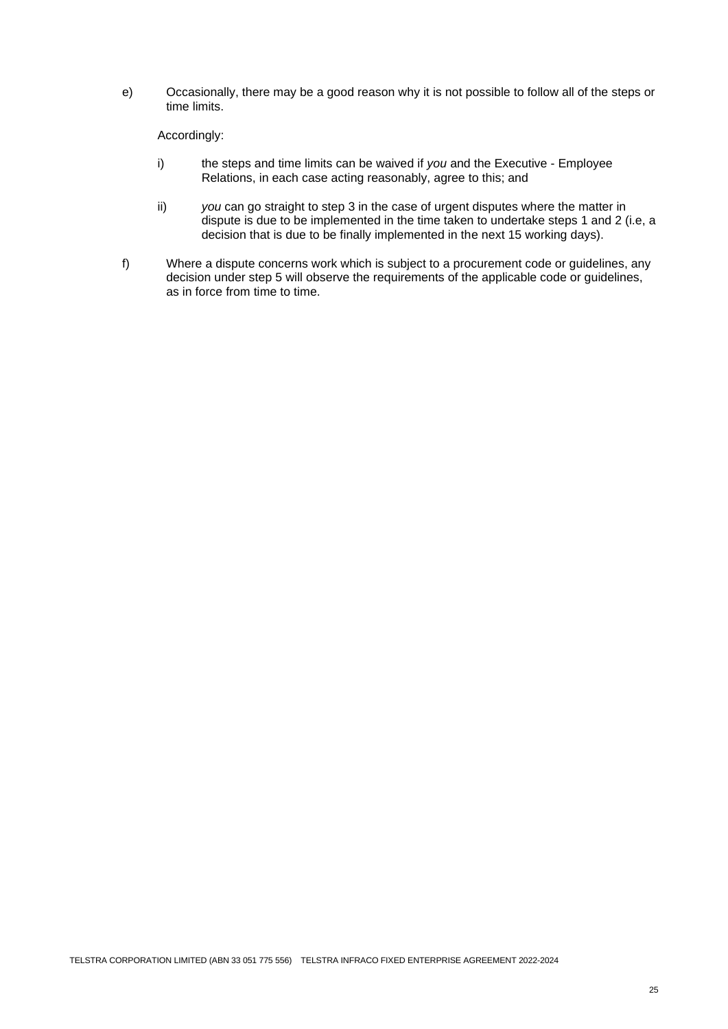e) Occasionally, there may be a good reason why it is not possible to follow all of the steps or time limits.

   Accordingly:

   i) the steps and time limits can be waived if *you* and the Executive - Employee Relations, in each case acting reasonably, agree to this; and

   ii) *you* can go straight to step 3 in the case of urgent disputes where the matter in dispute is due to be implemented in the time taken to undertake steps 1 and 2 (i.e, a decision that is due to be finally implemented in the next 15 working days).

f) Where a dispute concerns work which is subject to a procurement code or guidelines, any decision under step 5 will observe the requirements of the applicable code or guidelines, as in force from time to time.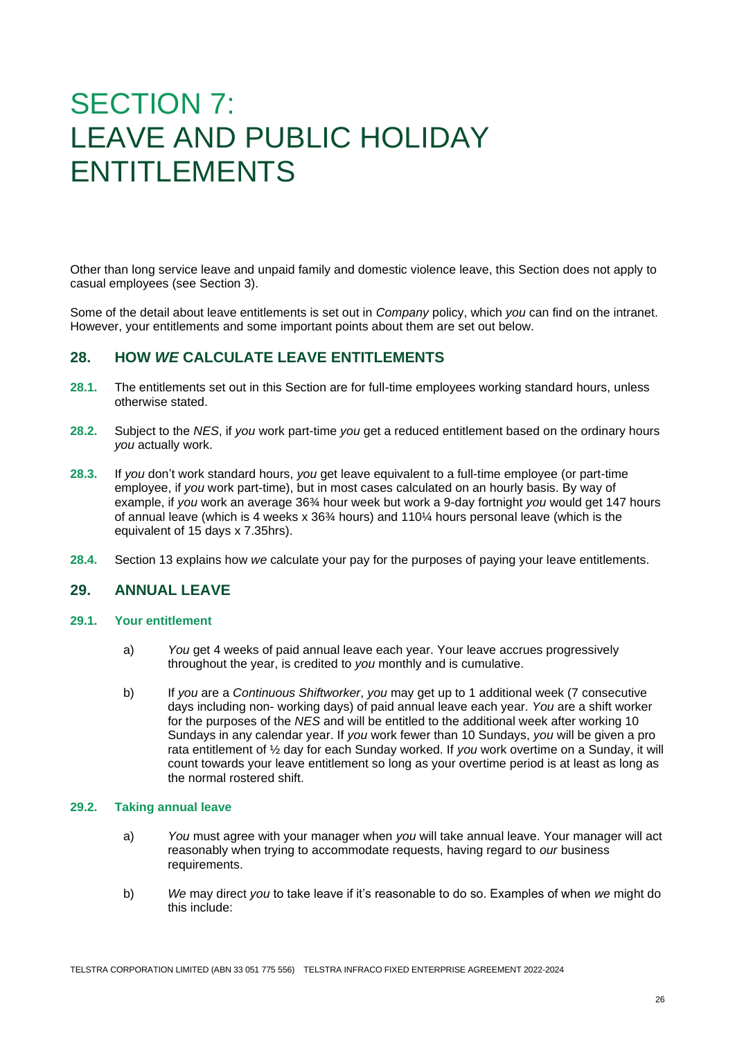# SECTION 7: LEAVE AND PUBLIC HOLIDAY ENTITLEMENTS

Other than long service leave and unpaid family and domestic violence leave, this Section does not apply to casual employees (see Section 3).

Some of the detail about leave entitlements is set out in *Company* policy, which *you* can find on the intranet. However, your entitlements and some important points about them are set out below.

## 28. HOW *WE* CALCULATE LEAVE ENTITLEMENTS

**28.1.** The entitlements set out in this Section are for full-time employees working standard hours, unless otherwise stated.

**28.2.** Subject to the *NES*, if *you* work part-time *you* get a reduced entitlement based on the ordinary hours *you* actually work.

**28.3.** If *you* don't work standard hours, *you* get leave equivalent to a full-time employee (or part-time employee, if *you* work part-time), but in most cases calculated on an hourly basis. By way of example, if *you* work an average 36¾ hour week but work a 9-day fortnight *you* would get 147 hours of annual leave (which is 4 weeks x 36¾ hours) and 110¼ hours personal leave (which is the equivalent of 15 days x 7.35hrs).

**28.4.** Section 13 explains how *we* calculate your pay for the purposes of paying your leave entitlements.

## 29. ANNUAL LEAVE

### 29.1. Your entitlement

a) *You* get 4 weeks of paid annual leave each year. Your leave accrues progressively throughout the year, is credited to *you* monthly and is cumulative.

b) If *you* are a *Continuous Shiftworker*, *you* may get up to 1 additional week (7 consecutive days including non- working days) of paid annual leave each year. *You* are a shift worker for the purposes of the *NES* and will be entitled to the additional week after working 10 Sundays in any calendar year. If *you* work fewer than 10 Sundays, *you* will be given a pro rata entitlement of ½ day for each Sunday worked. If *you* work overtime on a Sunday, it will count towards your leave entitlement so long as your overtime period is at least as long as the normal rostered shift.

### 29.2. Taking annual leave

a) *You* must agree with your manager when *you* will take annual leave. Your manager will act reasonably when trying to accommodate requests, having regard to *our* business requirements.

b) *We* may direct *you* to take leave if it's reasonable to do so. Examples of when *we* might do this include: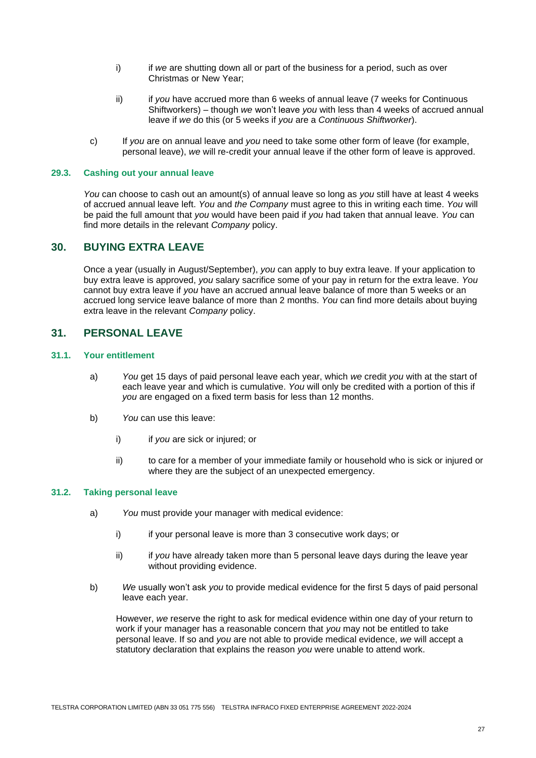i) if *we* are shutting down all or part of the business for a period, such as over Christmas or New Year;

ii) if *you* have accrued more than 6 weeks of annual leave (7 weeks for Continuous Shiftworkers) – though *we* won't leave *you* with less than 4 weeks of accrued annual leave if *we* do this (or 5 weeks if *you* are a *Continuous Shiftworker*).

c) If *you* are on annual leave and *you* need to take some other form of leave (for example, personal leave), *we* will re-credit your annual leave if the other form of leave is approved.

### 29.3. Cashing out your annual leave

*You* can choose to cash out an amount(s) of annual leave so long as *you* still have at least 4 weeks of accrued annual leave left. *You* and *the Company* must agree to this in writing each time. *You* will be paid the full amount that *you* would have been paid if *you* had taken that annual leave. *You* can find more details in the relevant *Company* policy.

## 30. BUYING EXTRA LEAVE

Once a year (usually in August/September), *you* can apply to buy extra leave. If your application to buy extra leave is approved, *you* salary sacrifice some of your pay in return for the extra leave. *You* cannot buy extra leave if *you* have an accrued annual leave balance of more than 5 weeks or an accrued long service leave balance of more than 2 months. *You* can find more details about buying extra leave in the relevant *Company* policy.

## 31. PERSONAL LEAVE

### 31.1. Your entitlement

a) *You* get 15 days of paid personal leave each year, which *we* credit *you* with at the start of each leave year and which is cumulative. *You* will only be credited with a portion of this if *you* are engaged on a fixed term basis for less than 12 months.

b) *You* can use this leave:

i) if *you* are sick or injured; or

ii) to care for a member of your immediate family or household who is sick or injured or where they are the subject of an unexpected emergency.

### 31.2. Taking personal leave

a) *You* must provide your manager with medical evidence:

i) if your personal leave is more than 3 consecutive work days; or

ii) if *you* have already taken more than 5 personal leave days during the leave year without providing evidence.

b) *We* usually won't ask *you* to provide medical evidence for the first 5 days of paid personal leave each year.

However, *we* reserve the right to ask for medical evidence within one day of your return to work if your manager has a reasonable concern that *you* may not be entitled to take personal leave. If so and *you* are not able to provide medical evidence, *we* will accept a statutory declaration that explains the reason *you* were unable to attend work.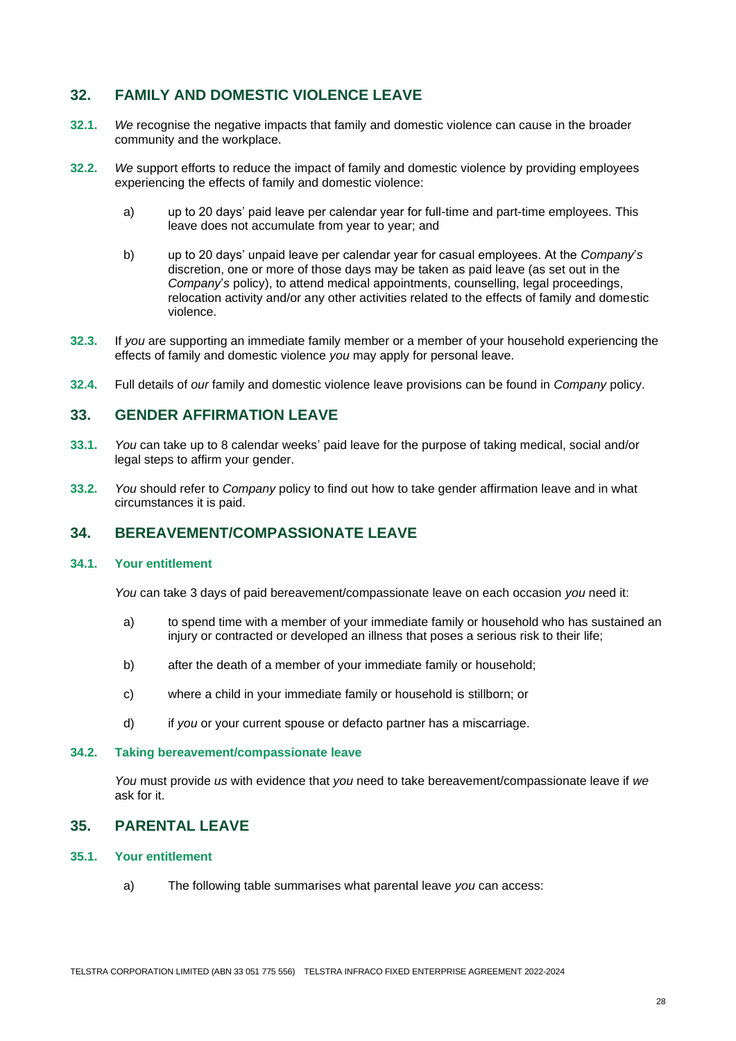## 32. FAMILY AND DOMESTIC VIOLENCE LEAVE

**32.1.** *We* recognise the negative impacts that family and domestic violence can cause in the broader community and the workplace.

**32.2.** *We* support efforts to reduce the impact of family and domestic violence by providing employees experiencing the effects of family and domestic violence:

a) up to 20 days' paid leave per calendar year for full-time and part-time employees. This leave does not accumulate from year to year; and

b) up to 20 days' unpaid leave per calendar year for casual employees. At the *Company's* discretion, one or more of those days may be taken as paid leave (as set out in the *Company's* policy), to attend medical appointments, counselling, legal proceedings, relocation activity and/or any other activities related to the effects of family and domestic violence.

**32.3.** If *you* are supporting an immediate family member or a member of your household experiencing the effects of family and domestic violence *you* may apply for personal leave.

**32.4.** Full details of *our* family and domestic violence leave provisions can be found in *Company* policy.

## 33. GENDER AFFIRMATION LEAVE

**33.1.** *You* can take up to 8 calendar weeks' paid leave for the purpose of taking medical, social and/or legal steps to affirm your gender.

**33.2.** *You* should refer to *Company* policy to find out how to take gender affirmation leave and in what circumstances it is paid.

## 34. BEREAVEMENT/COMPASSIONATE LEAVE

### 34.1. Your entitlement

*You* can take 3 days of paid bereavement/compassionate leave on each occasion *you* need it:

a) to spend time with a member of your immediate family or household who has sustained an injury or contracted or developed an illness that poses a serious risk to their life;

b) after the death of a member of your immediate family or household;

c) where a child in your immediate family or household is stillborn; or

d) if *you* or your current spouse or defacto partner has a miscarriage.

### 34.2. Taking bereavement/compassionate leave

*You* must provide *us* with evidence that *you* need to take bereavement/compassionate leave if *we* ask for it.

## 35. PARENTAL LEAVE

### 35.1. Your entitlement

a) The following table summarises what parental leave *you* can access: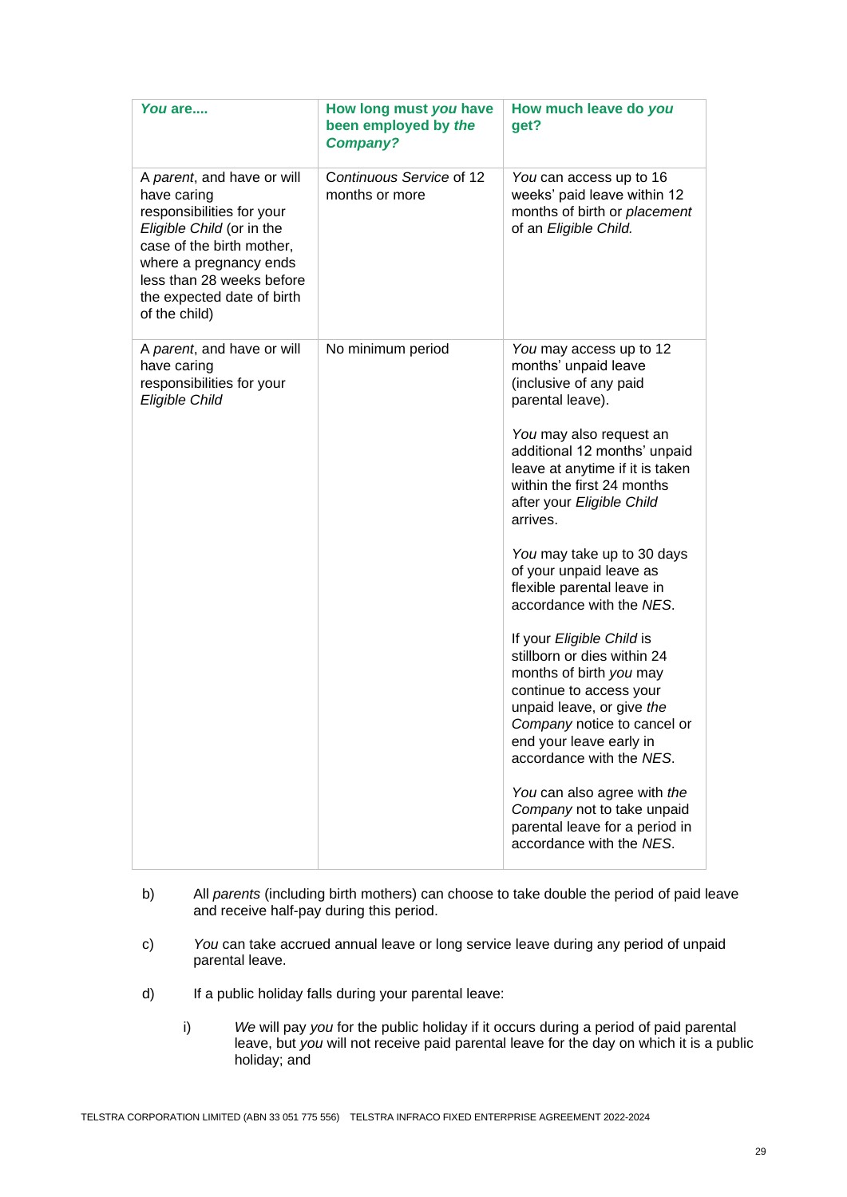| *You* are.... | How long must *you* have been employed by *the Company?* | How much leave do *you* get? |
| --- | --- | --- |
| A *parent*, and have or will have caring responsibilities for your *Eligible Child* (or in the case of the birth mother, where a pregnancy ends less than 28 weeks before the expected date of birth of the child) | *Continuous Service* of 12 months or more | *You* can access up to 16 weeks' paid leave within 12 months of birth or *placement* of an *Eligible Child.* |
| A *parent*, and have or will have caring responsibilities for your *Eligible Child* | No minimum period | *You* may access up to 12 months' unpaid leave (inclusive of any paid parental leave).<br><br>*You* may also request an additional 12 months' unpaid leave at anytime if it is taken within the first 24 months after your *Eligible Child* arrives.<br><br>*You* may take up to 30 days of your unpaid leave as flexible parental leave in accordance with the *NES*.<br><br>If your *Eligible Child* is stillborn or dies within 24 months of birth *you* may continue to access your unpaid leave, or give *the Company* notice to cancel or end your leave early in accordance with the *NES*.<br><br>*You* can also agree with *the Company* not to take unpaid parental leave for a period in accordance with the *NES*. |

b) All *parents* (including birth mothers) can choose to take double the period of paid leave and receive half-pay during this period.

c) *You* can take accrued annual leave or long service leave during any period of unpaid parental leave.

d) If a public holiday falls during your parental leave:

   i) *We* will pay *you* for the public holiday if it occurs during a period of paid parental leave, but *you* will not receive paid parental leave for the day on which it is a public holiday; and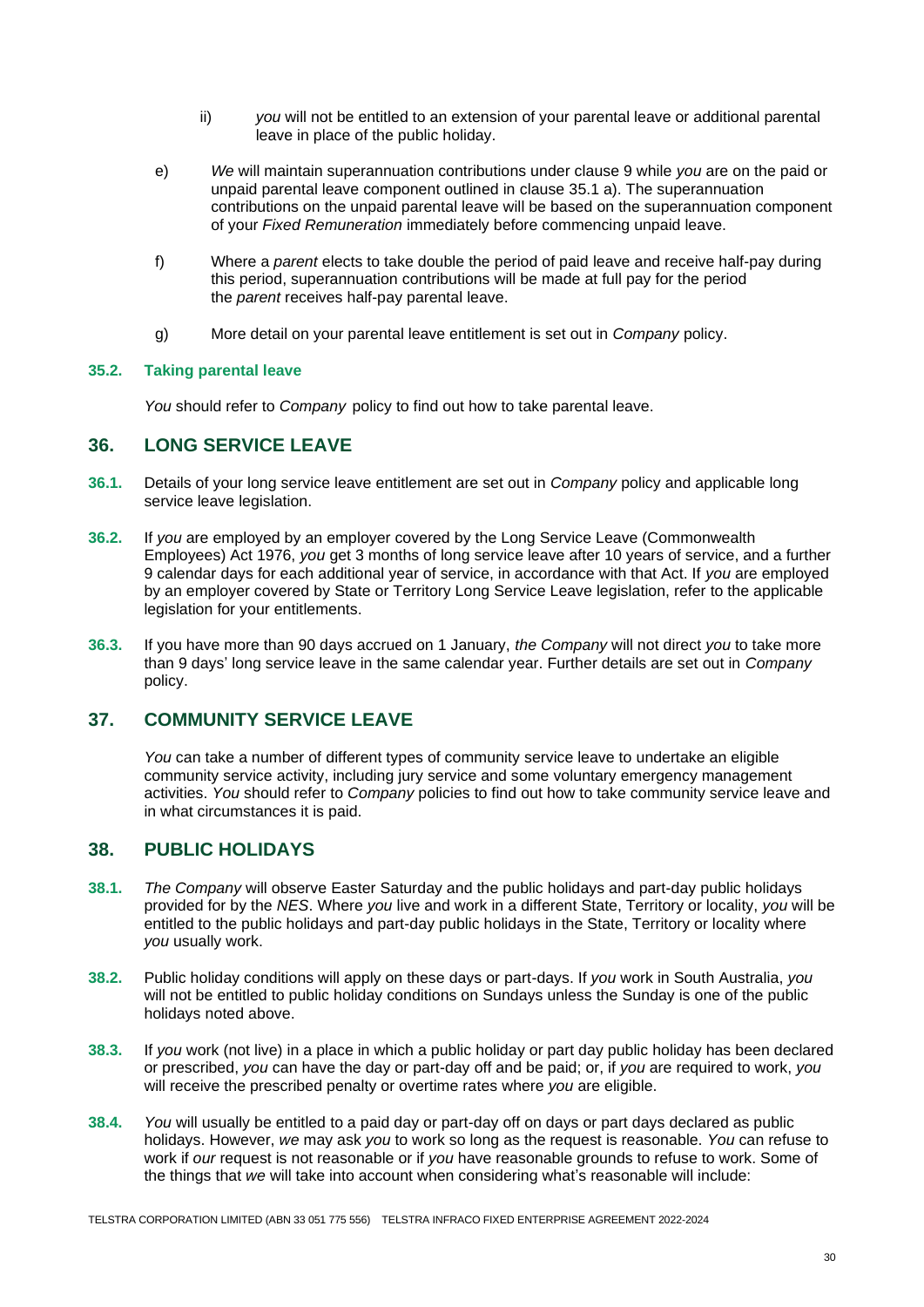ii) *you* will not be entitled to an extension of your parental leave or additional parental leave in place of the public holiday.

e) *We* will maintain superannuation contributions under clause 9 while *you* are on the paid or unpaid parental leave component outlined in clause 35.1 a). The superannuation contributions on the unpaid parental leave will be based on the superannuation component of your *Fixed Remuneration* immediately before commencing unpaid leave.

f) Where a *parent* elects to take double the period of paid leave and receive half-pay during this period, superannuation contributions will be made at full pay for the period the *parent* receives half-pay parental leave.

g) More detail on your parental leave entitlement is set out in *Company* policy.

### 35.2. Taking parental leave

*You* should refer to *Company* policy to find out how to take parental leave.

## 36. LONG SERVICE LEAVE

**36.1.** Details of your long service leave entitlement are set out in *Company* policy and applicable long service leave legislation.

**36.2.** If *you* are employed by an employer covered by the Long Service Leave (Commonwealth Employees) Act 1976, *you* get 3 months of long service leave after 10 years of service, and a further 9 calendar days for each additional year of service, in accordance with that Act. If *you* are employed by an employer covered by State or Territory Long Service Leave legislation, refer to the applicable legislation for your entitlements.

**36.3.** If you have more than 90 days accrued on 1 January, *the Company* will not direct *you* to take more than 9 days' long service leave in the same calendar year. Further details are set out in *Company* policy.

## 37. COMMUNITY SERVICE LEAVE

*You* can take a number of different types of community service leave to undertake an eligible community service activity, including jury service and some voluntary emergency management activities. *You* should refer to *Company* policies to find out how to take community service leave and in what circumstances it is paid.

## 38. PUBLIC HOLIDAYS

**38.1.** *The Company* will observe Easter Saturday and the public holidays and part-day public holidays provided for by the *NES*. Where *you* live and work in a different State, Territory or locality, *you* will be entitled to the public holidays and part-day public holidays in the State, Territory or locality where *you* usually work.

**38.2.** Public holiday conditions will apply on these days or part-days. If *you* work in South Australia, *you* will not be entitled to public holiday conditions on Sundays unless the Sunday is one of the public holidays noted above.

**38.3.** If *you* work (not live) in a place in which a public holiday or part day public holiday has been declared or prescribed, *you* can have the day or part-day off and be paid; or, if *you* are required to work, *you* will receive the prescribed penalty or overtime rates where *you* are eligible.

**38.4.** *You* will usually be entitled to a paid day or part-day off on days or part days declared as public holidays. However, *we* may ask *you* to work so long as the request is reasonable. *You* can refuse to work if *our* request is not reasonable or if *you* have reasonable grounds to refuse to work. Some of the things that *we* will take into account when considering what's reasonable will include: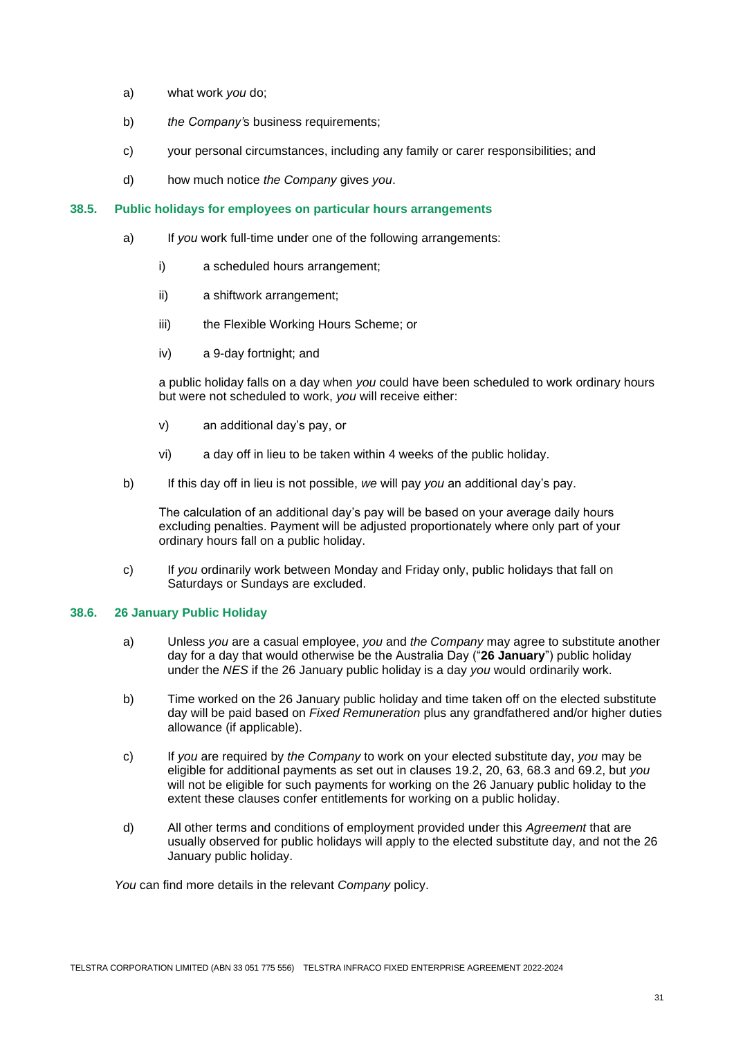a) what work *you* do;

b) *the Company's* business requirements;

c) your personal circumstances, including any family or carer responsibilities; and

d) how much notice *the Company* gives *you*.

### 38.5. Public holidays for employees on particular hours arrangements

a) If *you* work full-time under one of the following arrangements:

   i) a scheduled hours arrangement;

   ii) a shiftwork arrangement;

   iii) the Flexible Working Hours Scheme; or

   iv) a 9-day fortnight; and

   a public holiday falls on a day when *you* could have been scheduled to work ordinary hours but were not scheduled to work, *you* will receive either:

   v) an additional day's pay, or

   vi) a day off in lieu to be taken within 4 weeks of the public holiday.

b) If this day off in lieu is not possible, *we* will pay *you* an additional day's pay.

   The calculation of an additional day's pay will be based on your average daily hours excluding penalties. Payment will be adjusted proportionately where only part of your ordinary hours fall on a public holiday.

c) If *you* ordinarily work between Monday and Friday only, public holidays that fall on Saturdays or Sundays are excluded.

### 38.6. 26 January Public Holiday

a) Unless *you* are a casual employee, *you* and *the Company* may agree to substitute another day for a day that would otherwise be the Australia Day ("**26 January**") public holiday under the *NES* if the 26 January public holiday is a day *you* would ordinarily work.

b) Time worked on the 26 January public holiday and time taken off on the elected substitute day will be paid based on *Fixed Remuneration* plus any grandfathered and/or higher duties allowance (if applicable).

c) If *you* are required by *the Company* to work on your elected substitute day, *you* may be eligible for additional payments as set out in clauses 19.2, 20, 63, 68.3 and 69.2, but *you* will not be eligible for such payments for working on the 26 January public holiday to the extent these clauses confer entitlements for working on a public holiday.

d) All other terms and conditions of employment provided under this *Agreement* that are usually observed for public holidays will apply to the elected substitute day, and not the 26 January public holiday.

*You* can find more details in the relevant *Company* policy.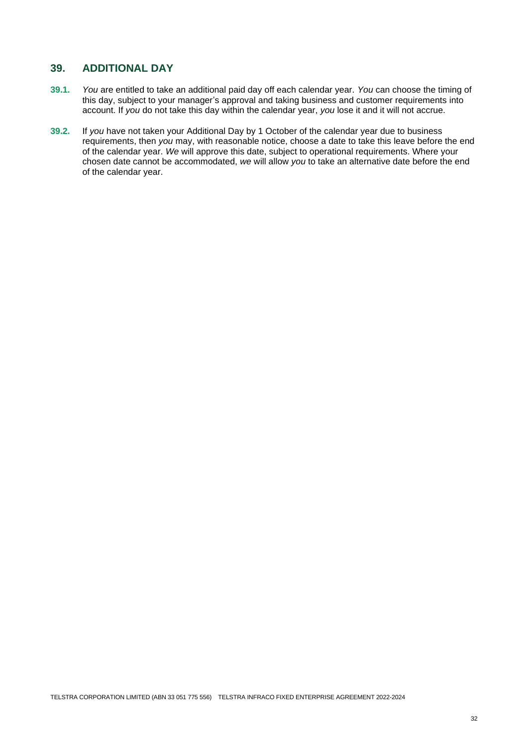## 39. ADDITIONAL DAY

**39.1.** *You* are entitled to take an additional paid day off each calendar year. *You* can choose the timing of this day, subject to your manager's approval and taking business and customer requirements into account. If *you* do not take this day within the calendar year, *you* lose it and it will not accrue.

**39.2.** If *you* have not taken your Additional Day by 1 October of the calendar year due to business requirements, then *you* may, with reasonable notice, choose a date to take this leave before the end of the calendar year. *We* will approve this date, subject to operational requirements. Where your chosen date cannot be accommodated, *we* will allow *you* to take an alternative date before the end of the calendar year.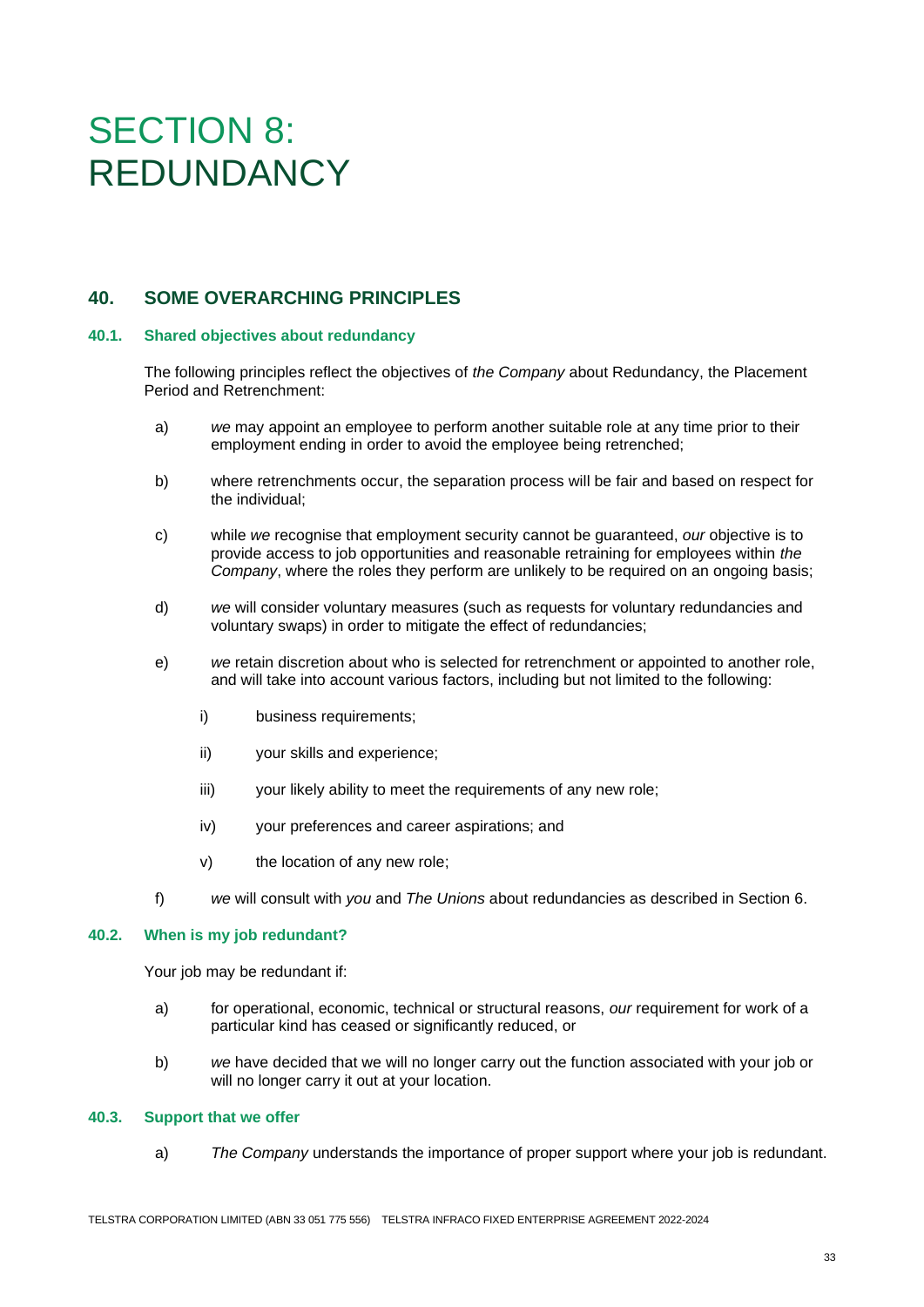# SECTION 8: REDUNDANCY

## 40. SOME OVERARCHING PRINCIPLES

### 40.1. Shared objectives about redundancy

The following principles reflect the objectives of *the Company* about Redundancy, the Placement Period and Retrenchment:

a) *we* may appoint an employee to perform another suitable role at any time prior to their employment ending in order to avoid the employee being retrenched;

b) where retrenchments occur, the separation process will be fair and based on respect for the individual;

c) while *we* recognise that employment security cannot be guaranteed, *our* objective is to provide access to job opportunities and reasonable retraining for employees within *the Company*, where the roles they perform are unlikely to be required on an ongoing basis;

d) *we* will consider voluntary measures (such as requests for voluntary redundancies and voluntary swaps) in order to mitigate the effect of redundancies;

e) *we* retain discretion about who is selected for retrenchment or appointed to another role, and will take into account various factors, including but not limited to the following:

   i) business requirements;

   ii) your skills and experience;

   iii) your likely ability to meet the requirements of any new role;

   iv) your preferences and career aspirations; and

   v) the location of any new role;

f) *we* will consult with *you* and *The Unions* about redundancies as described in Section 6.

### 40.2. When is my job redundant?

Your job may be redundant if:

a) for operational, economic, technical or structural reasons, *our* requirement for work of a particular kind has ceased or significantly reduced, or

b) *we* have decided that we will no longer carry out the function associated with your job or will no longer carry it out at your location.

### 40.3. Support that we offer

a) *The Company* understands the importance of proper support where your job is redundant.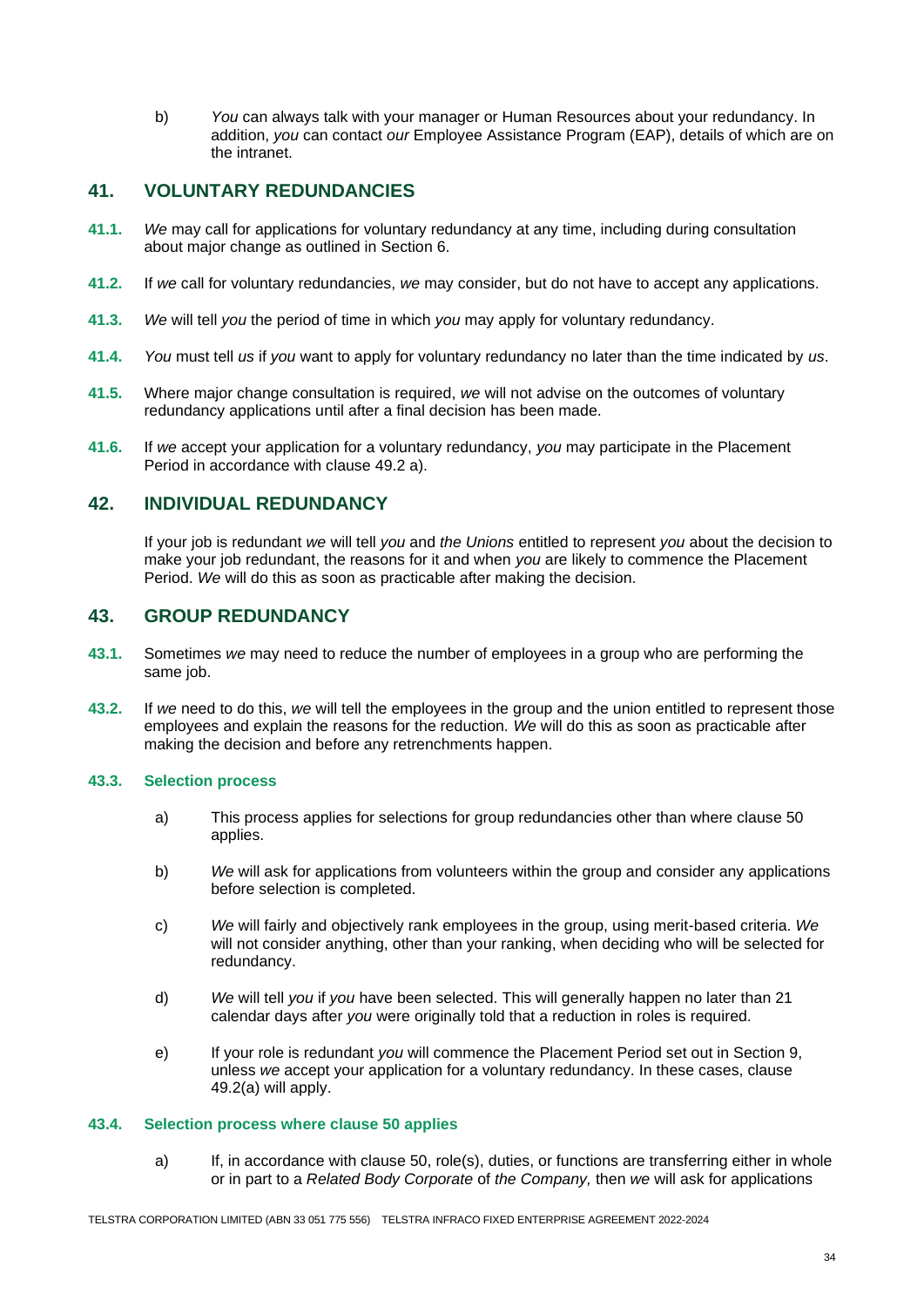b) *You* can always talk with your manager or Human Resources about your redundancy. In addition, *you* can contact *our* Employee Assistance Program (EAP), details of which are on the intranet.

## 41. VOLUNTARY REDUNDANCIES

**41.1.** *We* may call for applications for voluntary redundancy at any time, including during consultation about major change as outlined in Section 6.

**41.2.** If *we* call for voluntary redundancies, *we* may consider, but do not have to accept any applications.

**41.3.** *We* will tell *you* the period of time in which *you* may apply for voluntary redundancy.

**41.4.** *You* must tell *us* if *you* want to apply for voluntary redundancy no later than the time indicated by *us*.

**41.5.** Where major change consultation is required, *we* will not advise on the outcomes of voluntary redundancy applications until after a final decision has been made.

**41.6.** If *we* accept your application for a voluntary redundancy, *you* may participate in the Placement Period in accordance with clause 49.2 a).

## 42. INDIVIDUAL REDUNDANCY

If your job is redundant *we* will tell *you* and *the Unions* entitled to represent *you* about the decision to make your job redundant, the reasons for it and when *you* are likely to commence the Placement Period. *We* will do this as soon as practicable after making the decision.

## 43. GROUP REDUNDANCY

**43.1.** Sometimes *we* may need to reduce the number of employees in a group who are performing the same job.

**43.2.** If *we* need to do this, *we* will tell the employees in the group and the union entitled to represent those employees and explain the reasons for the reduction. *We* will do this as soon as practicable after making the decision and before any retrenchments happen.

### 43.3. Selection process

a) This process applies for selections for group redundancies other than where clause 50 applies.

b) *We* will ask for applications from volunteers within the group and consider any applications before selection is completed.

c) *We* will fairly and objectively rank employees in the group, using merit-based criteria. *We* will not consider anything, other than your ranking, when deciding who will be selected for redundancy.

d) *We* will tell *you* if *you* have been selected. This will generally happen no later than 21 calendar days after *you* were originally told that a reduction in roles is required.

e) If your role is redundant *you* will commence the Placement Period set out in Section 9, unless *we* accept your application for a voluntary redundancy. In these cases, clause 49.2(a) will apply.

### 43.4. Selection process where clause 50 applies

a) If, in accordance with clause 50, role(s), duties, or functions are transferring either in whole or in part to a *Related Body Corporate* of *the Company,* then *we* will ask for applications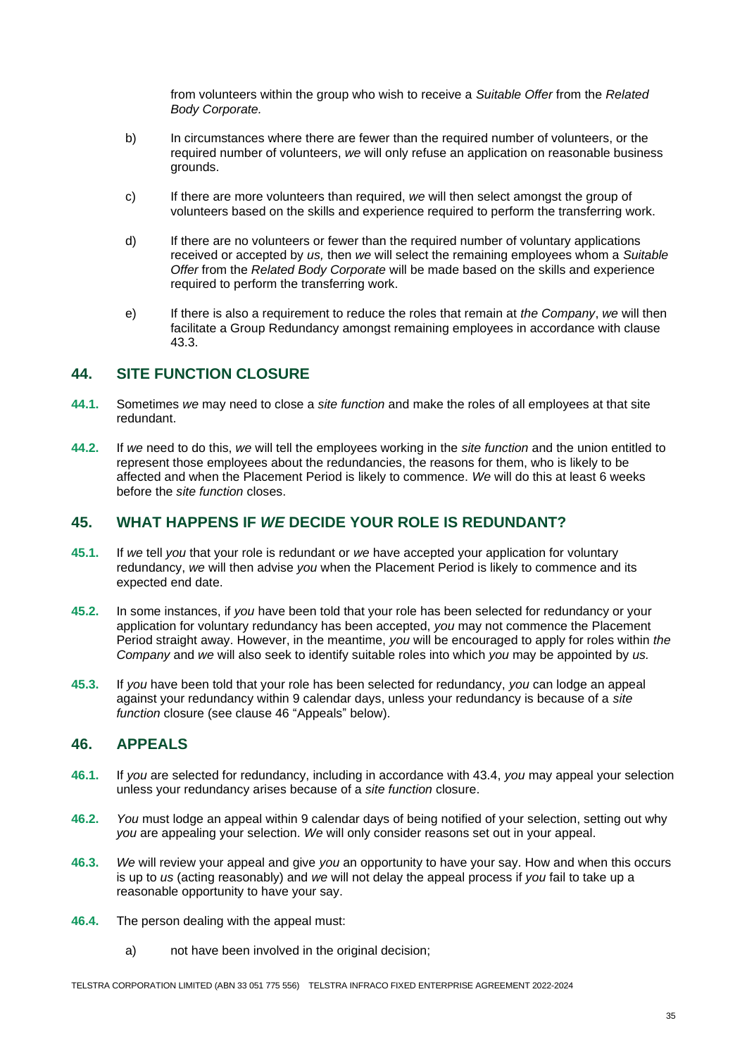from volunteers within the group who wish to receive a *Suitable Offer* from the *Related Body Corporate.*

b) In circumstances where there are fewer than the required number of volunteers, or the required number of volunteers, *we* will only refuse an application on reasonable business grounds.

c) If there are more volunteers than required, *we* will then select amongst the group of volunteers based on the skills and experience required to perform the transferring work.

d) If there are no volunteers or fewer than the required number of voluntary applications received or accepted by *us,* then *we* will select the remaining employees whom a *Suitable Offer* from the *Related Body Corporate* will be made based on the skills and experience required to perform the transferring work.

e) If there is also a requirement to reduce the roles that remain at *the Company*, *we* will then facilitate a Group Redundancy amongst remaining employees in accordance with clause 43.3.

## 44. SITE FUNCTION CLOSURE

**44.1.** Sometimes *we* may need to close a *site function* and make the roles of all employees at that site redundant.

**44.2.** If *we* need to do this, *we* will tell the employees working in the *site function* and the union entitled to represent those employees about the redundancies, the reasons for them, who is likely to be affected and when the Placement Period is likely to commence. *We* will do this at least 6 weeks before the *site function* closes.

## 45. WHAT HAPPENS IF *WE* DECIDE YOUR ROLE IS REDUNDANT?

**45.1.** If *we* tell *you* that your role is redundant or *we* have accepted your application for voluntary redundancy, *we* will then advise *you* when the Placement Period is likely to commence and its expected end date.

**45.2.** In some instances, if *you* have been told that your role has been selected for redundancy or your application for voluntary redundancy has been accepted, *you* may not commence the Placement Period straight away. However, in the meantime, *you* will be encouraged to apply for roles within *the Company* and *we* will also seek to identify suitable roles into which *you* may be appointed by *us.*

**45.3.** If *you* have been told that your role has been selected for redundancy, *you* can lodge an appeal against your redundancy within 9 calendar days, unless your redundancy is because of a *site function* closure (see clause 46 "Appeals" below).

## 46. APPEALS

**46.1.** If *you* are selected for redundancy, including in accordance with 43.4, *you* may appeal your selection unless your redundancy arises because of a *site function* closure.

**46.2.** *You* must lodge an appeal within 9 calendar days of being notified of your selection, setting out why *you* are appealing your selection. *We* will only consider reasons set out in your appeal.

**46.3.** *We* will review your appeal and give *you* an opportunity to have your say. How and when this occurs is up to *us* (acting reasonably) and *we* will not delay the appeal process if *you* fail to take up a reasonable opportunity to have your say.

**46.4.** The person dealing with the appeal must:

a) not have been involved in the original decision;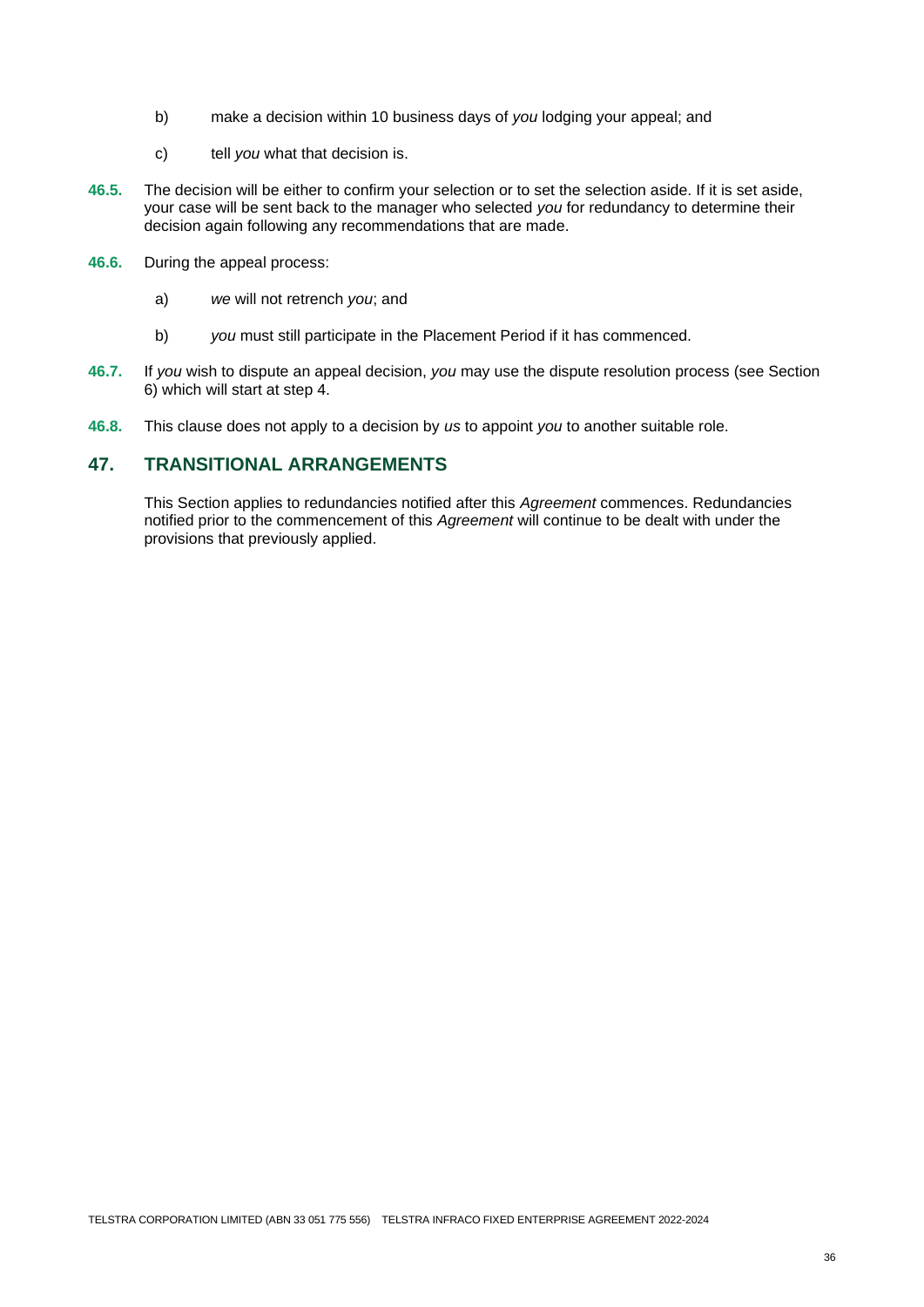b) make a decision within 10 business days of *you* lodging your appeal; and

c) tell *you* what that decision is.

**46.5.** The decision will be either to confirm your selection or to set the selection aside. If it is set aside, your case will be sent back to the manager who selected *you* for redundancy to determine their decision again following any recommendations that are made.

**46.6.** During the appeal process:

a) *we* will not retrench *you*; and

b) *you* must still participate in the Placement Period if it has commenced.

**46.7.** If *you* wish to dispute an appeal decision, *you* may use the dispute resolution process (see Section 6) which will start at step 4.

**46.8.** This clause does not apply to a decision by *us* to appoint *you* to another suitable role.

## 47. TRANSITIONAL ARRANGEMENTS

This Section applies to redundancies notified after this *Agreement* commences. Redundancies notified prior to the commencement of this *Agreement* will continue to be dealt with under the provisions that previously applied.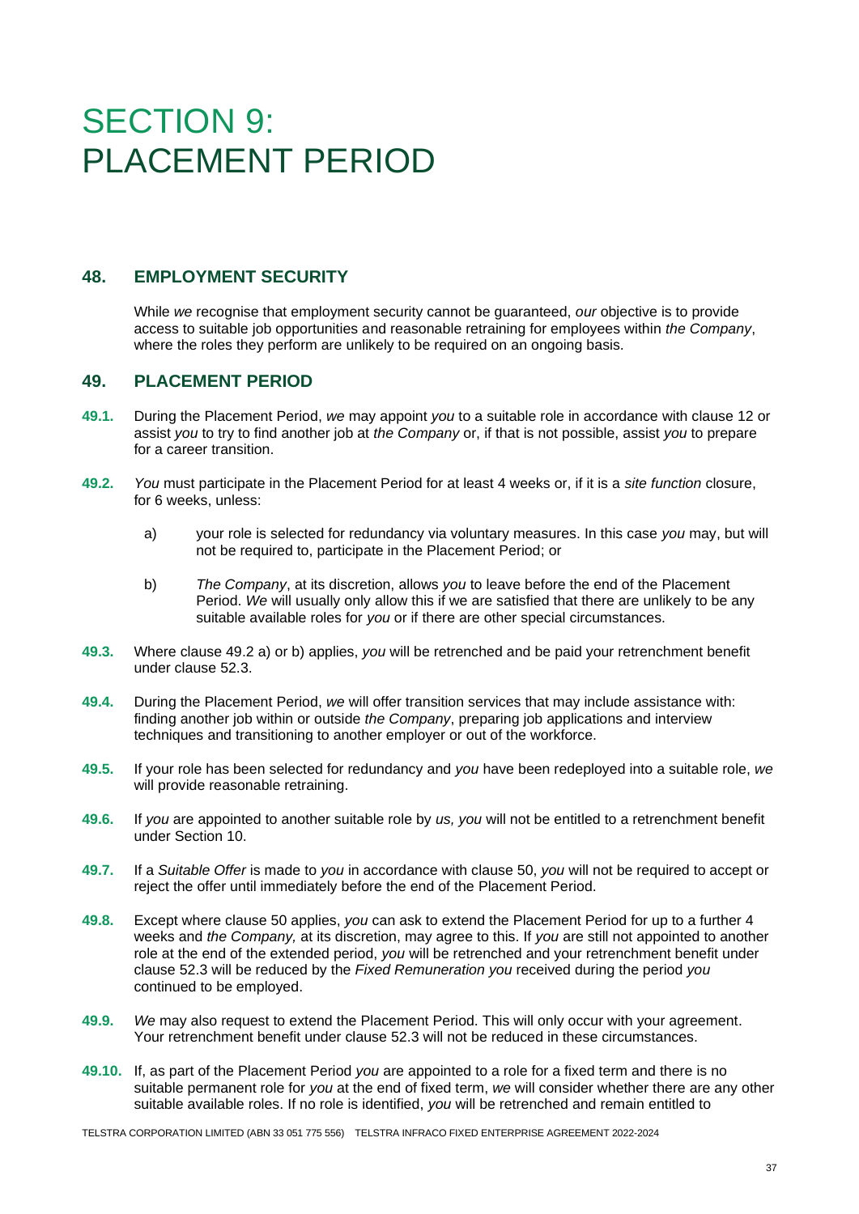# SECTION 9: PLACEMENT PERIOD

## 48. EMPLOYMENT SECURITY

While *we* recognise that employment security cannot be guaranteed, *our* objective is to provide access to suitable job opportunities and reasonable retraining for employees within *the Company*, where the roles they perform are unlikely to be required on an ongoing basis.

## 49. PLACEMENT PERIOD

**49.1.** During the Placement Period, *we* may appoint *you* to a suitable role in accordance with clause 12 or assist *you* to try to find another job at *the Company* or, if that is not possible, assist *you* to prepare for a career transition.

**49.2.** *You* must participate in the Placement Period for at least 4 weeks or, if it is a *site function* closure, for 6 weeks, unless:

a) your role is selected for redundancy via voluntary measures. In this case *you* may, but will not be required to, participate in the Placement Period; or

b) *The Company*, at its discretion, allows *you* to leave before the end of the Placement Period. *We* will usually only allow this if we are satisfied that there are unlikely to be any suitable available roles for *you* or if there are other special circumstances.

**49.3.** Where clause 49.2 a) or b) applies, *you* will be retrenched and be paid your retrenchment benefit under clause 52.3.

**49.4.** During the Placement Period, *we* will offer transition services that may include assistance with: finding another job within or outside *the Company*, preparing job applications and interview techniques and transitioning to another employer or out of the workforce.

**49.5.** If your role has been selected for redundancy and *you* have been redeployed into a suitable role, *we* will provide reasonable retraining.

**49.6.** If *you* are appointed to another suitable role by *us, you* will not be entitled to a retrenchment benefit under Section 10.

**49.7.** If a *Suitable Offer* is made to *you* in accordance with clause 50, *you* will not be required to accept or reject the offer until immediately before the end of the Placement Period.

**49.8.** Except where clause 50 applies, *you* can ask to extend the Placement Period for up to a further 4 weeks and *the Company,* at its discretion, may agree to this. If *you* are still not appointed to another role at the end of the extended period, *you* will be retrenched and your retrenchment benefit under clause 52.3 will be reduced by the *Fixed Remuneration you* received during the period *you* continued to be employed.

**49.9.** *We* may also request to extend the Placement Period. This will only occur with your agreement. Your retrenchment benefit under clause 52.3 will not be reduced in these circumstances.

**49.10.** If, as part of the Placement Period *you* are appointed to a role for a fixed term and there is no suitable permanent role for *you* at the end of fixed term, *we* will consider whether there are any other suitable available roles. If no role is identified, *you* will be retrenched and remain entitled to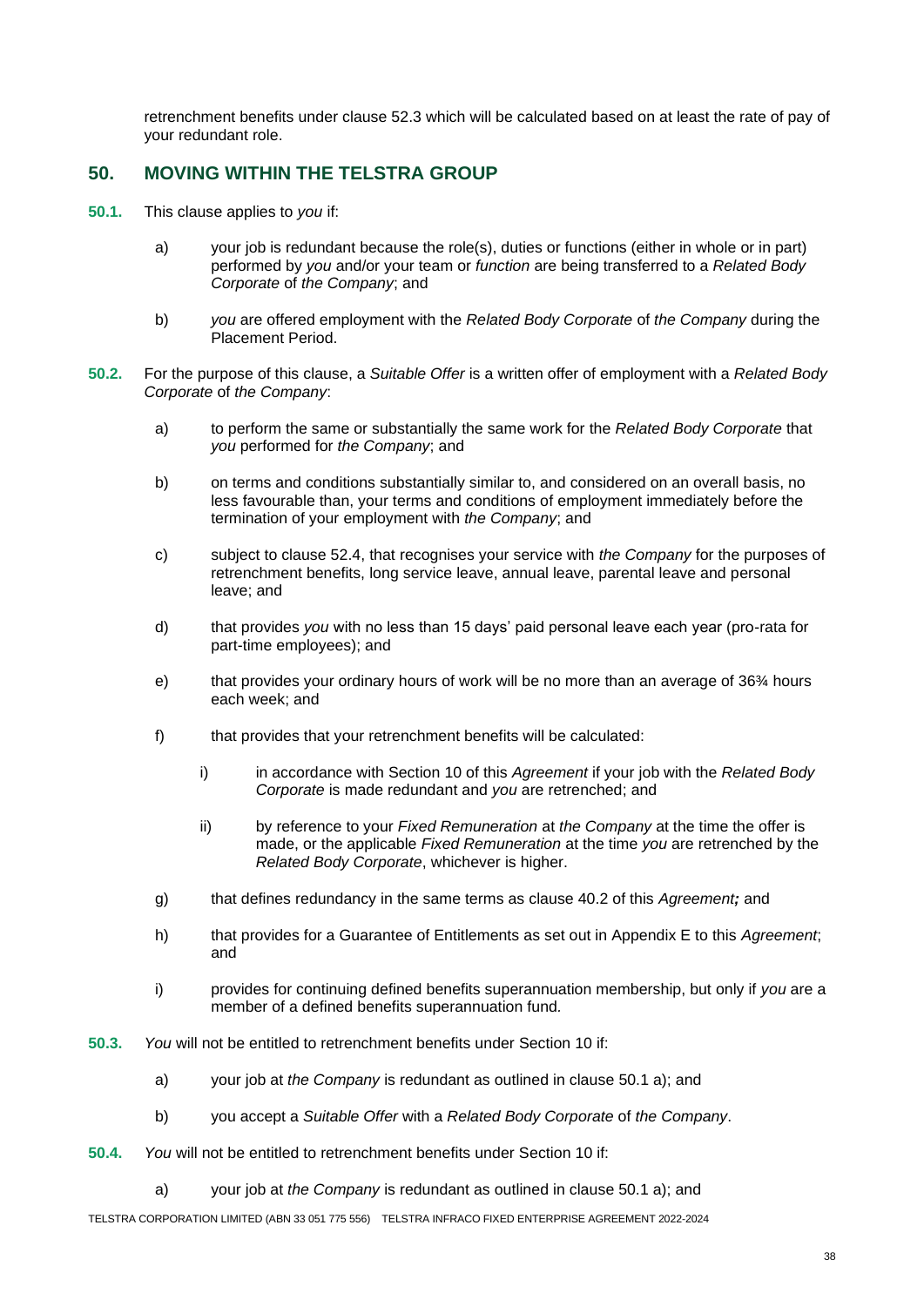retrenchment benefits under clause 52.3 which will be calculated based on at least the rate of pay of your redundant role.

## 50. MOVING WITHIN THE TELSTRA GROUP

**50.1.** This clause applies to *you* if:

a) your job is redundant because the role(s), duties or functions (either in whole or in part) performed by *you* and/or your team or *function* are being transferred to a *Related Body Corporate* of *the Company*; and

b) *you* are offered employment with the *Related Body Corporate* of *the Company* during the Placement Period.

**50.2.** For the purpose of this clause, a *Suitable Offer* is a written offer of employment with a *Related Body Corporate* of *the Company*:

a) to perform the same or substantially the same work for the *Related Body Corporate* that *you* performed for *the Company*; and

b) on terms and conditions substantially similar to, and considered on an overall basis, no less favourable than, your terms and conditions of employment immediately before the termination of your employment with *the Company*; and

c) subject to clause 52.4, that recognises your service with *the Company* for the purposes of retrenchment benefits, long service leave, annual leave, parental leave and personal leave; and

d) that provides *you* with no less than 15 days' paid personal leave each year (pro-rata for part-time employees); and

e) that provides your ordinary hours of work will be no more than an average of 36¾ hours each week; and

f) that provides that your retrenchment benefits will be calculated:

   i) in accordance with Section 10 of this *Agreement* if your job with the *Related Body Corporate* is made redundant and *you* are retrenched; and

   ii) by reference to your *Fixed Remuneration* at *the Company* at the time the offer is made, or the applicable *Fixed Remuneration* at the time *you* are retrenched by the *Related Body Corporate*, whichever is higher.

g) that defines redundancy in the same terms as clause 40.2 of this *Agreement;* and

h) that provides for a Guarantee of Entitlements as set out in Appendix E to this *Agreement*; and

i) provides for continuing defined benefits superannuation membership, but only if *you* are a member of a defined benefits superannuation fund.

**50.3.** *You* will not be entitled to retrenchment benefits under Section 10 if:

a) your job at *the Company* is redundant as outlined in clause 50.1 a); and

b) you accept a *Suitable Offer* with a *Related Body Corporate* of *the Company*.

**50.4.** *You* will not be entitled to retrenchment benefits under Section 10 if:

a) your job at *the Company* is redundant as outlined in clause 50.1 a); and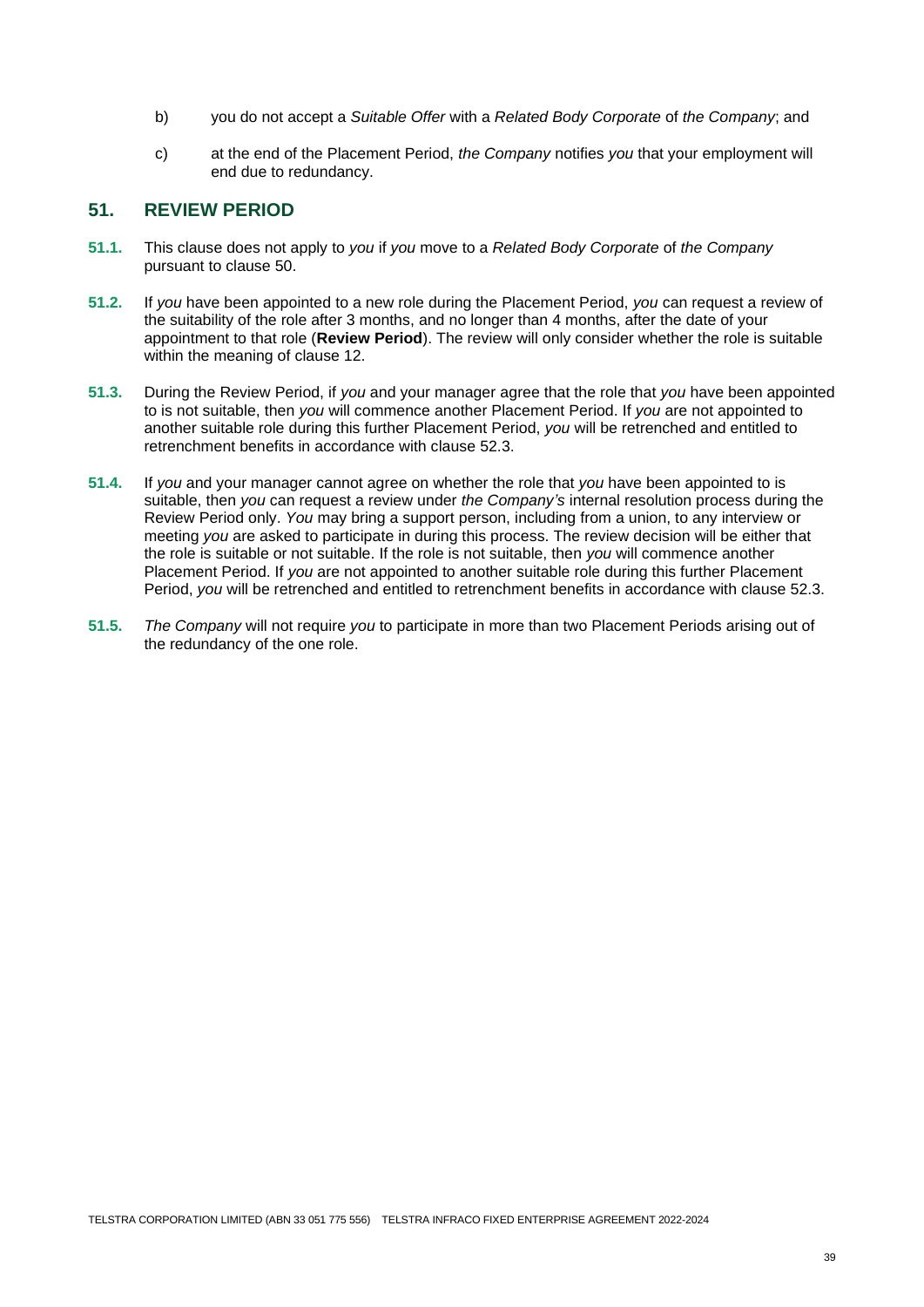b) you do not accept a *Suitable Offer* with a *Related Body Corporate* of *the Company*; and

c) at the end of the Placement Period, *the Company* notifies *you* that your employment will end due to redundancy.

## 51. REVIEW PERIOD

**51.1.** This clause does not apply to *you* if *you* move to a *Related Body Corporate* of *the Company* pursuant to clause 50.

**51.2.** If *you* have been appointed to a new role during the Placement Period, *you* can request a review of the suitability of the role after 3 months, and no longer than 4 months, after the date of your appointment to that role (**Review Period**). The review will only consider whether the role is suitable within the meaning of clause 12.

**51.3.** During the Review Period, if *you* and your manager agree that the role that *you* have been appointed to is not suitable, then *you* will commence another Placement Period. If *you* are not appointed to another suitable role during this further Placement Period, *you* will be retrenched and entitled to retrenchment benefits in accordance with clause 52.3.

**51.4.** If *you* and your manager cannot agree on whether the role that *you* have been appointed to is suitable, then *you* can request a review under *the Company's* internal resolution process during the Review Period only. *You* may bring a support person, including from a union, to any interview or meeting *you* are asked to participate in during this process. The review decision will be either that the role is suitable or not suitable. If the role is not suitable, then *you* will commence another Placement Period. If *you* are not appointed to another suitable role during this further Placement Period, *you* will be retrenched and entitled to retrenchment benefits in accordance with clause 52.3.

**51.5.** *The Company* will not require *you* to participate in more than two Placement Periods arising out of the redundancy of the one role.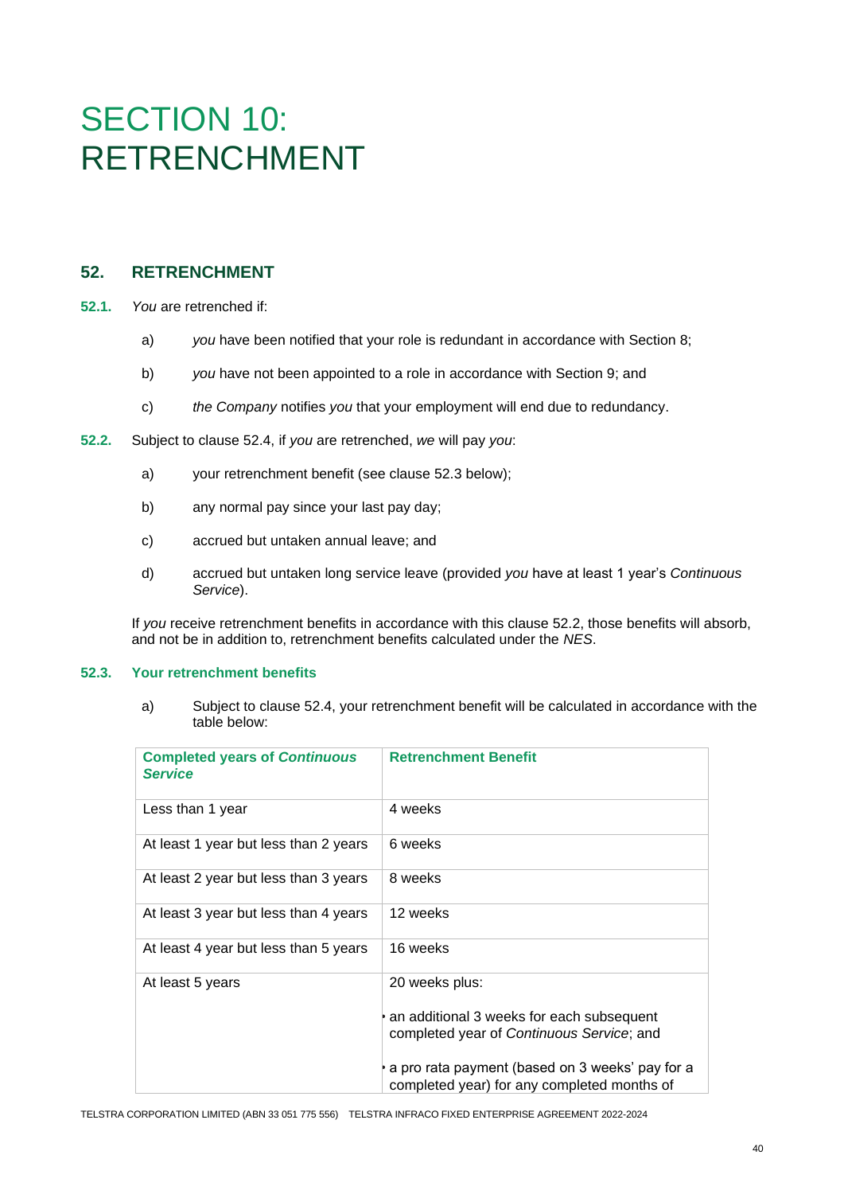# SECTION 10: RETRENCHMENT

## 52. RETRENCHMENT

**52.1.** *You* are retrenched if:

a) *you* have been notified that your role is redundant in accordance with Section 8;

b) *you* have not been appointed to a role in accordance with Section 9; and

c) *the Company* notifies *you* that your employment will end due to redundancy.

**52.2.** Subject to clause 52.4, if *you* are retrenched, *we* will pay *you*:

a) your retrenchment benefit (see clause 52.3 below);

b) any normal pay since your last pay day;

c) accrued but untaken annual leave; and

d) accrued but untaken long service leave (provided *you* have at least 1 year's *Continuous Service*).

If *you* receive retrenchment benefits in accordance with this clause 52.2, those benefits will absorb, and not be in addition to, retrenchment benefits calculated under the *NES*.

### 52.3. Your retrenchment benefits

a) Subject to clause 52.4, your retrenchment benefit will be calculated in accordance with the table below:

| Completed years of *Continuous Service* | Retrenchment Benefit |
|---|---|
| Less than 1 year | 4 weeks |
| At least 1 year but less than 2 years | 6 weeks |
| At least 2 year but less than 3 years | 8 weeks |
| At least 3 year but less than 4 years | 12 weeks |
| At least 4 year but less than 5 years | 16 weeks |
| At least 5 years | 20 weeks plus:<br>• an additional 3 weeks for each subsequent completed year of *Continuous Service*; and<br>• a pro rata payment (based on 3 weeks' pay for a completed year) for any completed months of |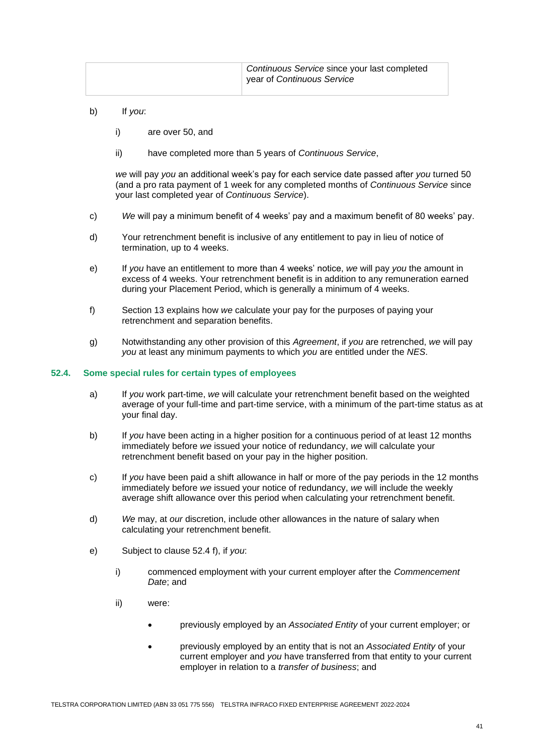| | *Continuous Service* since your last completed year of *Continuous Service* |
|---|---|

b) If *you*:

i) are over 50, and

ii) have completed more than 5 years of *Continuous Service*,

*we* will pay *you* an additional week's pay for each service date passed after *you* turned 50 (and a pro rata payment of 1 week for any completed months of *Continuous Service* since your last completed year of *Continuous Service*).

c) *We* will pay a minimum benefit of 4 weeks' pay and a maximum benefit of 80 weeks' pay.

d) Your retrenchment benefit is inclusive of any entitlement to pay in lieu of notice of termination, up to 4 weeks.

e) If *you* have an entitlement to more than 4 weeks' notice, *we* will pay *you* the amount in excess of 4 weeks. Your retrenchment benefit is in addition to any remuneration earned during your Placement Period, which is generally a minimum of 4 weeks.

f) Section 13 explains how *we* calculate your pay for the purposes of paying your retrenchment and separation benefits.

g) Notwithstanding any other provision of this *Agreement*, if *you* are retrenched, *we* will pay *you* at least any minimum payments to which *you* are entitled under the *NES*.

### 52.4. Some special rules for certain types of employees

a) If *you* work part-time, *we* will calculate your retrenchment benefit based on the weighted average of your full-time and part-time service, with a minimum of the part-time status as at your final day.

b) If *you* have been acting in a higher position for a continuous period of at least 12 months immediately before *we* issued your notice of redundancy, *we* will calculate your retrenchment benefit based on your pay in the higher position.

c) If *you* have been paid a shift allowance in half or more of the pay periods in the 12 months immediately before *we* issued your notice of redundancy, *we* will include the weekly average shift allowance over this period when calculating your retrenchment benefit.

d) *We* may, at *our* discretion, include other allowances in the nature of salary when calculating your retrenchment benefit.

e) Subject to clause 52.4 f), if *you*:

i) commenced employment with your current employer after the *Commencement Date*; and

ii) were:

- previously employed by an *Associated Entity* of your current employer; or
- previously employed by an entity that is not an *Associated Entity* of your current employer and *you* have transferred from that entity to your current employer in relation to a *transfer of business*; and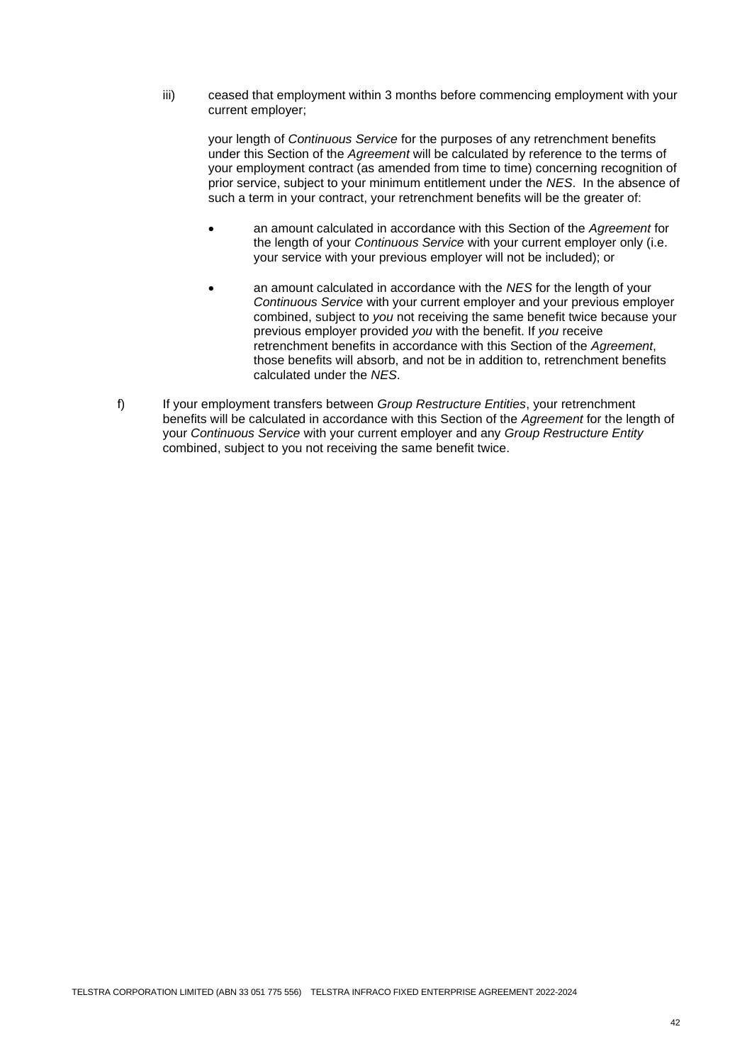iii) ceased that employment within 3 months before commencing employment with your current employer;

your length of *Continuous Service* for the purposes of any retrenchment benefits under this Section of the *Agreement* will be calculated by reference to the terms of your employment contract (as amended from time to time) concerning recognition of prior service, subject to your minimum entitlement under the *NES*. In the absence of such a term in your contract, your retrenchment benefits will be the greater of:

- an amount calculated in accordance with this Section of the *Agreement* for the length of your *Continuous Service* with your current employer only (i.e. your service with your previous employer will not be included); or
- an amount calculated in accordance with the *NES* for the length of your *Continuous Service* with your current employer and your previous employer combined, subject to *you* not receiving the same benefit twice because your previous employer provided *you* with the benefit. If *you* receive retrenchment benefits in accordance with this Section of the *Agreement*, those benefits will absorb, and not be in addition to, retrenchment benefits calculated under the *NES*.

f) If your employment transfers between *Group Restructure Entities*, your retrenchment benefits will be calculated in accordance with this Section of the *Agreement* for the length of your *Continuous Service* with your current employer and any *Group Restructure Entity* combined, subject to you not receiving the same benefit twice.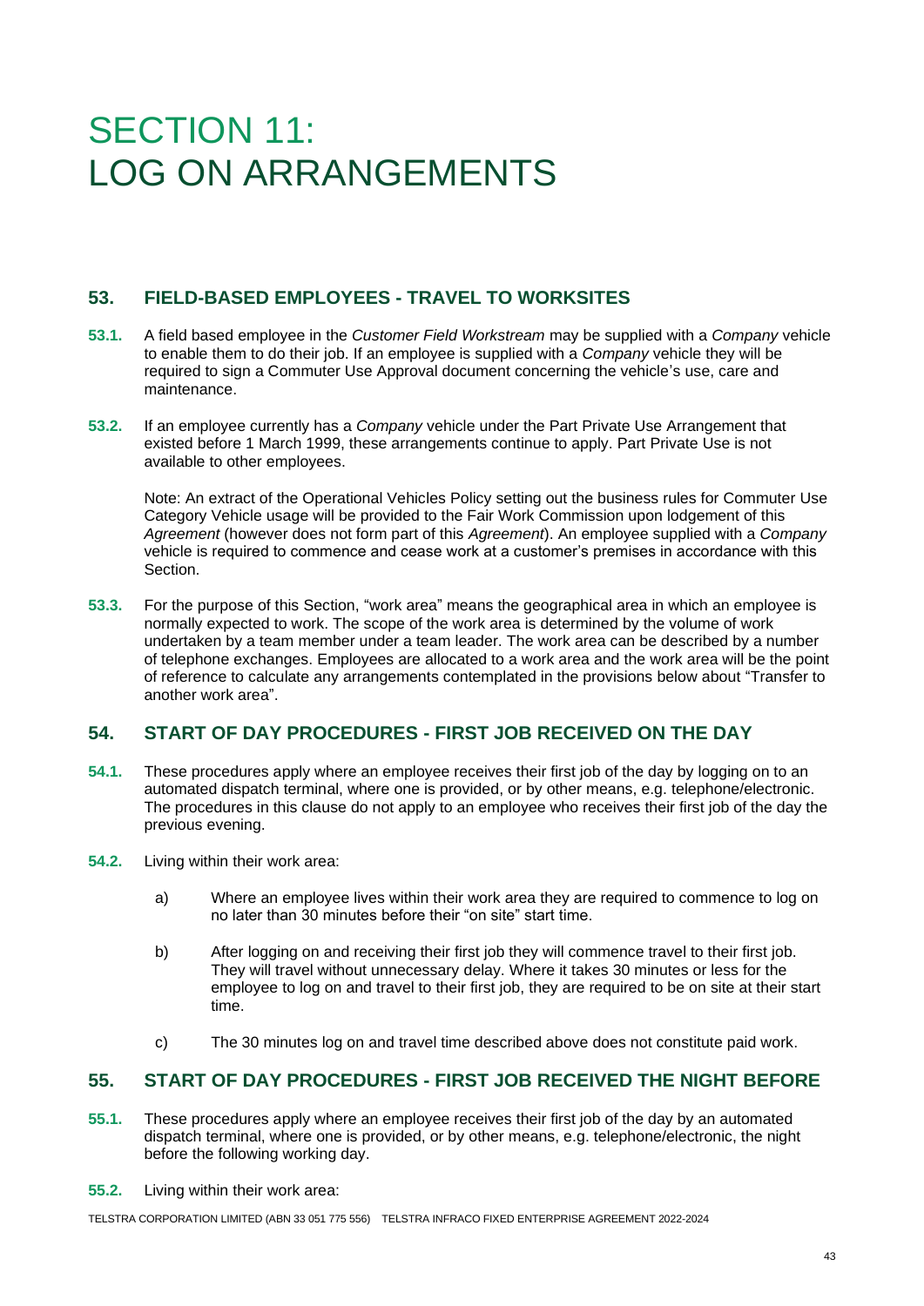# SECTION 11: LOG ON ARRANGEMENTS

## 53. FIELD-BASED EMPLOYEES - TRAVEL TO WORKSITES

**53.1.** A field based employee in the *Customer Field Workstream* may be supplied with a *Company* vehicle to enable them to do their job. If an employee is supplied with a *Company* vehicle they will be required to sign a Commuter Use Approval document concerning the vehicle's use, care and maintenance.

**53.2.** If an employee currently has a *Company* vehicle under the Part Private Use Arrangement that existed before 1 March 1999, these arrangements continue to apply. Part Private Use is not available to other employees.

Note: An extract of the Operational Vehicles Policy setting out the business rules for Commuter Use Category Vehicle usage will be provided to the Fair Work Commission upon lodgement of this *Agreement* (however does not form part of this *Agreement*). An employee supplied with a *Company* vehicle is required to commence and cease work at a customer's premises in accordance with this Section.

**53.3.** For the purpose of this Section, "work area" means the geographical area in which an employee is normally expected to work. The scope of the work area is determined by the volume of work undertaken by a team member under a team leader. The work area can be described by a number of telephone exchanges. Employees are allocated to a work area and the work area will be the point of reference to calculate any arrangements contemplated in the provisions below about "Transfer to another work area".

## 54. START OF DAY PROCEDURES - FIRST JOB RECEIVED ON THE DAY

**54.1.** These procedures apply where an employee receives their first job of the day by logging on to an automated dispatch terminal, where one is provided, or by other means, e.g. telephone/electronic. The procedures in this clause do not apply to an employee who receives their first job of the day the previous evening.

**54.2.** Living within their work area:

a) Where an employee lives within their work area they are required to commence to log on no later than 30 minutes before their "on site" start time.

b) After logging on and receiving their first job they will commence travel to their first job. They will travel without unnecessary delay. Where it takes 30 minutes or less for the employee to log on and travel to their first job, they are required to be on site at their start time.

c) The 30 minutes log on and travel time described above does not constitute paid work.

## 55. START OF DAY PROCEDURES - FIRST JOB RECEIVED THE NIGHT BEFORE

**55.1.** These procedures apply where an employee receives their first job of the day by an automated dispatch terminal, where one is provided, or by other means, e.g. telephone/electronic, the night before the following working day.

**55.2.** Living within their work area: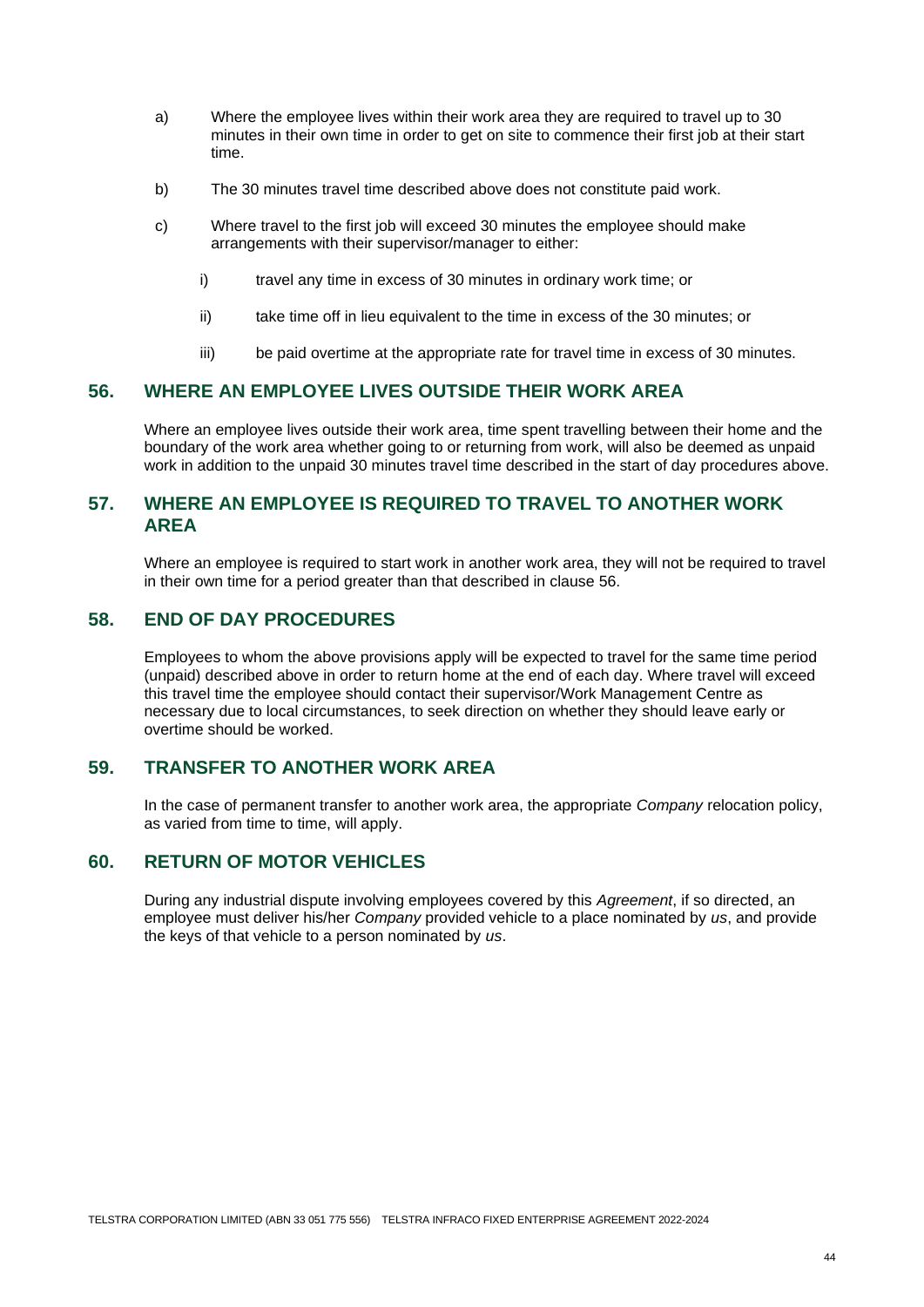a) Where the employee lives within their work area they are required to travel up to 30 minutes in their own time in order to get on site to commence their first job at their start time.

b) The 30 minutes travel time described above does not constitute paid work.

c) Where travel to the first job will exceed 30 minutes the employee should make arrangements with their supervisor/manager to either:

   i) travel any time in excess of 30 minutes in ordinary work time; or

   ii) take time off in lieu equivalent to the time in excess of the 30 minutes; or

   iii) be paid overtime at the appropriate rate for travel time in excess of 30 minutes.

## 56. WHERE AN EMPLOYEE LIVES OUTSIDE THEIR WORK AREA

Where an employee lives outside their work area, time spent travelling between their home and the boundary of the work area whether going to or returning from work, will also be deemed as unpaid work in addition to the unpaid 30 minutes travel time described in the start of day procedures above.

## 57. WHERE AN EMPLOYEE IS REQUIRED TO TRAVEL TO ANOTHER WORK AREA

Where an employee is required to start work in another work area, they will not be required to travel in their own time for a period greater than that described in clause 56.

## 58. END OF DAY PROCEDURES

Employees to whom the above provisions apply will be expected to travel for the same time period (unpaid) described above in order to return home at the end of each day. Where travel will exceed this travel time the employee should contact their supervisor/Work Management Centre as necessary due to local circumstances, to seek direction on whether they should leave early or overtime should be worked.

## 59. TRANSFER TO ANOTHER WORK AREA

In the case of permanent transfer to another work area, the appropriate *Company* relocation policy, as varied from time to time, will apply.

## 60. RETURN OF MOTOR VEHICLES

During any industrial dispute involving employees covered by this *Agreement*, if so directed, an employee must deliver his/her *Company* provided vehicle to a place nominated by *us*, and provide the keys of that vehicle to a person nominated by *us*.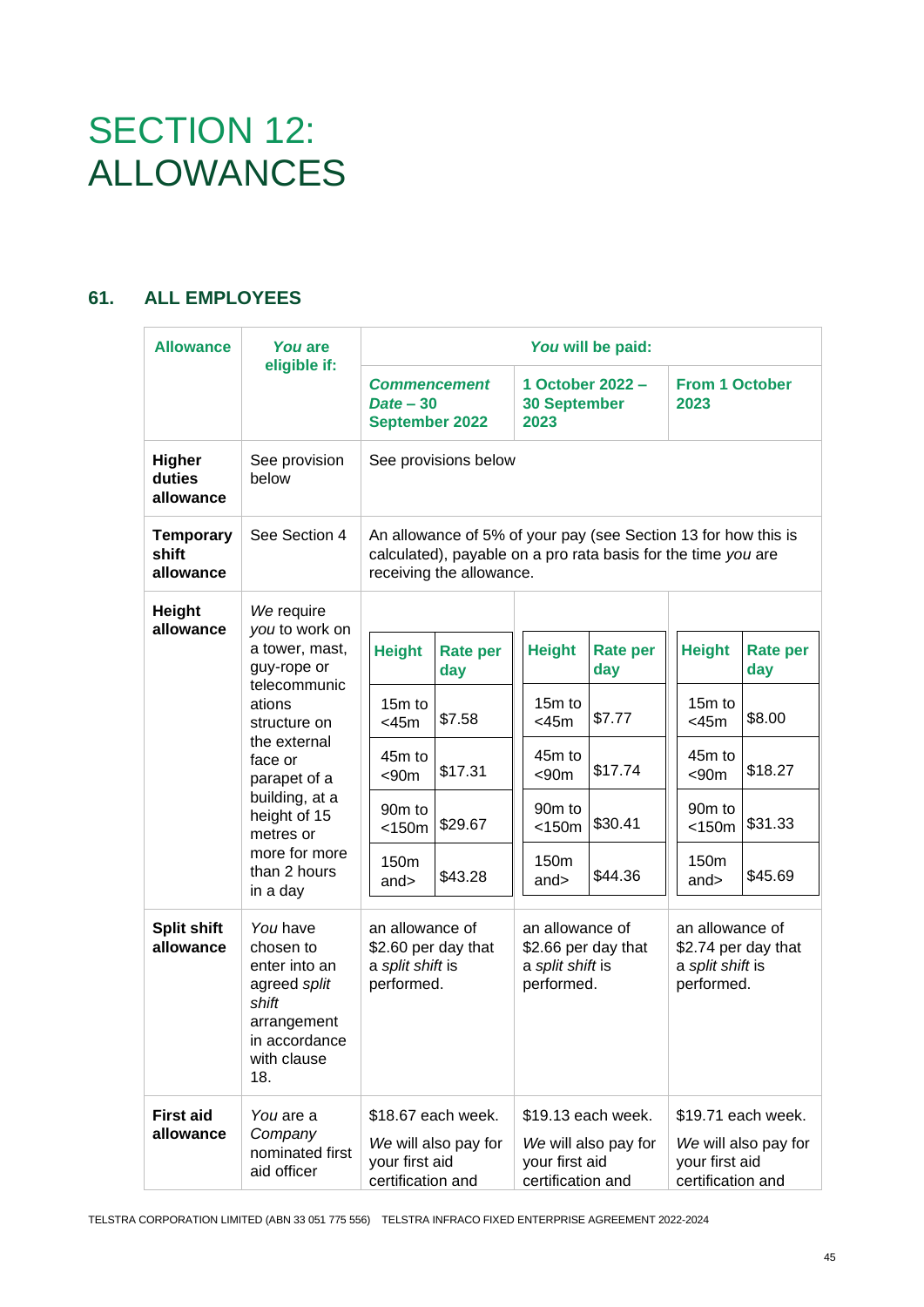# SECTION 12: ALLOWANCES

## 61. ALL EMPLOYEES

| Allowance | *You* are eligible if: | *You* will be paid: | | |
|---|---|---|---|---|
| | | ***Commencement Date* – 30 September 2022** | **1 October 2022 – 30 September 2023** | **From 1 October 2023** |
| **Higher duties allowance** | See provision below | See provisions below | | |
| **Temporary shift allowance** | See Section 4 | An allowance of 5% of your pay (see Section 13 for how this is calculated), payable on a pro rata basis for the time *you* are receiving the allowance. | | |
| **Height allowance** | *We* require *you* to work on a tower, mast, guy-rope or telecommunications structure on the external face or parapet of a building, at a height of 15 metres or more for more than 2 hours in a day | **Height / Rate per day**<br>15m to <45m: $7.58<br>45m to <90m: $17.31<br>90m to <150m: $29.67<br>150m and>: $43.28 | **Height / Rate per day**<br>15m to <45m: $7.77<br>45m to <90m: $17.74<br>90m to <150m: $30.41<br>150m and>: $44.36 | **Height / Rate per day**<br>15m to <45m: $8.00<br>45m to <90m: $18.27<br>90m to <150m: $31.33<br>150m and>: $45.69 |
| **Split shift allowance** | *You* have chosen to enter into an agreed *split shift* arrangement in accordance with clause 18. | an allowance of $2.60 per day that a *split shift* is performed. | an allowance of $2.66 per day that a *split shift* is performed. | an allowance of $2.74 per day that a *split shift* is performed. |
| **First aid allowance** | *You* are a *Company* nominated first aid officer | $18.67 each week.<br>*We* will also pay for your first aid certification and | $19.13 each week.<br>*We* will also pay for your first aid certification and | $19.71 each week.<br>*We* will also pay for your first aid certification and |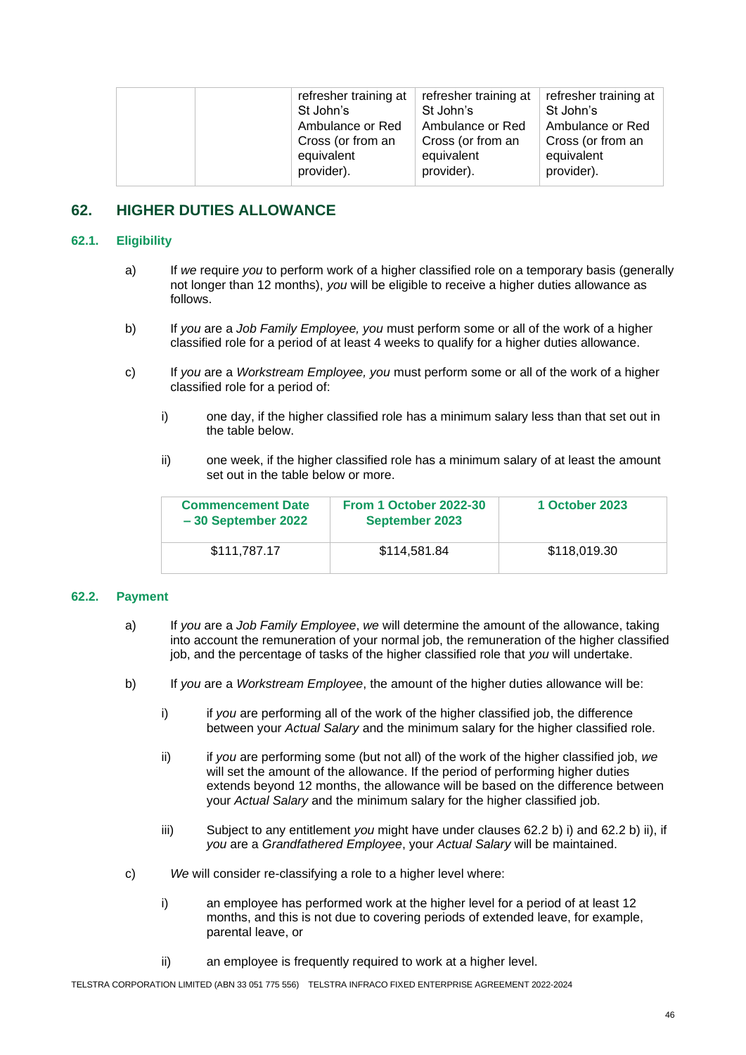| | | refresher training at St John's Ambulance or Red Cross (or from an equivalent provider). | refresher training at St John's Ambulance or Red Cross (or from an equivalent provider). | refresher training at St John's Ambulance or Red Cross (or from an equivalent provider). |
|---|---|---|---|---|

## 62. HIGHER DUTIES ALLOWANCE

### 62.1. Eligibility

a) If *we* require *you* to perform work of a higher classified role on a temporary basis (generally not longer than 12 months), *you* will be eligible to receive a higher duties allowance as follows.

b) If *you* are a *Job Family Employee, you* must perform some or all of the work of a higher classified role for a period of at least 4 weeks to qualify for a higher duties allowance.

c) If *you* are a *Workstream Employee, you* must perform some or all of the work of a higher classified role for a period of:

   i) one day, if the higher classified role has a minimum salary less than that set out in the table below.

   ii) one week, if the higher classified role has a minimum salary of at least the amount set out in the table below or more.

| Commencement Date – 30 September 2022 | From 1 October 2022-30 September 2023 | 1 October 2023 |
|---|---|---|
| $111,787.17 | $114,581.84 | $118,019.30 |

### 62.2. Payment

a) If *you* are a *Job Family Employee*, *we* will determine the amount of the allowance, taking into account the remuneration of your normal job, the remuneration of the higher classified job, and the percentage of tasks of the higher classified role that *you* will undertake.

b) If *you* are a *Workstream Employee*, the amount of the higher duties allowance will be:

   i) if *you* are performing all of the work of the higher classified job, the difference between your *Actual Salary* and the minimum salary for the higher classified role.

   ii) if *you* are performing some (but not all) of the work of the higher classified job, *we* will set the amount of the allowance. If the period of performing higher duties extends beyond 12 months, the allowance will be based on the difference between your *Actual Salary* and the minimum salary for the higher classified job.

   iii) Subject to any entitlement *you* might have under clauses 62.2 b) i) and 62.2 b) ii), if *you* are a *Grandfathered Employee*, your *Actual Salary* will be maintained.

c) *We* will consider re-classifying a role to a higher level where:

   i) an employee has performed work at the higher level for a period of at least 12 months, and this is not due to covering periods of extended leave, for example, parental leave, or

   ii) an employee is frequently required to work at a higher level.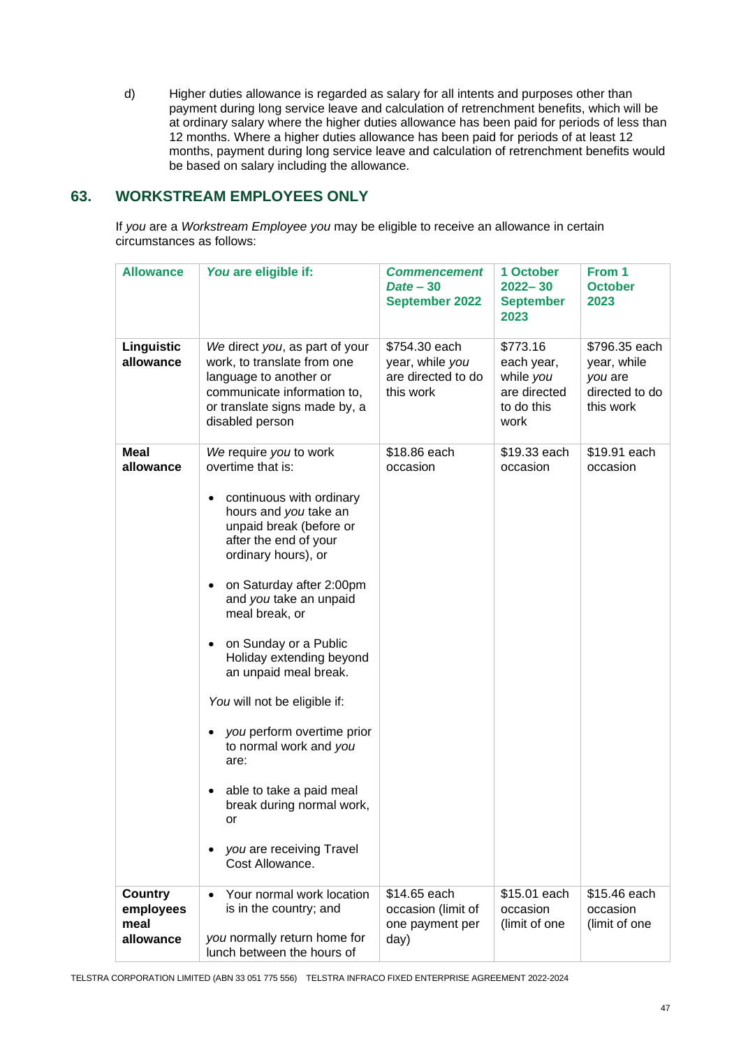d) Higher duties allowance is regarded as salary for all intents and purposes other than payment during long service leave and calculation of retrenchment benefits, which will be at ordinary salary where the higher duties allowance has been paid for periods of less than 12 months. Where a higher duties allowance has been paid for periods of at least 12 months, payment during long service leave and calculation of retrenchment benefits would be based on salary including the allowance.

## 63. WORKSTREAM EMPLOYEES ONLY

If *you* are a *Workstream Employee you* may be eligible to receive an allowance in certain circumstances as follows:

| Allowance | *You* are eligible if: | *Commencement Date* – 30 September 2022 | 1 October 2022– 30 September 2023 | From 1 October 2023 |
|---|---|---|---|---|
| **Linguistic allowance** | *We* direct *you*, as part of your work, to translate from one language to another or communicate information to, or translate signs made by, a disabled person | $754.30 each year, while *you* are directed to do this work | $773.16 each year, while *you* are directed to do this work | $796.35 each year, while *you* are directed to do this work |
| **Meal allowance** | *We* require *you* to work overtime that is:<br>• continuous with ordinary hours and *you* take an unpaid break (before or after the end of your ordinary hours), or<br>• on Saturday after 2:00pm and *you* take an unpaid meal break, or<br>• on Sunday or a Public Holiday extending beyond an unpaid meal break.<br>*You* will not be eligible if:<br>• *you* perform overtime prior to normal work and *you* are:<br>• able to take a paid meal break during normal work, or<br>• *you* are receiving Travel Cost Allowance. | $18.86 each occasion | $19.33 each occasion | $19.91 each occasion |
| **Country employees meal allowance** | • Your normal work location is in the country; and<br>*you* normally return home for lunch between the hours of | $14.65 each occasion (limit of one payment per day) | $15.01 each occasion (limit of one | $15.46 each occasion (limit of one |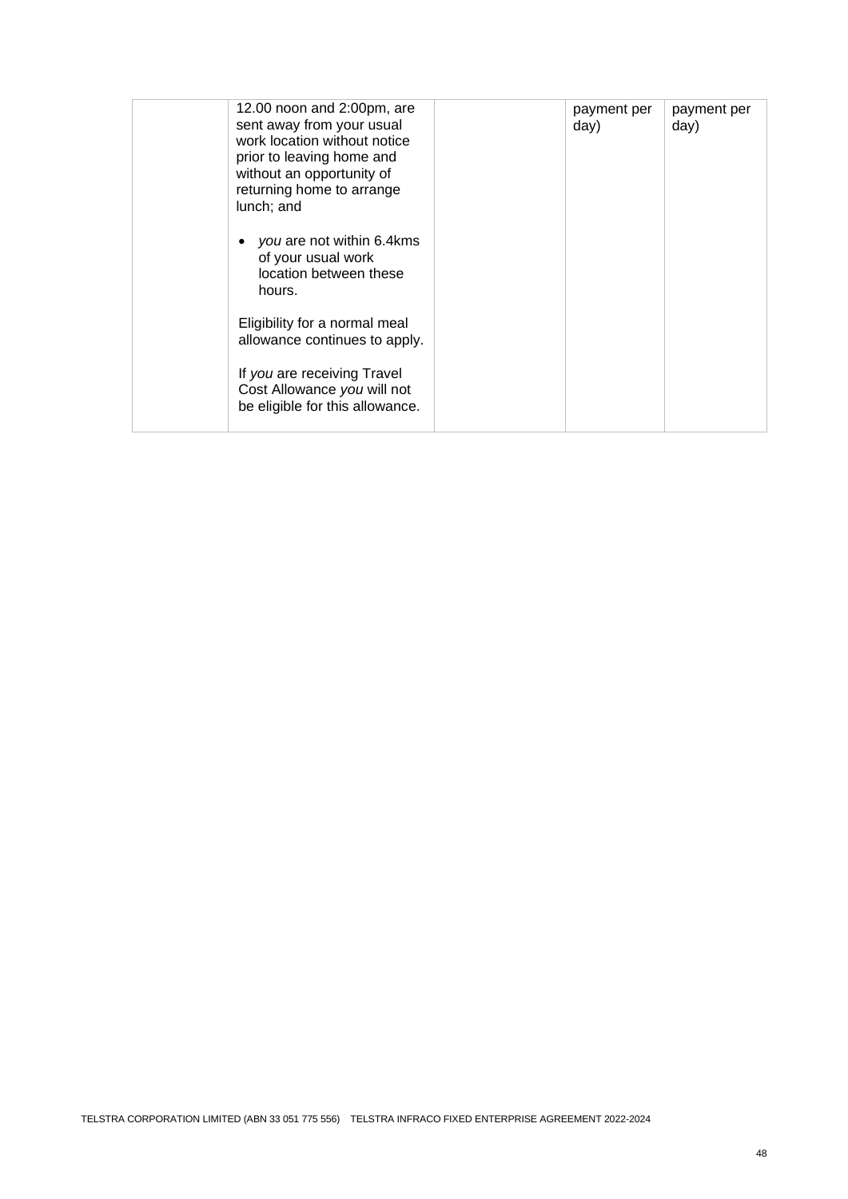| | | | | |
|---|---|---|---|---|
| | 12.00 noon and 2:00pm, are sent away from your usual work location without notice prior to leaving home and without an opportunity of returning home to arrange lunch; and<br><br>• *you* are not within 6.4kms of your usual work location between these hours.<br><br>Eligibility for a normal meal allowance continues to apply.<br><br>If *you* are receiving Travel Cost Allowance *you* will not be eligible for this allowance. | | payment per day) | payment per day) |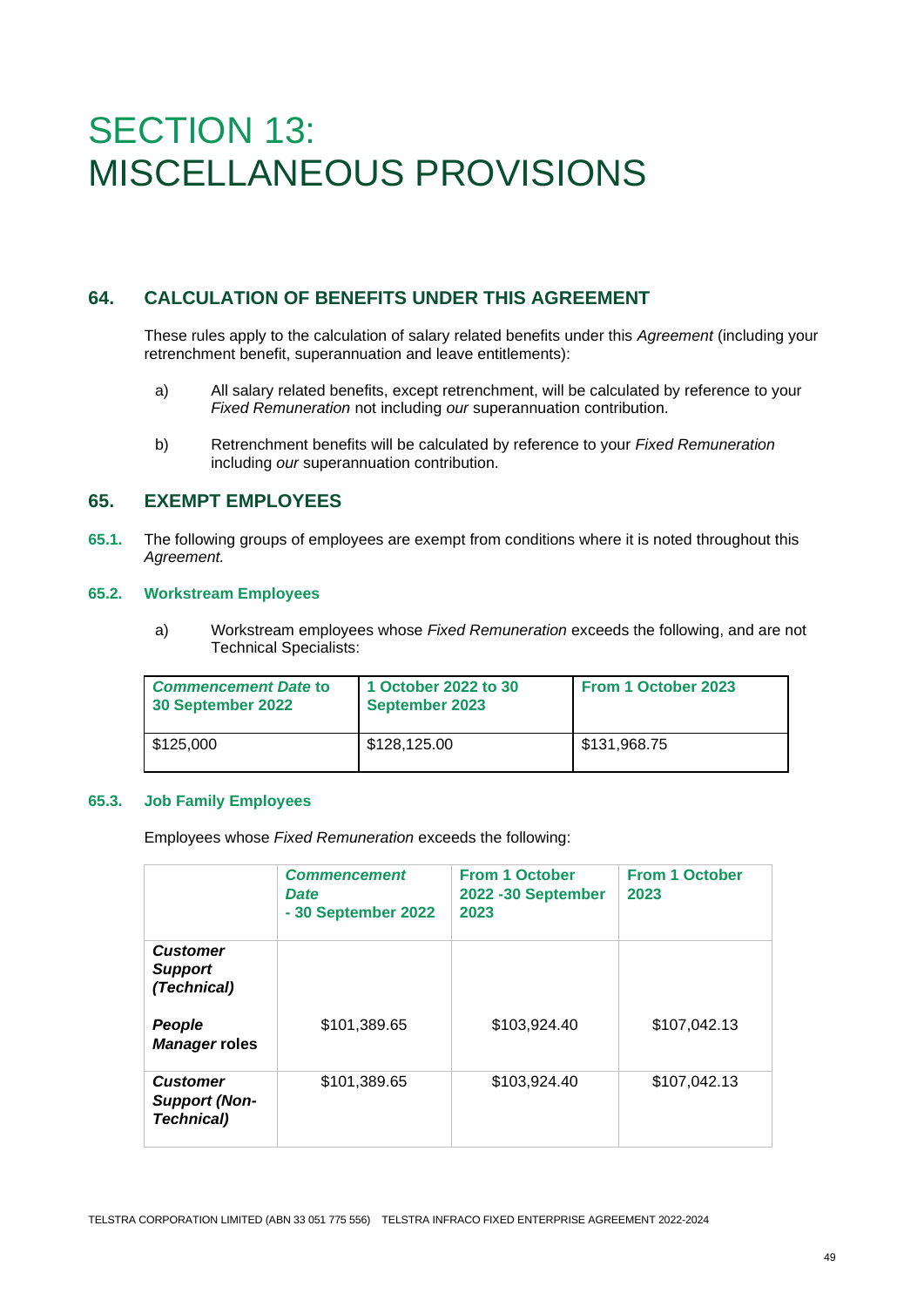# SECTION 13: MISCELLANEOUS PROVISIONS

## 64. CALCULATION OF BENEFITS UNDER THIS AGREEMENT

These rules apply to the calculation of salary related benefits under this *Agreement* (including your retrenchment benefit, superannuation and leave entitlements):

a) All salary related benefits, except retrenchment, will be calculated by reference to your *Fixed Remuneration* not including *our* superannuation contribution.

b) Retrenchment benefits will be calculated by reference to your *Fixed Remuneration* including *our* superannuation contribution.

## 65. EXEMPT EMPLOYEES

**65.1.** The following groups of employees are exempt from conditions where it is noted throughout this *Agreement.*

### 65.2. Workstream Employees

a) Workstream employees whose *Fixed Remuneration* exceeds the following, and are not Technical Specialists:

| ***Commencement Date* to 30 September 2022** | **1 October 2022 to 30 September 2023** | **From 1 October 2023** |
|---|---|---|
| $125,000 | $128,125.00 | $131,968.75 |

### 65.3. Job Family Employees

Employees whose *Fixed Remuneration* exceeds the following:

| | ***Commencement Date* - 30 September 2022** | **From 1 October 2022 -30 September 2023** | **From 1 October 2023** |
|---|---|---|---|
| ***Customer Support (Technical)*** <br><br> ***People Manager* roles** | $101,389.65 | $103,924.40 | $107,042.13 |
| ***Customer Support (Non-Technical)*** | $101,389.65 | $103,924.40 | $107,042.13 |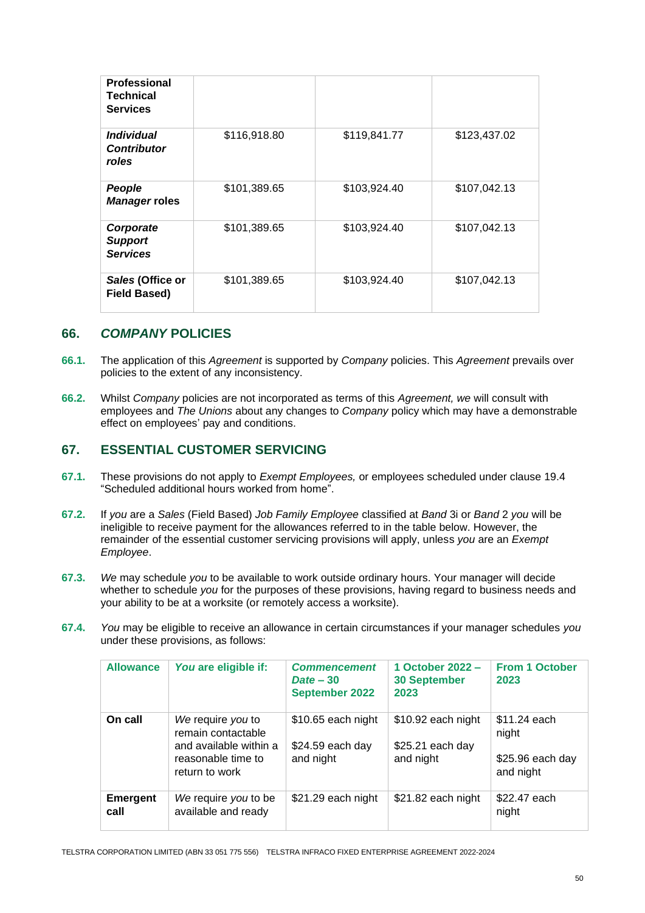| **Professional Technical Services** | | | |
|---|---|---|---|
| ***Individual Contributor roles*** | $116,918.80 | $119,841.77 | $123,437.02 |
| ***People Manager* roles** | $101,389.65 | $103,924.40 | $107,042.13 |
| ***Corporate Support Services*** | $101,389.65 | $103,924.40 | $107,042.13 |
| ***Sales* (Office or Field Based)** | $101,389.65 | $103,924.40 | $107,042.13 |

## 66. *COMPANY* POLICIES

**66.1.** The application of this *Agreement* is supported by *Company* policies. This *Agreement* prevails over policies to the extent of any inconsistency.

**66.2.** Whilst *Company* policies are not incorporated as terms of this *Agreement, we* will consult with employees and *The Unions* about any changes to *Company* policy which may have a demonstrable effect on employees' pay and conditions.

## 67. ESSENTIAL CUSTOMER SERVICING

**67.1.** These provisions do not apply to *Exempt Employees,* or employees scheduled under clause 19.4 "Scheduled additional hours worked from home".

**67.2.** If *you* are a *Sales* (Field Based) *Job Family Employee* classified at *Band* 3i or *Band* 2 *you* will be ineligible to receive payment for the allowances referred to in the table below. However, the remainder of the essential customer servicing provisions will apply, unless *you* are an *Exempt Employee*.

**67.3.** *We* may schedule *you* to be available to work outside ordinary hours. Your manager will decide whether to schedule *you* for the purposes of these provisions, having regard to business needs and your ability to be at a worksite (or remotely access a worksite).

**67.4.** *You* may be eligible to receive an allowance in certain circumstances if your manager schedules *you* under these provisions, as follows:

| Allowance | *You* are eligible if: | *Commencement Date* – 30 September 2022 | 1 October 2022 – 30 September 2023 | From 1 October 2023 |
|---|---|---|---|---|
| **On call** | *We* require *you* to remain contactable and available within a reasonable time to return to work | $10.65 each night<br><br>$24.59 each day and night | $10.92 each night<br><br>$25.21 each day and night | $11.24 each night<br><br>$25.96 each day and night |
| **Emergent call** | *We* require *you* to be available and ready | $21.29 each night | $21.82 each night | $22.47 each night |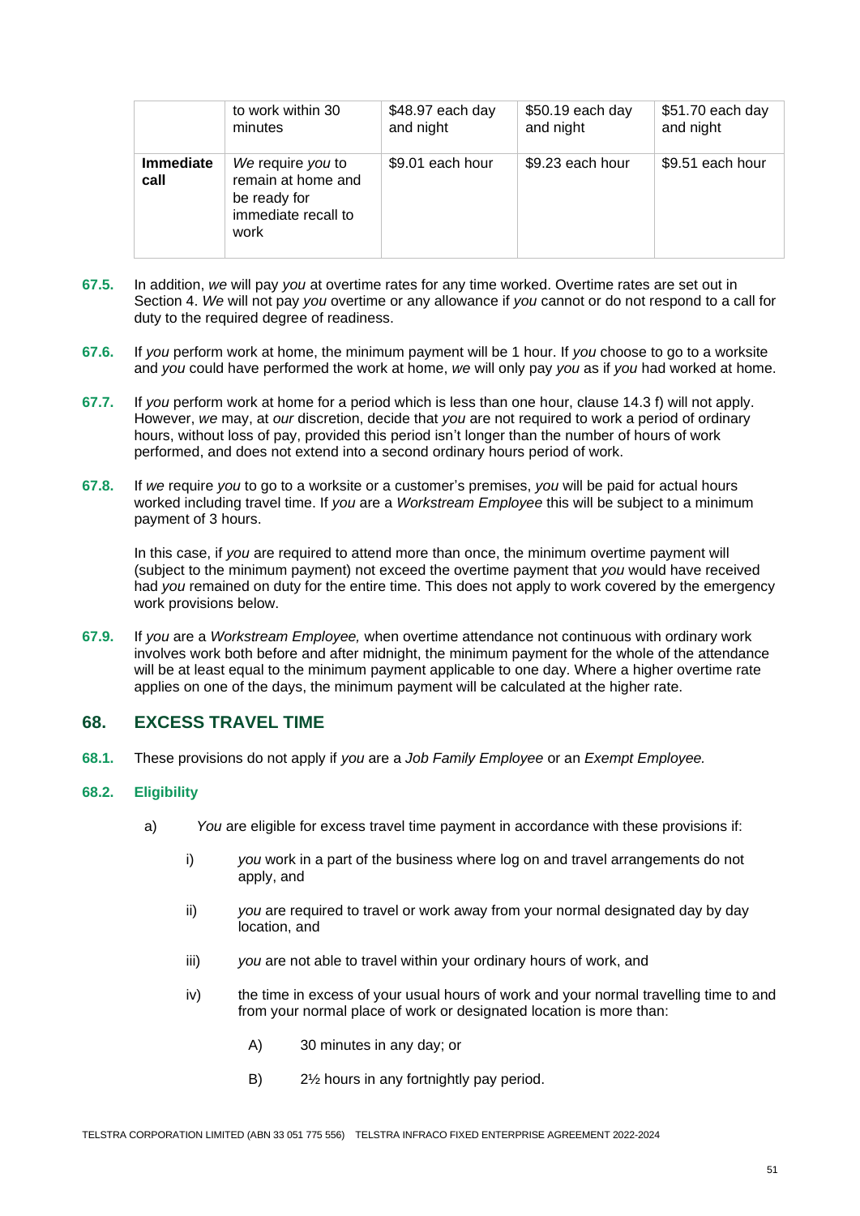| | | | | |
|---|---|---|---|---|
| | to work within 30 minutes | $48.97 each day and night | $50.19 each day and night | $51.70 each day and night |
| **Immediate call** | *We* require *you* to remain at home and be ready for immediate recall to work | $9.01 each hour | $9.23 each hour | $9.51 each hour |

**67.5.** In addition, *we* will pay *you* at overtime rates for any time worked. Overtime rates are set out in Section 4. *We* will not pay *you* overtime or any allowance if *you* cannot or do not respond to a call for duty to the required degree of readiness.

**67.6.** If *you* perform work at home, the minimum payment will be 1 hour. If *you* choose to go to a worksite and *you* could have performed the work at home, *we* will only pay *you* as if *you* had worked at home.

**67.7.** If *you* perform work at home for a period which is less than one hour, clause 14.3 f) will not apply. However, *we* may, at *our* discretion, decide that *you* are not required to work a period of ordinary hours, without loss of pay, provided this period isn't longer than the number of hours of work performed, and does not extend into a second ordinary hours period of work.

**67.8.** If *we* require *you* to go to a worksite or a customer's premises, *you* will be paid for actual hours worked including travel time. If *you* are a *Workstream Employee* this will be subject to a minimum payment of 3 hours.

In this case, if *you* are required to attend more than once, the minimum overtime payment will (subject to the minimum payment) not exceed the overtime payment that *you* would have received had *you* remained on duty for the entire time. This does not apply to work covered by the emergency work provisions below.

**67.9.** If *you* are a *Workstream Employee,* when overtime attendance not continuous with ordinary work involves work both before and after midnight, the minimum payment for the whole of the attendance will be at least equal to the minimum payment applicable to one day. Where a higher overtime rate applies on one of the days, the minimum payment will be calculated at the higher rate.

## 68. EXCESS TRAVEL TIME

**68.1.** These provisions do not apply if *you* are a *Job Family Employee* or an *Exempt Employee.*

**68.2. Eligibility**

a) *You* are eligible for excess travel time payment in accordance with these provisions if:

   i) *you* work in a part of the business where log on and travel arrangements do not apply, and

   ii) *you* are required to travel or work away from your normal designated day by day location, and

   iii) *you* are not able to travel within your ordinary hours of work, and

   iv) the time in excess of your usual hours of work and your normal travelling time to and from your normal place of work or designated location is more than:

      A) 30 minutes in any day; or

      B) 2½ hours in any fortnightly pay period.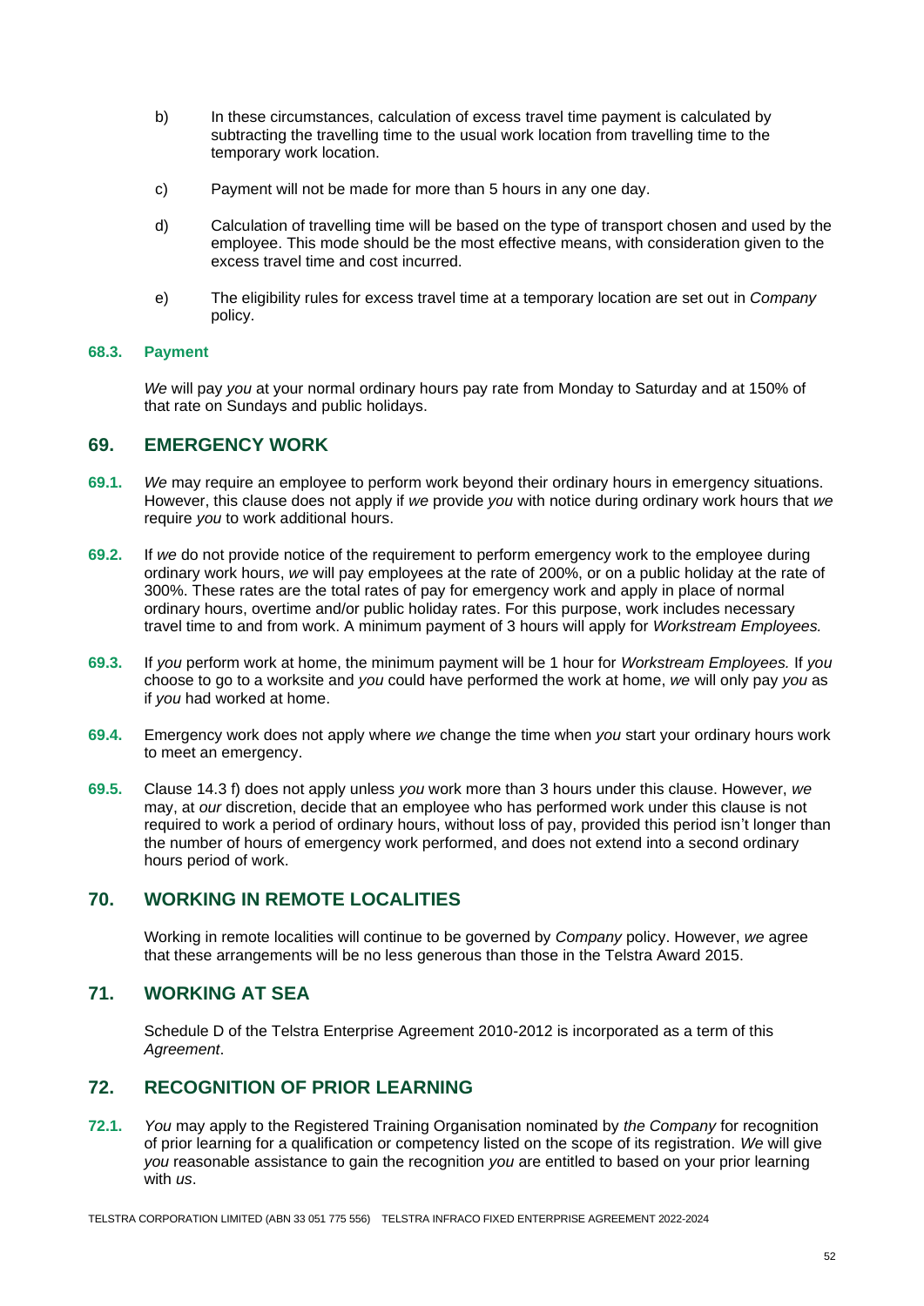b) In these circumstances, calculation of excess travel time payment is calculated by subtracting the travelling time to the usual work location from travelling time to the temporary work location.

c) Payment will not be made for more than 5 hours in any one day.

d) Calculation of travelling time will be based on the type of transport chosen and used by the employee. This mode should be the most effective means, with consideration given to the excess travel time and cost incurred.

e) The eligibility rules for excess travel time at a temporary location are set out in *Company* policy.

#### 68.3. Payment

*We* will pay *you* at your normal ordinary hours pay rate from Monday to Saturday and at 150% of that rate on Sundays and public holidays.

## 69. EMERGENCY WORK

**69.1.** *We* may require an employee to perform work beyond their ordinary hours in emergency situations. However, this clause does not apply if *we* provide *you* with notice during ordinary work hours that *we* require *you* to work additional hours.

**69.2.** If *we* do not provide notice of the requirement to perform emergency work to the employee during ordinary work hours, *we* will pay employees at the rate of 200%, or on a public holiday at the rate of 300%. These rates are the total rates of pay for emergency work and apply in place of normal ordinary hours, overtime and/or public holiday rates. For this purpose, work includes necessary travel time to and from work. A minimum payment of 3 hours will apply for *Workstream Employees.*

**69.3.** If *you* perform work at home, the minimum payment will be 1 hour for *Workstream Employees.* If *you* choose to go to a worksite and *you* could have performed the work at home, *we* will only pay *you* as if *you* had worked at home.

**69.4.** Emergency work does not apply where *we* change the time when *you* start your ordinary hours work to meet an emergency.

**69.5.** Clause 14.3 f) does not apply unless *you* work more than 3 hours under this clause. However, *we* may, at *our* discretion, decide that an employee who has performed work under this clause is not required to work a period of ordinary hours, without loss of pay, provided this period isn't longer than the number of hours of emergency work performed, and does not extend into a second ordinary hours period of work.

## 70. WORKING IN REMOTE LOCALITIES

Working in remote localities will continue to be governed by *Company* policy. However, *we* agree that these arrangements will be no less generous than those in the Telstra Award 2015.

## 71. WORKING AT SEA

Schedule D of the Telstra Enterprise Agreement 2010-2012 is incorporated as a term of this *Agreement*.

## 72. RECOGNITION OF PRIOR LEARNING

**72.1.** *You* may apply to the Registered Training Organisation nominated by *the Company* for recognition of prior learning for a qualification or competency listed on the scope of its registration. *We* will give *you* reasonable assistance to gain the recognition *you* are entitled to based on your prior learning with *us*.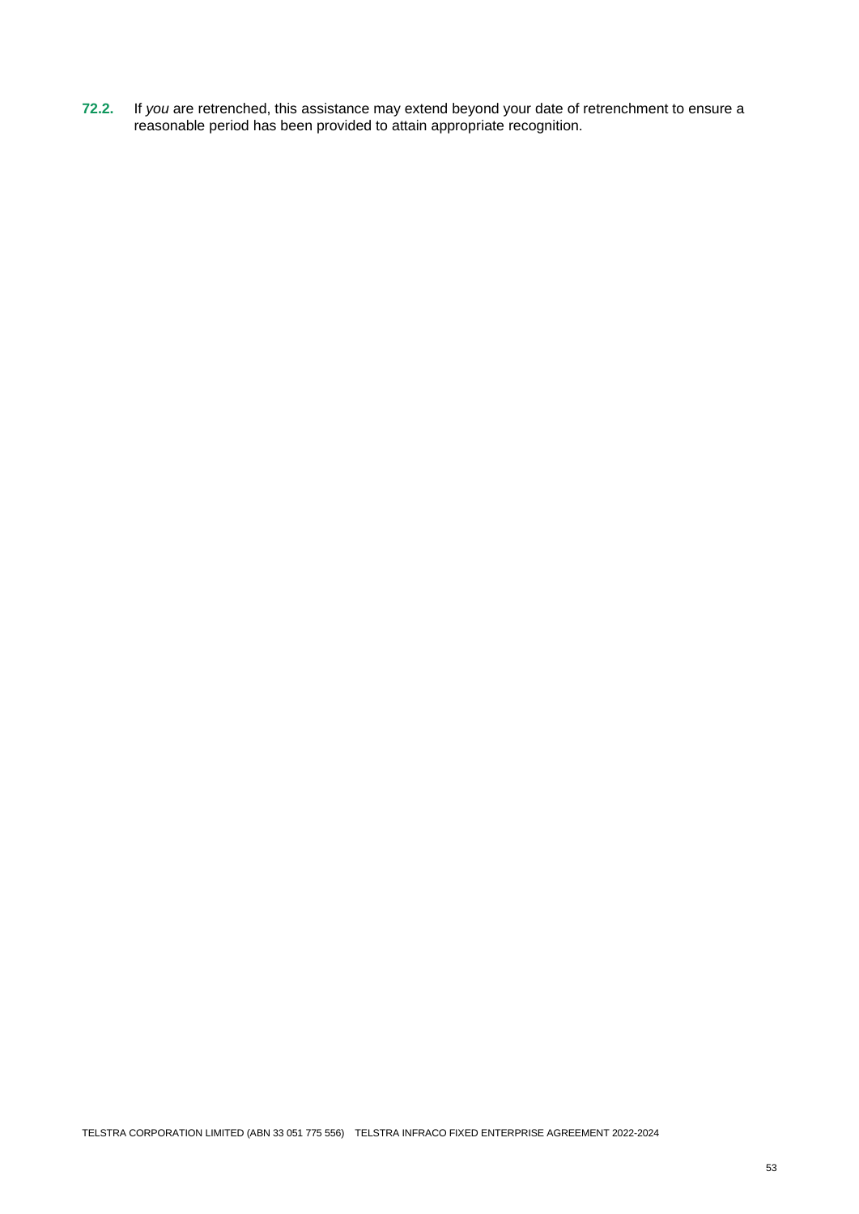**72.2.** If *you* are retrenched, this assistance may extend beyond your date of retrenchment to ensure a reasonable period has been provided to attain appropriate recognition.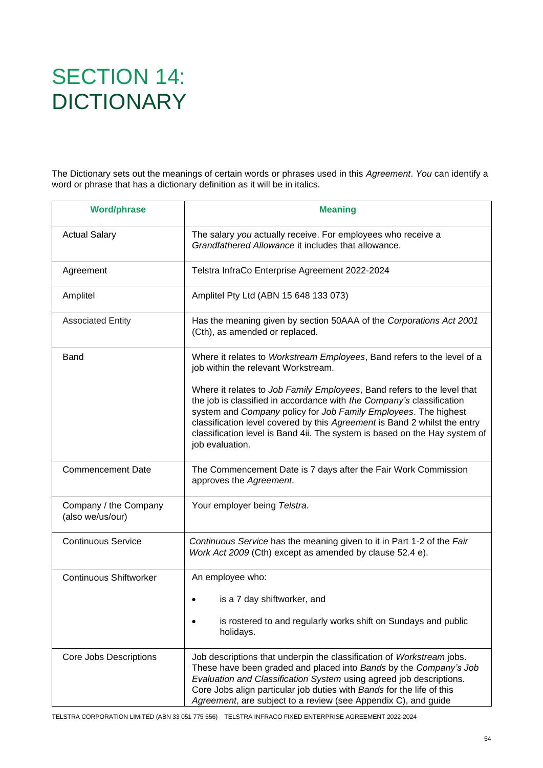# SECTION 14: DICTIONARY

The Dictionary sets out the meanings of certain words or phrases used in this *Agreement*. *You* can identify a word or phrase that has a dictionary definition as it will be in italics.

| Word/phrase | Meaning |
|---|---|
| Actual Salary | The salary *you* actually receive. For employees who receive a *Grandfathered Allowance* it includes that allowance. |
| Agreement | Telstra InfraCo Enterprise Agreement 2022-2024 |
| Amplitel | Amplitel Pty Ltd (ABN 15 648 133 073) |
| Associated Entity | Has the meaning given by section 50AAA of the *Corporations Act 2001* (Cth), as amended or replaced. |
| Band | Where it relates to *Workstream Employees*, Band refers to the level of a job within the relevant Workstream.<br><br>Where it relates to *Job Family Employees*, Band refers to the level that the job is classified in accordance with *the Company's* classification system and *Company* policy for *Job Family Employees*. The highest classification level covered by this *Agreement* is Band 2 whilst the entry classification level is Band 4ii. The system is based on the Hay system of job evaluation. |
| Commencement Date | The Commencement Date is 7 days after the Fair Work Commission approves the *Agreement*. |
| Company / the Company (also we/us/our) | Your employer being *Telstra*. |
| Continuous Service | *Continuous Service* has the meaning given to it in Part 1-2 of the *Fair Work Act 2009* (Cth) except as amended by clause 52.4 e). |
| Continuous Shiftworker | An employee who:<br><br>• is a 7 day shiftworker, and<br><br>• is rostered to and regularly works shift on Sundays and public holidays. |
| Core Jobs Descriptions | Job descriptions that underpin the classification of *Workstream* jobs. These have been graded and placed into *Bands* by the *Company's Job Evaluation and Classification System* using agreed job descriptions. Core Jobs align particular job duties with *Bands* for the life of this *Agreement*, are subject to a review (see Appendix C), and guide |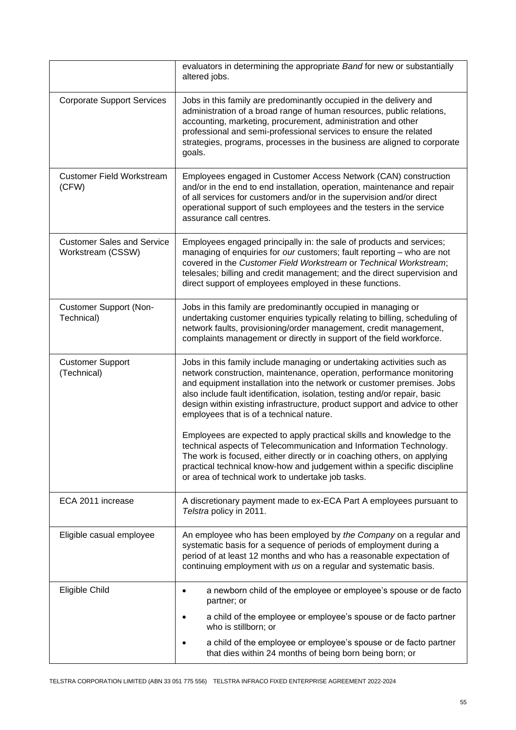| | |
|---|---|
| | evaluators in determining the appropriate *Band* for new or substantially altered jobs. |
| Corporate Support Services | Jobs in this family are predominantly occupied in the delivery and administration of a broad range of human resources, public relations, accounting, marketing, procurement, administration and other professional and semi-professional services to ensure the related strategies, programs, processes in the business are aligned to corporate goals. |
| Customer Field Workstream (CFW) | Employees engaged in Customer Access Network (CAN) construction and/or in the end to end installation, operation, maintenance and repair of all services for customers and/or in the supervision and/or direct operational support of such employees and the testers in the service assurance call centres. |
| Customer Sales and Service Workstream (CSSW) | Employees engaged principally in: the sale of products and services; managing of enquiries for *our* customers; fault reporting – who are not covered in the *Customer Field Workstream* or *Technical Workstream*; telesales; billing and credit management; and the direct supervision and direct support of employees employed in these functions. |
| Customer Support (Non-Technical) | Jobs in this family are predominantly occupied in managing or undertaking customer enquiries typically relating to billing, scheduling of network faults, provisioning/order management, credit management, complaints management or directly in support of the field workforce. |
| Customer Support (Technical) | Jobs in this family include managing or undertaking activities such as network construction, maintenance, operation, performance monitoring and equipment installation into the network or customer premises. Jobs also include fault identification, isolation, testing and/or repair, basic design within existing infrastructure, product support and advice to other employees that is of a technical nature.<br><br>Employees are expected to apply practical skills and knowledge to the technical aspects of Telecommunication and Information Technology. The work is focused, either directly or in coaching others, on applying practical technical know-how and judgement within a specific discipline or area of technical work to undertake job tasks. |
| ECA 2011 increase | A discretionary payment made to ex-ECA Part A employees pursuant to *Telstra* policy in 2011. |
| Eligible casual employee | An employee who has been employed by *the Company* on a regular and systematic basis for a sequence of periods of employment during a period of at least 12 months and who has a reasonable expectation of continuing employment with *us* on a regular and systematic basis. |
| Eligible Child | • a newborn child of the employee or employee's spouse or de facto partner; or<br>• a child of the employee or employee's spouse or de facto partner who is stillborn; or<br>• a child of the employee or employee's spouse or de facto partner that dies within 24 months of being born being born; or |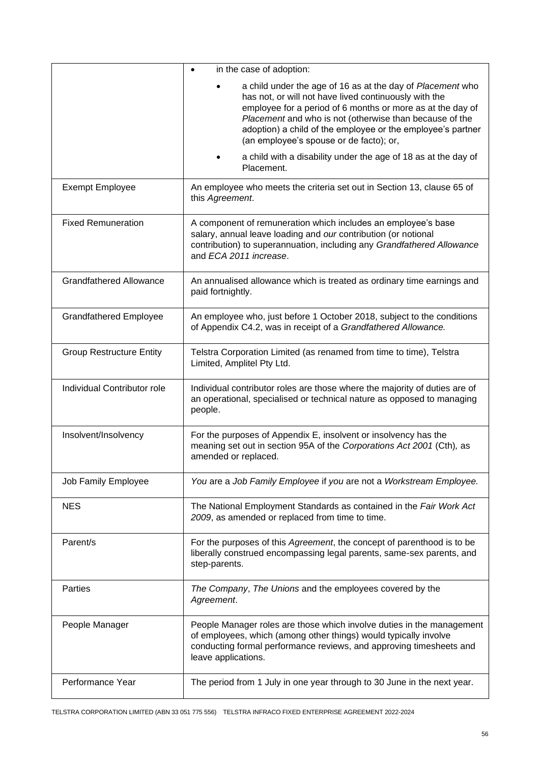| | |
|---|---|
| | • in the case of adoption:<br>• a child under the age of 16 as at the day of *Placement* who has not, or will not have lived continuously with the employee for a period of 6 months or more as at the day of *Placement* and who is not (otherwise than because of the adoption) a child of the employee or the employee's partner (an employee's spouse or de facto); or,<br>• a child with a disability under the age of 18 as at the day of Placement. |
| Exempt Employee | An employee who meets the criteria set out in Section 13, clause 65 of this *Agreement*. |
| Fixed Remuneration | A component of remuneration which includes an employee's base salary, annual leave loading and *our* contribution (or notional contribution) to superannuation, including any *Grandfathered Allowance* and *ECA 2011 increase*. |
| Grandfathered Allowance | An annualised allowance which is treated as ordinary time earnings and paid fortnightly. |
| Grandfathered Employee | An employee who, just before 1 October 2018, subject to the conditions of Appendix C4.2, was in receipt of a *Grandfathered Allowance.* |
| Group Restructure Entity | Telstra Corporation Limited (as renamed from time to time), Telstra Limited, Amplitel Pty Ltd. |
| Individual Contributor role | Individual contributor roles are those where the majority of duties are of an operational, specialised or technical nature as opposed to managing people. |
| Insolvent/Insolvency | For the purposes of Appendix E, insolvent or insolvency has the meaning set out in section 95A of the *Corporations Act 2001* (Cth), as amended or replaced. |
| Job Family Employee | *You* are a *Job Family Employee* if *you* are not a *Workstream Employee.* |
| NES | The National Employment Standards as contained in the *Fair Work Act 2009*, as amended or replaced from time to time. |
| Parent/s | For the purposes of this *Agreement*, the concept of parenthood is to be liberally construed encompassing legal parents, same-sex parents, and step-parents. |
| Parties | *The Company*, *The Unions* and the employees covered by the *Agreement*. |
| People Manager | People Manager roles are those which involve duties in the management of employees, which (among other things) would typically involve conducting formal performance reviews, and approving timesheets and leave applications. |
| Performance Year | The period from 1 July in one year through to 30 June in the next year. |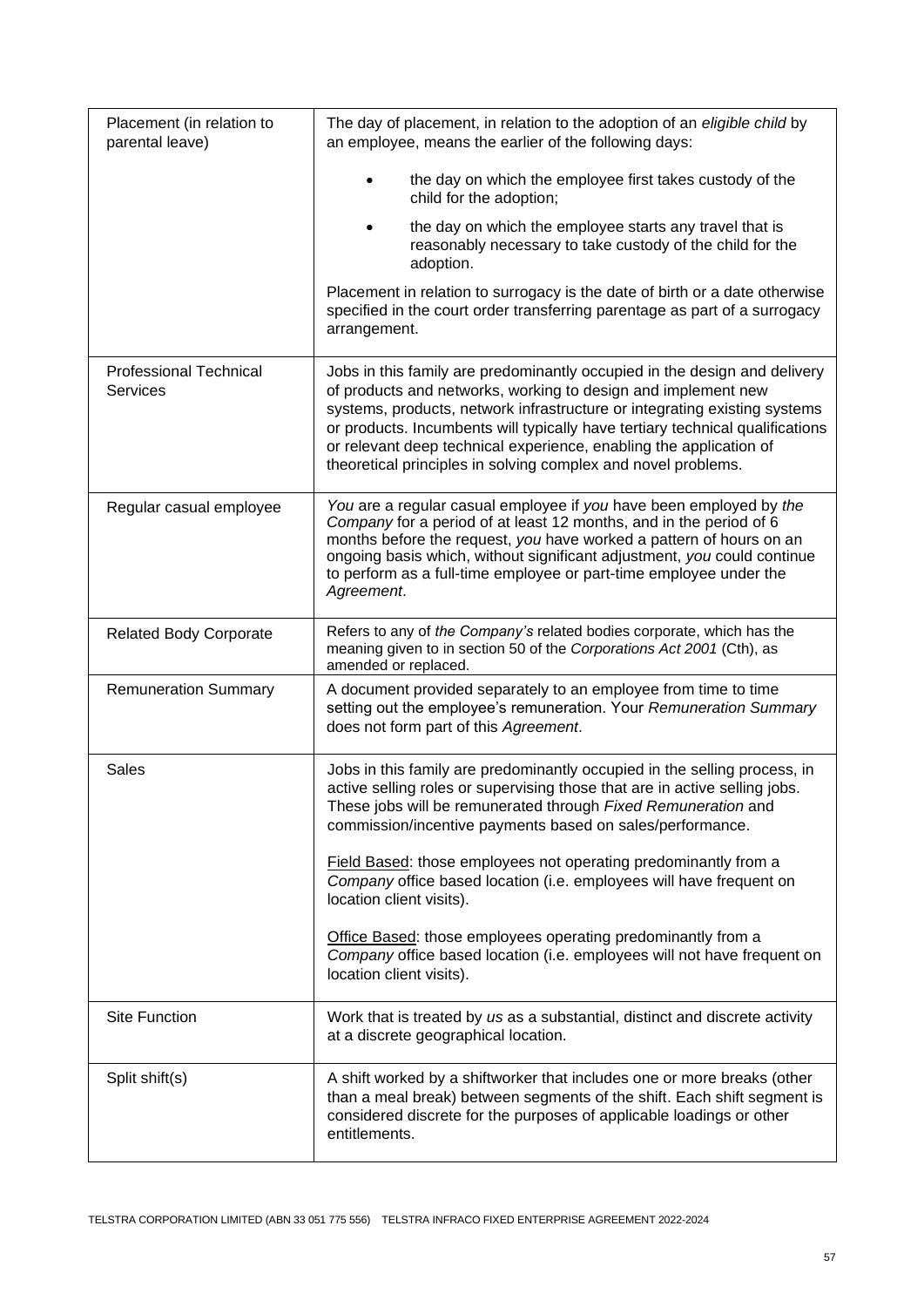| | |
|---|---|
| Placement (in relation to parental leave) | The day of placement, in relation to the adoption of an *eligible child* by an employee, means the earlier of the following days:<br>• the day on which the employee first takes custody of the child for the adoption;<br>• the day on which the employee starts any travel that is reasonably necessary to take custody of the child for the adoption.<br>Placement in relation to surrogacy is the date of birth or a date otherwise specified in the court order transferring parentage as part of a surrogacy arrangement. |
| Professional Technical Services | Jobs in this family are predominantly occupied in the design and delivery of products and networks, working to design and implement new systems, products, network infrastructure or integrating existing systems or products. Incumbents will typically have tertiary technical qualifications or relevant deep technical experience, enabling the application of theoretical principles in solving complex and novel problems. |
| Regular casual employee | *You* are a regular casual employee if *you* have been employed by *the Company* for a period of at least 12 months, and in the period of 6 months before the request, *you* have worked a pattern of hours on an ongoing basis which, without significant adjustment, *you* could continue to perform as a full-time employee or part-time employee under the *Agreement*. |
| Related Body Corporate | Refers to any of *the Company's* related bodies corporate, which has the meaning given to in section 50 of the *Corporations Act 2001* (Cth), as amended or replaced. |
| Remuneration Summary | A document provided separately to an employee from time to time setting out the employee's remuneration. Your *Remuneration Summary* does not form part of this *Agreement*. |
| Sales | Jobs in this family are predominantly occupied in the selling process, in active selling roles or supervising those that are in active selling jobs. These jobs will be remunerated through *Fixed Remuneration* and commission/incentive payments based on sales/performance.<br>Field Based: those employees not operating predominantly from a *Company* office based location (i.e. employees will have frequent on location client visits).<br>Office Based: those employees operating predominantly from a *Company* office based location (i.e. employees will not have frequent on location client visits). |
| Site Function | Work that is treated by *us* as a substantial, distinct and discrete activity at a discrete geographical location. |
| Split shift(s) | A shift worked by a shiftworker that includes one or more breaks (other than a meal break) between segments of the shift. Each shift segment is considered discrete for the purposes of applicable loadings or other entitlements. |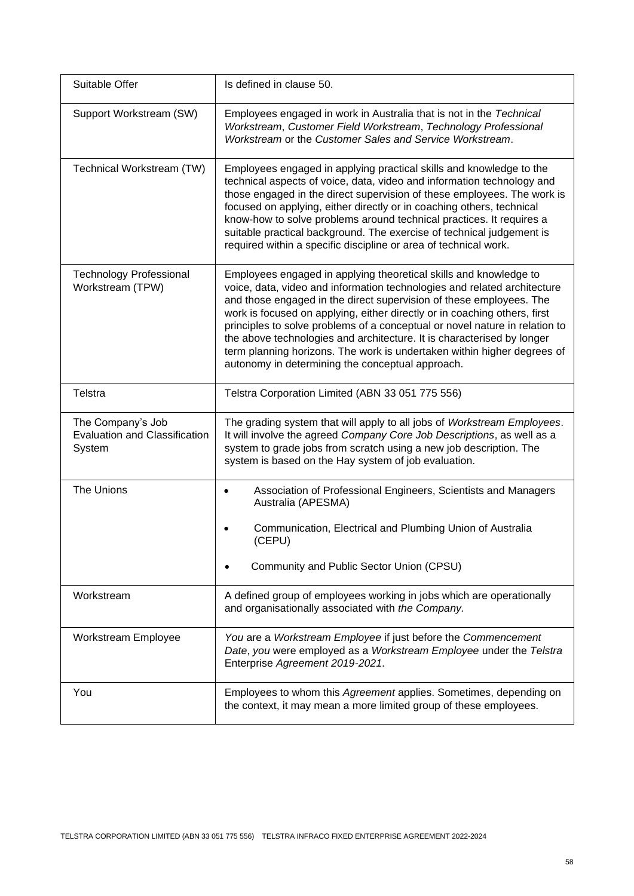| | |
|---|---|
| Suitable Offer | Is defined in clause 50. |
| Support Workstream (SW) | Employees engaged in work in Australia that is not in the *Technical Workstream*, *Customer Field Workstream*, *Technology Professional Workstream* or the *Customer Sales and Service Workstream*. |
| Technical Workstream (TW) | Employees engaged in applying practical skills and knowledge to the technical aspects of voice, data, video and information technology and those engaged in the direct supervision of these employees. The work is focused on applying, either directly or in coaching others, technical know-how to solve problems around technical practices. It requires a suitable practical background. The exercise of technical judgement is required within a specific discipline or area of technical work. |
| Technology Professional Workstream (TPW) | Employees engaged in applying theoretical skills and knowledge to voice, data, video and information technologies and related architecture and those engaged in the direct supervision of these employees. The work is focused on applying, either directly or in coaching others, first principles to solve problems of a conceptual or novel nature in relation to the above technologies and architecture. It is characterised by longer term planning horizons. The work is undertaken within higher degrees of autonomy in determining the conceptual approach. |
| Telstra | Telstra Corporation Limited (ABN 33 051 775 556) |
| The Company's Job Evaluation and Classification System | The grading system that will apply to all jobs of *Workstream Employees*. It will involve the agreed *Company Core Job Descriptions*, as well as a system to grade jobs from scratch using a new job description. The system is based on the Hay system of job evaluation. |
| The Unions | • Association of Professional Engineers, Scientists and Managers Australia (APESMA)<br>• Communication, Electrical and Plumbing Union of Australia (CEPU)<br>• Community and Public Sector Union (CPSU) |
| Workstream | A defined group of employees working in jobs which are operationally and organisationally associated with *the Company.* |
| Workstream Employee | *You* are a *Workstream Employee* if just before the *Commencement Date*, *you* were employed as a *Workstream Employee* under the *Telstra* Enterprise *Agreement 2019-2021*. |
| You | Employees to whom this *Agreement* applies. Sometimes, depending on the context, it may mean a more limited group of these employees. |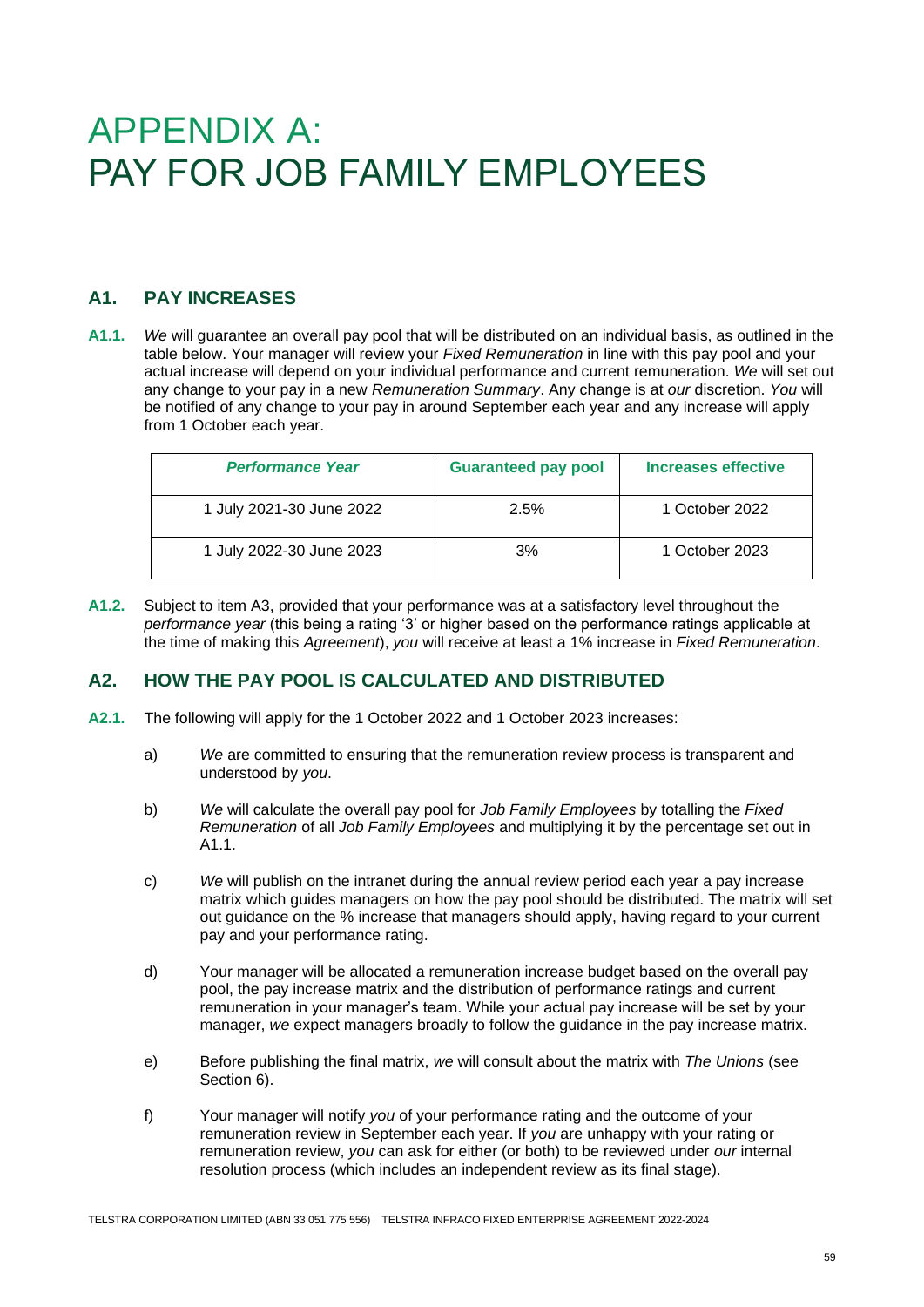# APPENDIX A: PAY FOR JOB FAMILY EMPLOYEES

## A1. PAY INCREASES

**A1.1.** *We* will guarantee an overall pay pool that will be distributed on an individual basis, as outlined in the table below. Your manager will review your *Fixed Remuneration* in line with this pay pool and your actual increase will depend on your individual performance and current remuneration. *We* will set out any change to your pay in a new *Remuneration Summary*. Any change is at *our* discretion. *You* will be notified of any change to your pay in around September each year and any increase will apply from 1 October each year.

| *Performance Year* | Guaranteed pay pool | Increases effective |
|---|---|---|
| 1 July 2021-30 June 2022 | 2.5% | 1 October 2022 |
| 1 July 2022-30 June 2023 | 3% | 1 October 2023 |

**A1.2.** Subject to item A3, provided that your performance was at a satisfactory level throughout the *performance year* (this being a rating '3' or higher based on the performance ratings applicable at the time of making this *Agreement*), *you* will receive at least a 1% increase in *Fixed Remuneration*.

## A2. HOW THE PAY POOL IS CALCULATED AND DISTRIBUTED

**A2.1.** The following will apply for the 1 October 2022 and 1 October 2023 increases:

a) *We* are committed to ensuring that the remuneration review process is transparent and understood by *you*.

b) *We* will calculate the overall pay pool for *Job Family Employees* by totalling the *Fixed Remuneration* of all *Job Family Employees* and multiplying it by the percentage set out in A1.1.

c) *We* will publish on the intranet during the annual review period each year a pay increase matrix which guides managers on how the pay pool should be distributed. The matrix will set out guidance on the % increase that managers should apply, having regard to your current pay and your performance rating.

d) Your manager will be allocated a remuneration increase budget based on the overall pay pool, the pay increase matrix and the distribution of performance ratings and current remuneration in your manager's team. While your actual pay increase will be set by your manager, *we* expect managers broadly to follow the guidance in the pay increase matrix.

e) Before publishing the final matrix, *we* will consult about the matrix with *The Unions* (see Section 6).

f) Your manager will notify *you* of your performance rating and the outcome of your remuneration review in September each year. If *you* are unhappy with your rating or remuneration review, *you* can ask for either (or both) to be reviewed under *our* internal resolution process (which includes an independent review as its final stage).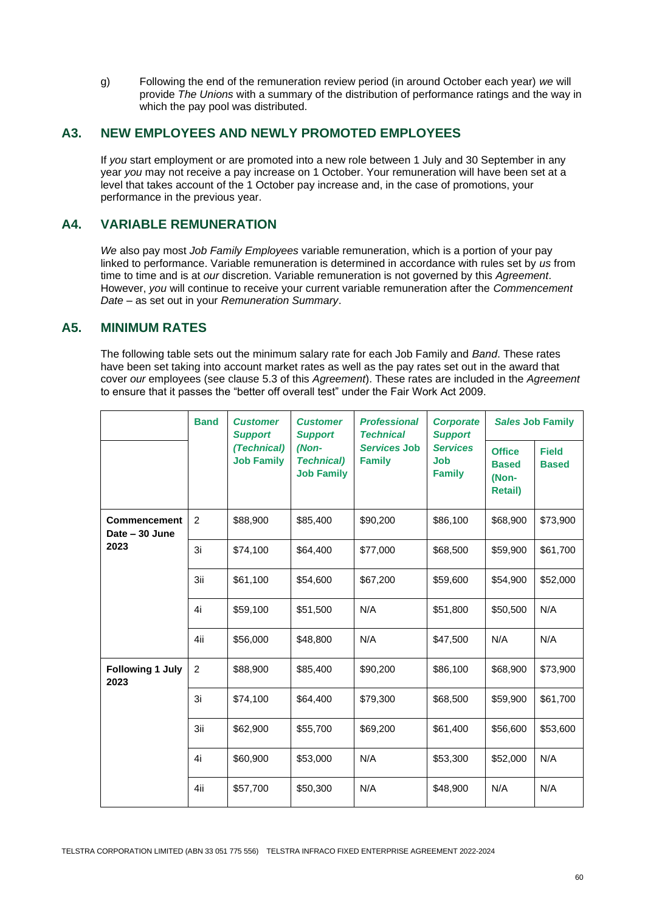g) Following the end of the remuneration review period (in around October each year) *we* will provide *The Unions* with a summary of the distribution of performance ratings and the way in which the pay pool was distributed.

## A3. NEW EMPLOYEES AND NEWLY PROMOTED EMPLOYEES

If *you* start employment or are promoted into a new role between 1 July and 30 September in any year *you* may not receive a pay increase on 1 October. Your remuneration will have been set at a level that takes account of the 1 October pay increase and, in the case of promotions, your performance in the previous year.

## A4. VARIABLE REMUNERATION

*We* also pay most *Job Family Employees* variable remuneration, which is a portion of your pay linked to performance. Variable remuneration is determined in accordance with rules set by *us* from time to time and is at *our* discretion. Variable remuneration is not governed by this *Agreement*. However, *you* will continue to receive your current variable remuneration after the *Commencement Date* – as set out in your *Remuneration Summary*.

## A5. MINIMUM RATES

The following table sets out the minimum salary rate for each Job Family and *Band*. These rates have been set taking into account market rates as well as the pay rates set out in the award that cover *our* employees (see clause 5.3 of this *Agreement*). These rates are included in the *Agreement* to ensure that it passes the "better off overall test" under the Fair Work Act 2009.

| | Band | *Customer Support (Technical)* Job Family | *Customer Support (Non-Technical)* Job Family | *Professional Technical Services* Job Family | *Corporate Support Services* Job Family | *Sales* Job Family | |
|---|---|---|---|---|---|---|---|
| | | | | | | Office Based (Non-Retail) | Field Based |
| **Commencement Date – 30 June 2023** | 2 | $88,900 | $85,400 | $90,200 | $86,100 | $68,900 | $73,900 |
| | 3i | $74,100 | $64,400 | $77,000 | $68,500 | $59,900 | $61,700 |
| | 3ii | $61,100 | $54,600 | $67,200 | $59,600 | $54,900 | $52,000 |
| | 4i | $59,100 | $51,500 | N/A | $51,800 | $50,500 | N/A |
| | 4ii | $56,000 | $48,800 | N/A | $47,500 | N/A | N/A |
| **Following 1 July 2023** | 2 | $88,900 | $85,400 | $90,200 | $86,100 | $68,900 | $73,900 |
| | 3i | $74,100 | $64,400 | $79,300 | $68,500 | $59,900 | $61,700 |
| | 3ii | $62,900 | $55,700 | $69,200 | $61,400 | $56,600 | $53,600 |
| | 4i | $60,900 | $53,000 | N/A | $53,300 | $52,000 | N/A |
| | 4ii | $57,700 | $50,300 | N/A | $48,900 | N/A | N/A |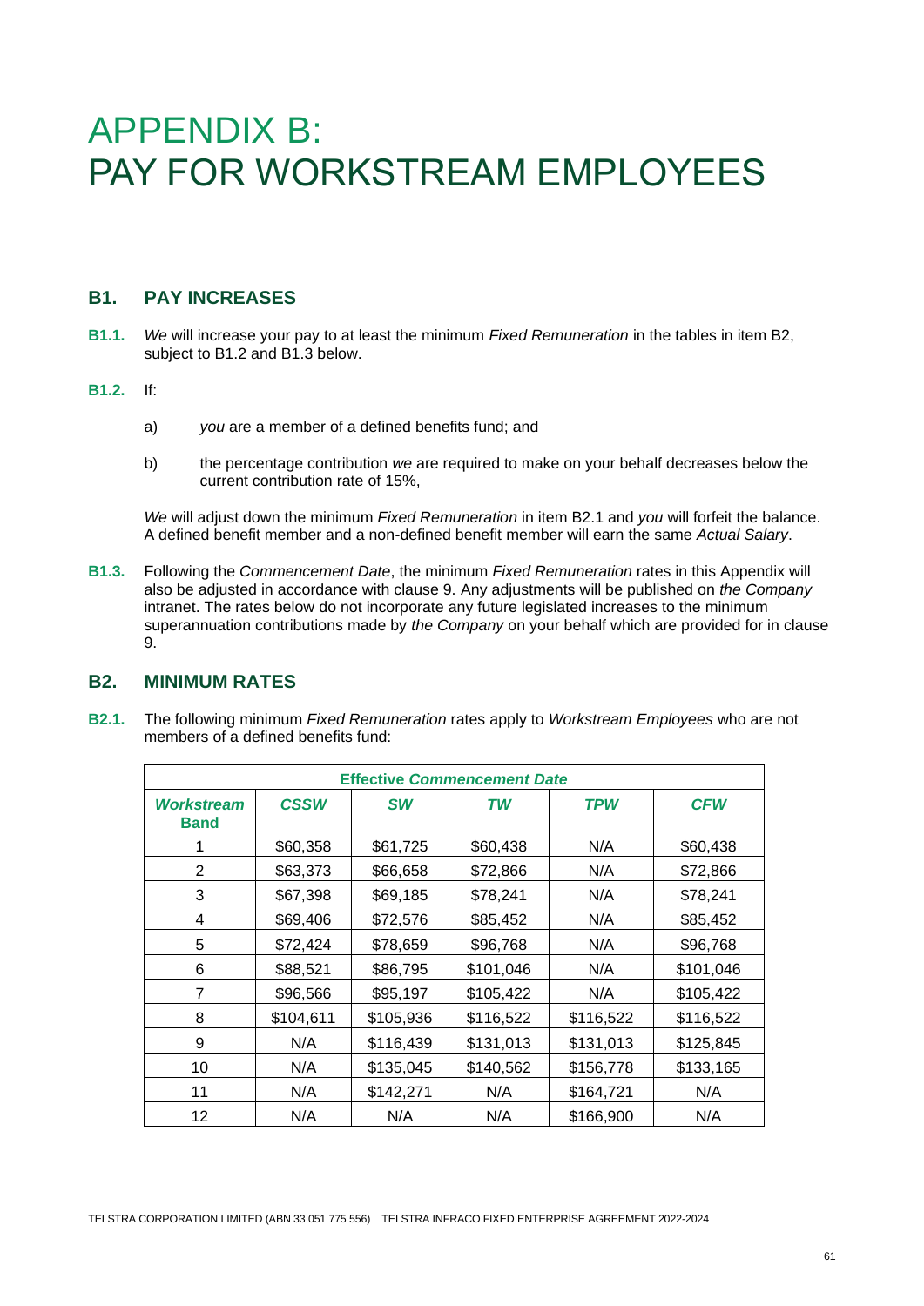# APPENDIX B:
# PAY FOR WORKSTREAM EMPLOYEES

## B1. PAY INCREASES

**B1.1.** *We* will increase your pay to at least the minimum *Fixed Remuneration* in the tables in item B2, subject to B1.2 and B1.3 below.

**B1.2.** If:

a) *you* are a member of a defined benefits fund; and

b) the percentage contribution *we* are required to make on your behalf decreases below the current contribution rate of 15%,

*We* will adjust down the minimum *Fixed Remuneration* in item B2.1 and *you* will forfeit the balance. A defined benefit member and a non-defined benefit member will earn the same *Actual Salary*.

**B1.3.** Following the *Commencement Date*, the minimum *Fixed Remuneration* rates in this Appendix will also be adjusted in accordance with clause 9. Any adjustments will be published on *the Company* intranet. The rates below do not incorporate any future legislated increases to the minimum superannuation contributions made by *the Company* on your behalf which are provided for in clause 9.

## B2. MINIMUM RATES

**B2.1.** The following minimum *Fixed Remuneration* rates apply to *Workstream Employees* who are not members of a defined benefits fund:

| **Effective *Commencement Date*** | | | | | |
|---|---|---|---|---|---|
| ***Workstream Band*** | ***CSSW*** | ***SW*** | ***TW*** | ***TPW*** | ***CFW*** |
| 1 | $60,358 | $61,725 | $60,438 | N/A | $60,438 |
| 2 | $63,373 | $66,658 | $72,866 | N/A | $72,866 |
| 3 | $67,398 | $69,185 | $78,241 | N/A | $78,241 |
| 4 | $69,406 | $72,576 | $85,452 | N/A | $85,452 |
| 5 | $72,424 | $78,659 | $96,768 | N/A | $96,768 |
| 6 | $88,521 | $86,795 | $101,046 | N/A | $101,046 |
| 7 | $96,566 | $95,197 | $105,422 | N/A | $105,422 |
| 8 | $104,611 | $105,936 | $116,522 | $116,522 | $116,522 |
| 9 | N/A | $116,439 | $131,013 | $131,013 | $125,845 |
| 10 | N/A | $135,045 | $140,562 | $156,778 | $133,165 |
| 11 | N/A | $142,271 | N/A | $164,721 | N/A |
| 12 | N/A | N/A | N/A | $166,900 | N/A |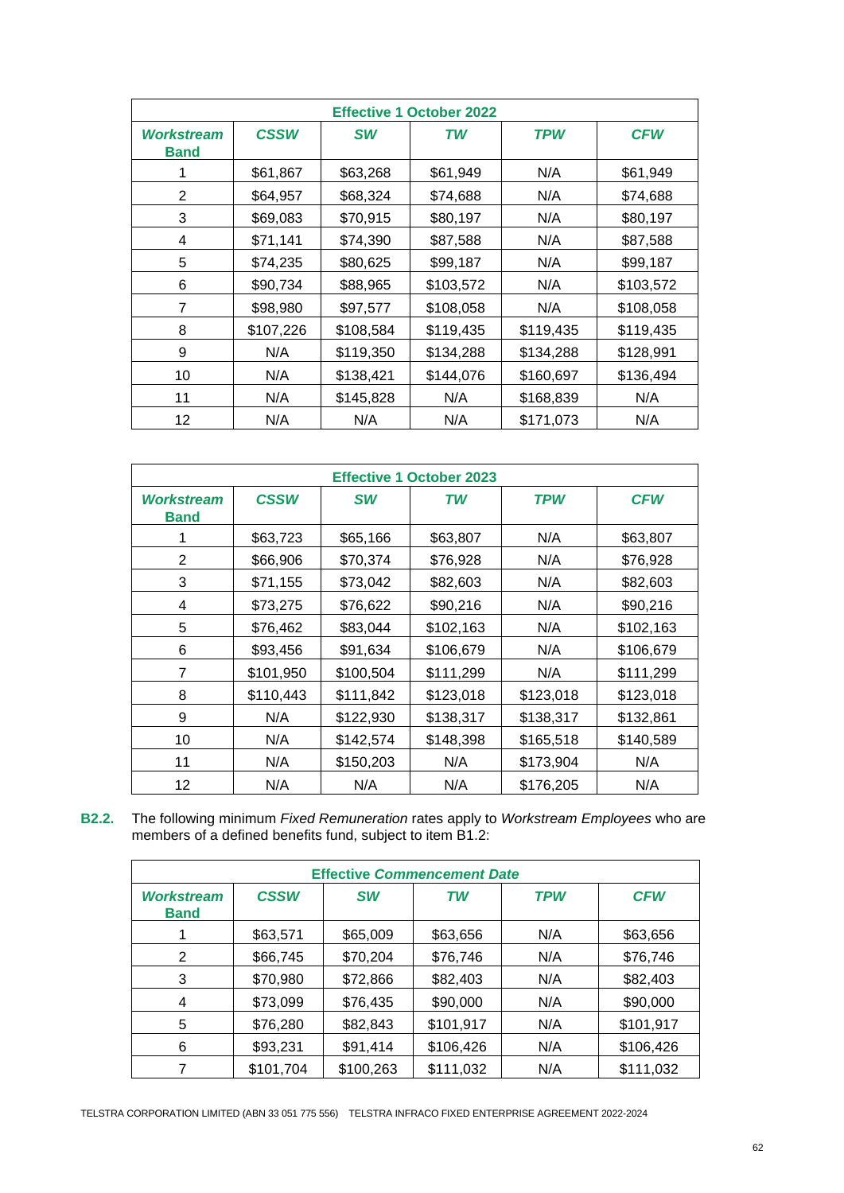| Effective 1 October 2022 | | | | | |
|---|---|---|---|---|---|
| ***Workstream* Band** | ***CSSW*** | ***SW*** | ***TW*** | ***TPW*** | ***CFW*** |
| 1 | $61,867 | $63,268 | $61,949 | N/A | $61,949 |
| 2 | $64,957 | $68,324 | $74,688 | N/A | $74,688 |
| 3 | $69,083 | $70,915 | $80,197 | N/A | $80,197 |
| 4 | $71,141 | $74,390 | $87,588 | N/A | $87,588 |
| 5 | $74,235 | $80,625 | $99,187 | N/A | $99,187 |
| 6 | $90,734 | $88,965 | $103,572 | N/A | $103,572 |
| 7 | $98,980 | $97,577 | $108,058 | N/A | $108,058 |
| 8 | $107,226 | $108,584 | $119,435 | $119,435 | $119,435 |
| 9 | N/A | $119,350 | $134,288 | $134,288 | $128,991 |
| 10 | N/A | $138,421 | $144,076 | $160,697 | $136,494 |
| 11 | N/A | $145,828 | N/A | $168,839 | N/A |
| 12 | N/A | N/A | N/A | $171,073 | N/A |

| Effective 1 October 2023 | | | | | |
|---|---|---|---|---|---|
| ***Workstream* Band** | ***CSSW*** | ***SW*** | ***TW*** | ***TPW*** | ***CFW*** |
| 1 | $63,723 | $65,166 | $63,807 | N/A | $63,807 |
| 2 | $66,906 | $70,374 | $76,928 | N/A | $76,928 |
| 3 | $71,155 | $73,042 | $82,603 | N/A | $82,603 |
| 4 | $73,275 | $76,622 | $90,216 | N/A | $90,216 |
| 5 | $76,462 | $83,044 | $102,163 | N/A | $102,163 |
| 6 | $93,456 | $91,634 | $106,679 | N/A | $106,679 |
| 7 | $101,950 | $100,504 | $111,299 | N/A | $111,299 |
| 8 | $110,443 | $111,842 | $123,018 | $123,018 | $123,018 |
| 9 | N/A | $122,930 | $138,317 | $138,317 | $132,861 |
| 10 | N/A | $142,574 | $148,398 | $165,518 | $140,589 |
| 11 | N/A | $150,203 | N/A | $173,904 | N/A |
| 12 | N/A | N/A | N/A | $176,205 | N/A |

**B2.2.** The following minimum *Fixed Remuneration* rates apply to *Workstream Employees* who are members of a defined benefits fund, subject to item B1.2:

| Effective *Commencement Date* | | | | | |
|---|---|---|---|---|---|
| ***Workstream* Band** | ***CSSW*** | ***SW*** | ***TW*** | ***TPW*** | ***CFW*** |
| 1 | $63,571 | $65,009 | $63,656 | N/A | $63,656 |
| 2 | $66,745 | $70,204 | $76,746 | N/A | $76,746 |
| 3 | $70,980 | $72,866 | $82,403 | N/A | $82,403 |
| 4 | $73,099 | $76,435 | $90,000 | N/A | $90,000 |
| 5 | $76,280 | $82,843 | $101,917 | N/A | $101,917 |
| 6 | $93,231 | $91,414 | $106,426 | N/A | $106,426 |
| 7 | $101,704 | $100,263 | $111,032 | N/A | $111,032 |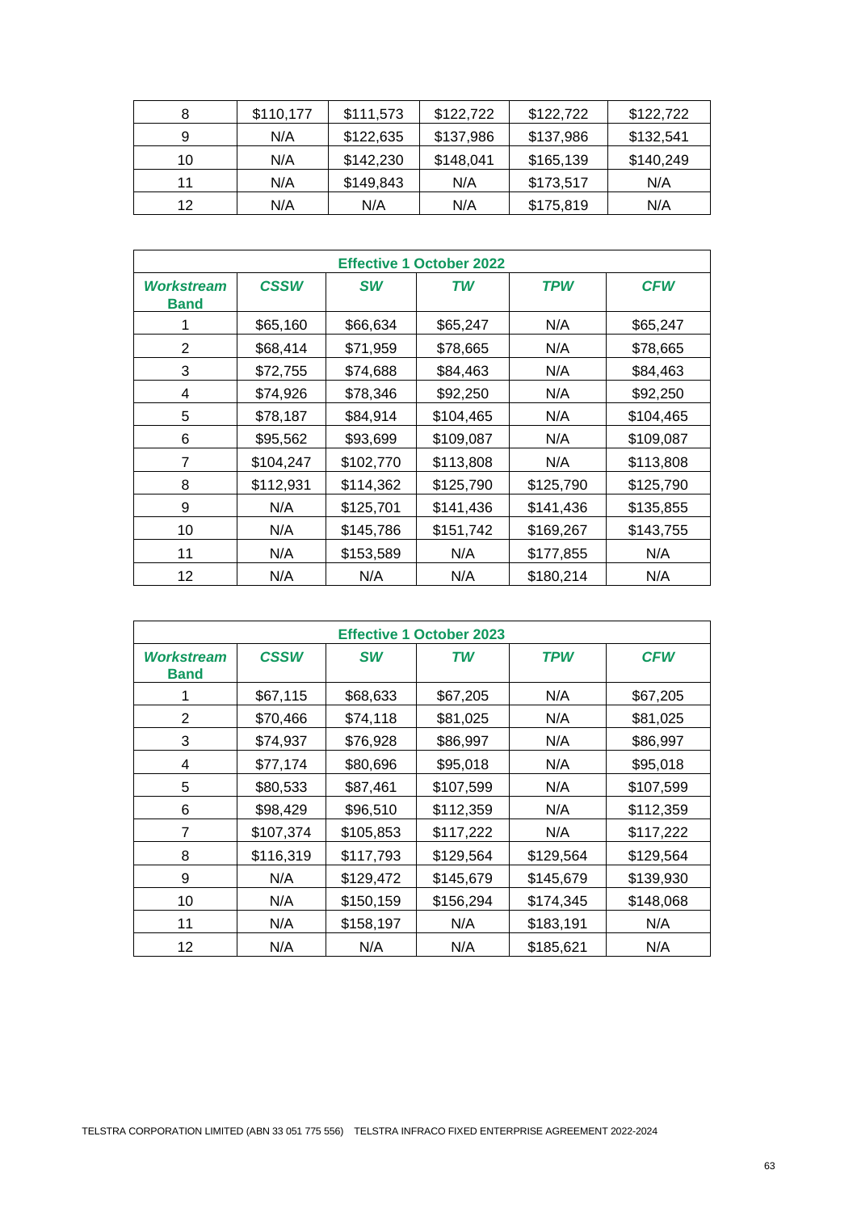| 8 | $110,177 | $111,573 | $122,722 | $122,722 | $122,722 |
|---|---|---|---|---|---|
| 9 | N/A | $122,635 | $137,986 | $137,986 | $132,541 |
| 10 | N/A | $142,230 | $148,041 | $165,139 | $140,249 |
| 11 | N/A | $149,843 | N/A | $173,517 | N/A |
| 12 | N/A | N/A | N/A | $175,819 | N/A |

| **Effective 1 October 2022** | | | | | |
|---|---|---|---|---|---|
| ***Workstream Band*** | ***CSSW*** | ***SW*** | ***TW*** | ***TPW*** | ***CFW*** |
| 1 | $65,160 | $66,634 | $65,247 | N/A | $65,247 |
| 2 | $68,414 | $71,959 | $78,665 | N/A | $78,665 |
| 3 | $72,755 | $74,688 | $84,463 | N/A | $84,463 |
| 4 | $74,926 | $78,346 | $92,250 | N/A | $92,250 |
| 5 | $78,187 | $84,914 | $104,465 | N/A | $104,465 |
| 6 | $95,562 | $93,699 | $109,087 | N/A | $109,087 |
| 7 | $104,247 | $102,770 | $113,808 | N/A | $113,808 |
| 8 | $112,931 | $114,362 | $125,790 | $125,790 | $125,790 |
| 9 | N/A | $125,701 | $141,436 | $141,436 | $135,855 |
| 10 | N/A | $145,786 | $151,742 | $169,267 | $143,755 |
| 11 | N/A | $153,589 | N/A | $177,855 | N/A |
| 12 | N/A | N/A | N/A | $180,214 | N/A |

| **Effective 1 October 2023** | | | | | |
|---|---|---|---|---|---|
| ***Workstream Band*** | ***CSSW*** | ***SW*** | ***TW*** | ***TPW*** | ***CFW*** |
| 1 | $67,115 | $68,633 | $67,205 | N/A | $67,205 |
| 2 | $70,466 | $74,118 | $81,025 | N/A | $81,025 |
| 3 | $74,937 | $76,928 | $86,997 | N/A | $86,997 |
| 4 | $77,174 | $80,696 | $95,018 | N/A | $95,018 |
| 5 | $80,533 | $87,461 | $107,599 | N/A | $107,599 |
| 6 | $98,429 | $96,510 | $112,359 | N/A | $112,359 |
| 7 | $107,374 | $105,853 | $117,222 | N/A | $117,222 |
| 8 | $116,319 | $117,793 | $129,564 | $129,564 | $129,564 |
| 9 | N/A | $129,472 | $145,679 | $145,679 | $139,930 |
| 10 | N/A | $150,159 | $156,294 | $174,345 | $148,068 |
| 11 | N/A | $158,197 | N/A | $183,191 | N/A |
| 12 | N/A | N/A | N/A | $185,621 | N/A |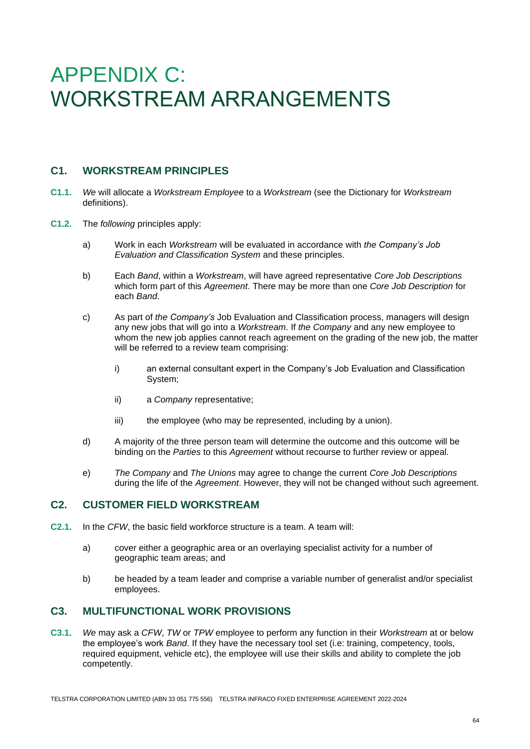# APPENDIX C: WORKSTREAM ARRANGEMENTS

## C1. WORKSTREAM PRINCIPLES

**C1.1.** *We* will allocate a *Workstream Employee* to a *Workstream* (see the Dictionary for *Workstream* definitions).

**C1.2.** The *following* principles apply:

a) Work in each *Workstream* will be evaluated in accordance with *the Company's Job Evaluation and Classification System* and these principles.

b) Each *Band*, within a *Workstream*, will have agreed representative *Core Job Descriptions* which form part of this *Agreement*. There may be more than one *Core Job Description* for each *Band*.

c) As part of *the Company's* Job Evaluation and Classification process, managers will design any new jobs that will go into a *Workstream*. If *the Company* and any new employee to whom the new job applies cannot reach agreement on the grading of the new job, the matter will be referred to a review team comprising:

   i) an external consultant expert in the Company's Job Evaluation and Classification System;

   ii) a *Company* representative;

   iii) the employee (who may be represented, including by a union).

d) A majority of the three person team will determine the outcome and this outcome will be binding on the *Parties* to this *Agreement* without recourse to further review or appeal.

e) *The Company* and *The Unions* may agree to change the current *Core Job Descriptions* during the life of the *Agreement*. However, they will not be changed without such agreement.

## C2. CUSTOMER FIELD WORKSTREAM

**C2.1.** In the *CFW*, the basic field workforce structure is a team. A team will:

a) cover either a geographic area or an overlaying specialist activity for a number of geographic team areas; and

b) be headed by a team leader and comprise a variable number of generalist and/or specialist employees.

## C3. MULTIFUNCTIONAL WORK PROVISIONS

**C3.1.** *We* may ask a *CFW*, *TW* or *TPW* employee to perform any function in their *Workstream* at or below the employee's work *Band*. If they have the necessary tool set (i.e: training, competency, tools, required equipment, vehicle etc), the employee will use their skills and ability to complete the job competently.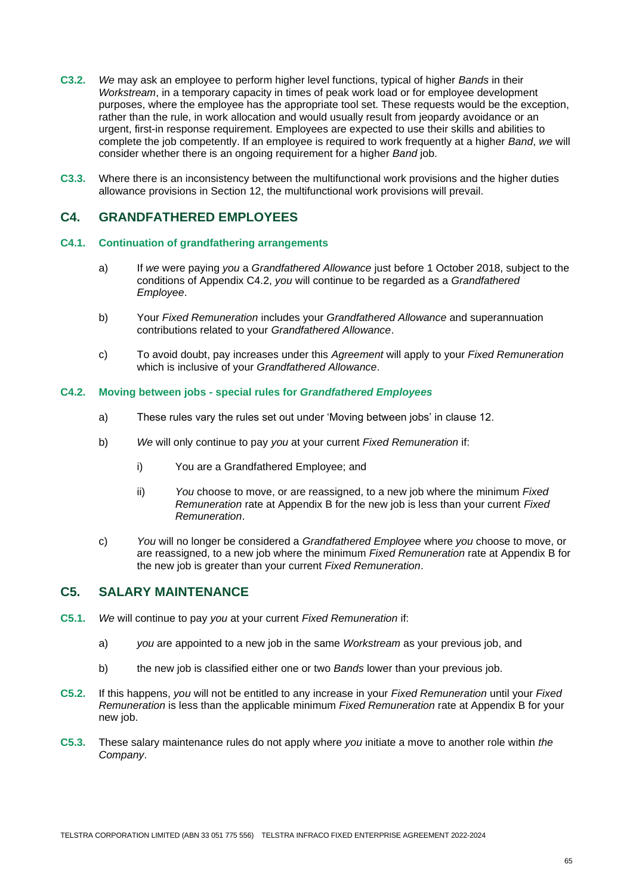**C3.2.** *We* may ask an employee to perform higher level functions, typical of higher *Bands* in their *Workstream*, in a temporary capacity in times of peak work load or for employee development purposes, where the employee has the appropriate tool set. These requests would be the exception, rather than the rule, in work allocation and would usually result from jeopardy avoidance or an urgent, first-in response requirement. Employees are expected to use their skills and abilities to complete the job competently. If an employee is required to work frequently at a higher *Band*, *we* will consider whether there is an ongoing requirement for a higher *Band* job.

**C3.3.** Where there is an inconsistency between the multifunctional work provisions and the higher duties allowance provisions in Section 12, the multifunctional work provisions will prevail.

## C4. GRANDFATHERED EMPLOYEES

### C4.1. Continuation of grandfathering arrangements

a) If *we* were paying *you* a *Grandfathered Allowance* just before 1 October 2018, subject to the conditions of Appendix C4.2, *you* will continue to be regarded as a *Grandfathered Employee*.

b) Your *Fixed Remuneration* includes your *Grandfathered Allowance* and superannuation contributions related to your *Grandfathered Allowance*.

c) To avoid doubt, pay increases under this *Agreement* will apply to your *Fixed Remuneration* which is inclusive of your *Grandfathered Allowance*.

### C4.2. Moving between jobs - special rules for *Grandfathered Employees*

a) These rules vary the rules set out under 'Moving between jobs' in clause 12.

b) *We* will only continue to pay *you* at your current *Fixed Remuneration* if:

   i) You are a Grandfathered Employee; and

   ii) *You* choose to move, or are reassigned, to a new job where the minimum *Fixed Remuneration* rate at Appendix B for the new job is less than your current *Fixed Remuneration*.

c) *You* will no longer be considered a *Grandfathered Employee* where *you* choose to move, or are reassigned, to a new job where the minimum *Fixed Remuneration* rate at Appendix B for the new job is greater than your current *Fixed Remuneration*.

## C5. SALARY MAINTENANCE

**C5.1.** *We* will continue to pay *you* at your current *Fixed Remuneration* if:

a) *you* are appointed to a new job in the same *Workstream* as your previous job, and

b) the new job is classified either one or two *Bands* lower than your previous job.

**C5.2.** If this happens, *you* will not be entitled to any increase in your *Fixed Remuneration* until your *Fixed Remuneration* is less than the applicable minimum *Fixed Remuneration* rate at Appendix B for your new job.

**C5.3.** These salary maintenance rules do not apply where *you* initiate a move to another role within *the Company*.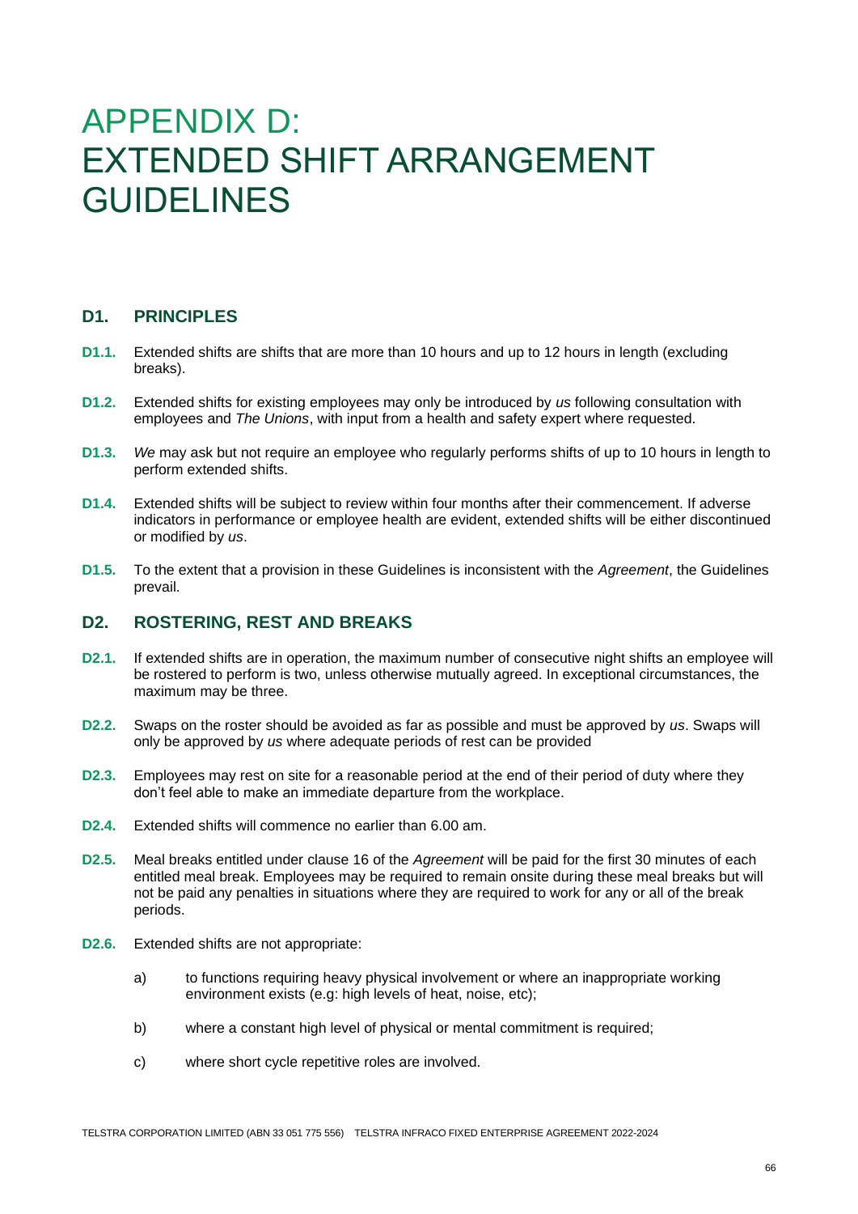# APPENDIX D: EXTENDED SHIFT ARRANGEMENT GUIDELINES

## D1. PRINCIPLES

**D1.1.** Extended shifts are shifts that are more than 10 hours and up to 12 hours in length (excluding breaks).

**D1.2.** Extended shifts for existing employees may only be introduced by *us* following consultation with employees and *The Unions*, with input from a health and safety expert where requested.

**D1.3.** *We* may ask but not require an employee who regularly performs shifts of up to 10 hours in length to perform extended shifts.

**D1.4.** Extended shifts will be subject to review within four months after their commencement. If adverse indicators in performance or employee health are evident, extended shifts will be either discontinued or modified by *us*.

**D1.5.** To the extent that a provision in these Guidelines is inconsistent with the *Agreement*, the Guidelines prevail.

## D2. ROSTERING, REST AND BREAKS

**D2.1.** If extended shifts are in operation, the maximum number of consecutive night shifts an employee will be rostered to perform is two, unless otherwise mutually agreed. In exceptional circumstances, the maximum may be three.

**D2.2.** Swaps on the roster should be avoided as far as possible and must be approved by *us*. Swaps will only be approved by *us* where adequate periods of rest can be provided

**D2.3.** Employees may rest on site for a reasonable period at the end of their period of duty where they don't feel able to make an immediate departure from the workplace.

**D2.4.** Extended shifts will commence no earlier than 6.00 am.

**D2.5.** Meal breaks entitled under clause 16 of the *Agreement* will be paid for the first 30 minutes of each entitled meal break. Employees may be required to remain onsite during these meal breaks but will not be paid any penalties in situations where they are required to work for any or all of the break periods.

**D2.6.** Extended shifts are not appropriate:

a) to functions requiring heavy physical involvement or where an inappropriate working environment exists (e.g: high levels of heat, noise, etc);

b) where a constant high level of physical or mental commitment is required;

c) where short cycle repetitive roles are involved.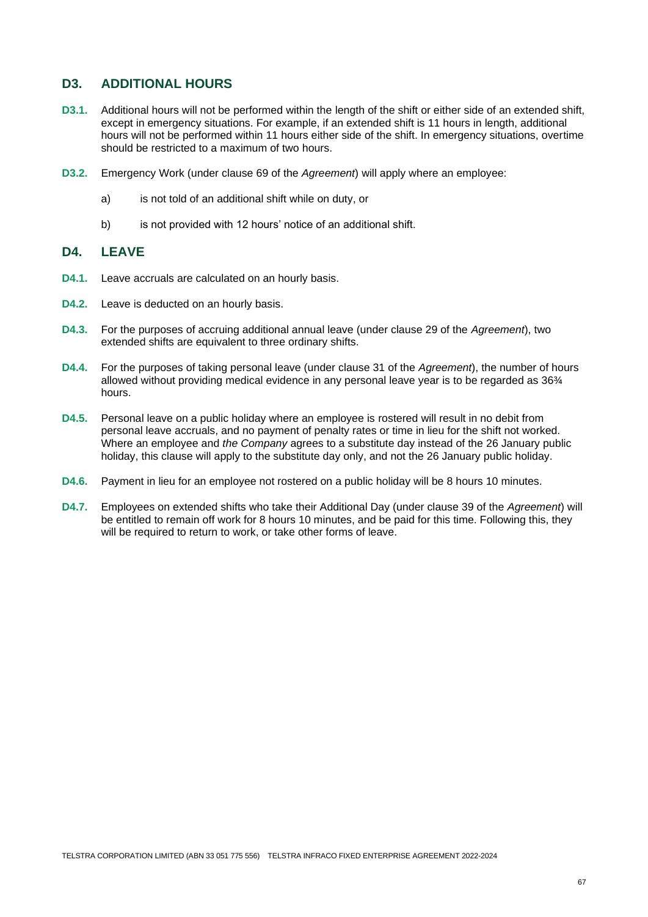## D3. ADDITIONAL HOURS

**D3.1.** Additional hours will not be performed within the length of the shift or either side of an extended shift, except in emergency situations. For example, if an extended shift is 11 hours in length, additional hours will not be performed within 11 hours either side of the shift. In emergency situations, overtime should be restricted to a maximum of two hours.

**D3.2.** Emergency Work (under clause 69 of the *Agreement*) will apply where an employee:

a) is not told of an additional shift while on duty, or

b) is not provided with 12 hours' notice of an additional shift.

## D4. LEAVE

**D4.1.** Leave accruals are calculated on an hourly basis.

**D4.2.** Leave is deducted on an hourly basis.

**D4.3.** For the purposes of accruing additional annual leave (under clause 29 of the *Agreement*), two extended shifts are equivalent to three ordinary shifts.

**D4.4.** For the purposes of taking personal leave (under clause 31 of the *Agreement*), the number of hours allowed without providing medical evidence in any personal leave year is to be regarded as 36¾ hours.

**D4.5.** Personal leave on a public holiday where an employee is rostered will result in no debit from personal leave accruals, and no payment of penalty rates or time in lieu for the shift not worked. Where an employee and *the Company* agrees to a substitute day instead of the 26 January public holiday, this clause will apply to the substitute day only, and not the 26 January public holiday.

**D4.6.** Payment in lieu for an employee not rostered on a public holiday will be 8 hours 10 minutes.

**D4.7.** Employees on extended shifts who take their Additional Day (under clause 39 of the *Agreement*) will be entitled to remain off work for 8 hours 10 minutes, and be paid for this time. Following this, they will be required to return to work, or take other forms of leave.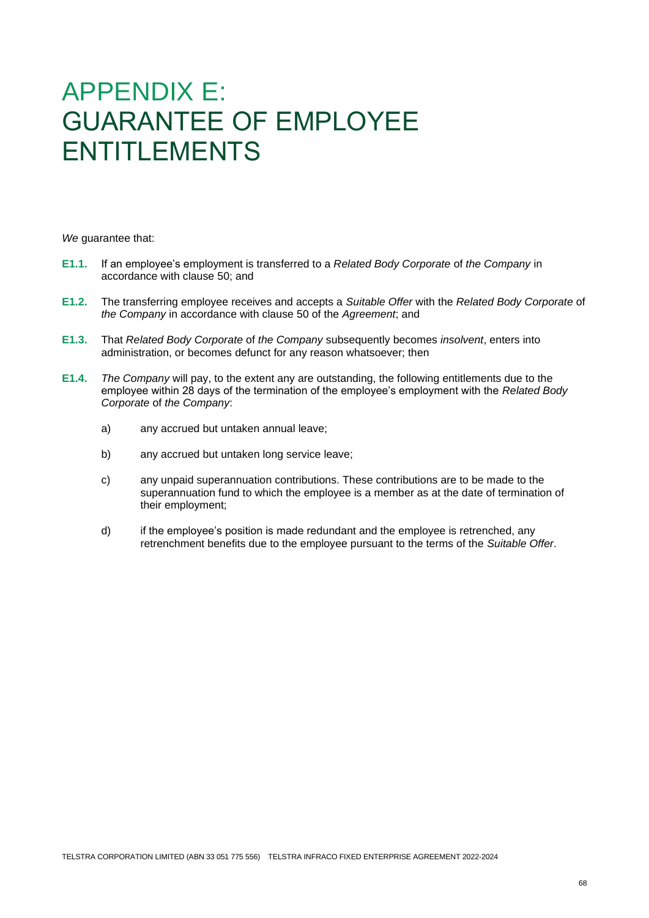# APPENDIX E: GUARANTEE OF EMPLOYEE ENTITLEMENTS

*We* guarantee that:

**E1.1.** If an employee's employment is transferred to a *Related Body Corporate* of *the Company* in accordance with clause 50; and

**E1.2.** The transferring employee receives and accepts a *Suitable Offer* with the *Related Body Corporate* of *the Company* in accordance with clause 50 of the *Agreement*; and

**E1.3.** That *Related Body Corporate* of *the Company* subsequently becomes *insolvent*, enters into administration, or becomes defunct for any reason whatsoever; then

**E1.4.** *The Company* will pay, to the extent any are outstanding, the following entitlements due to the employee within 28 days of the termination of the employee's employment with the *Related Body Corporate* of *the Company*:

a) any accrued but untaken annual leave;

b) any accrued but untaken long service leave;

c) any unpaid superannuation contributions. These contributions are to be made to the superannuation fund to which the employee is a member as at the date of termination of their employment;

d) if the employee's position is made redundant and the employee is retrenched, any retrenchment benefits due to the employee pursuant to the terms of the *Suitable Offer*.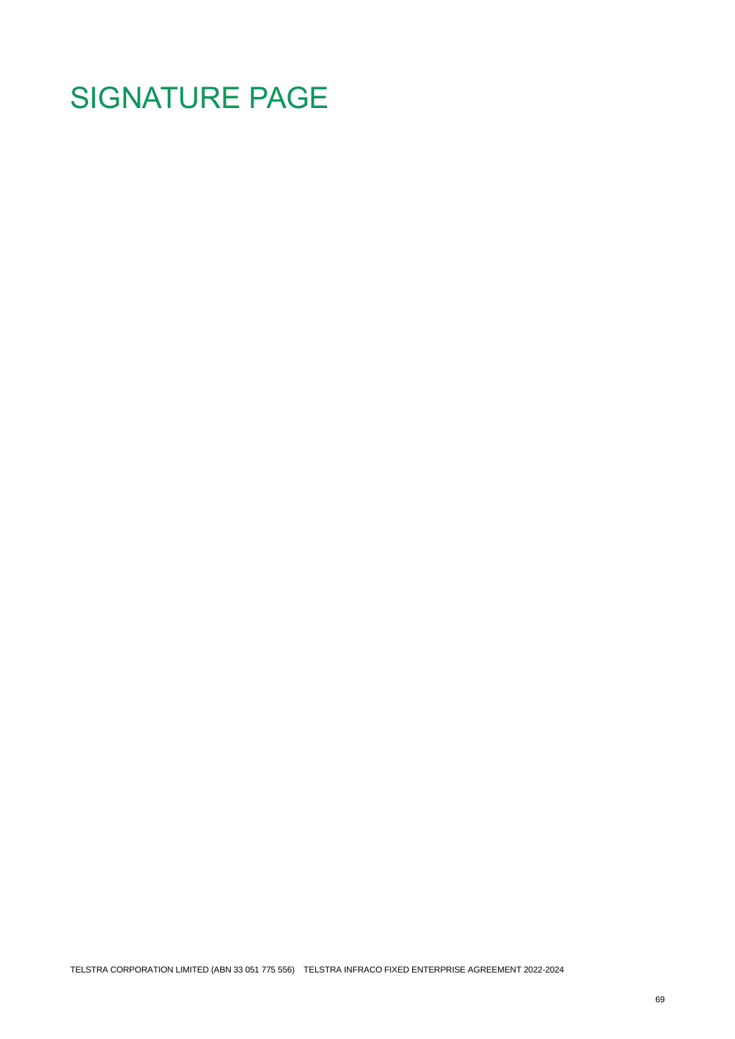# SIGNATURE PAGE